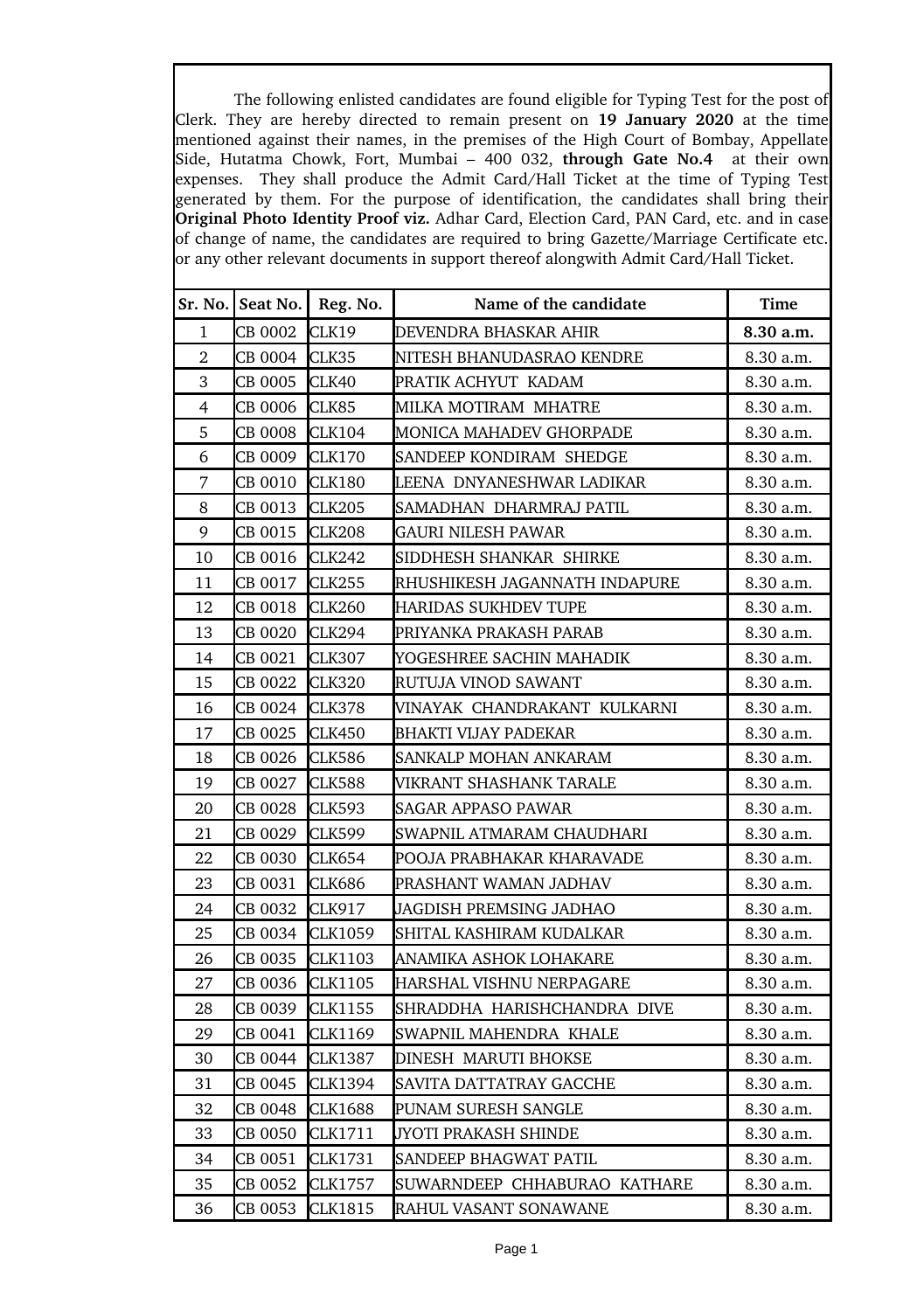The following enlisted candidates are found eligible for Typing Test for the post of Clerk. They are hereby directed to remain present on **19 January 2020** at the time mentioned against their names, in the premises of the High Court of Bombay, Appellate Side, Hutatma Chowk, Fort, Mumbai – 400 032, **through Gate No.4** at their own expenses. They shall produce the Admit Card/Hall Ticket at the time of Typing Test generated by them. For the purpose of identification, the candidates shall bring their **Original Photo Identity Proof viz.** Adhar Card, Election Card, PAN Card, etc. and in case of change of name, the candidates are required to bring Gazette/Marriage Certificate etc. or any other relevant documents in support thereof alongwith Admit Card/Hall Ticket.

| Sr. No. | Seat No. | Reg. No. | Name of the candidate | Time |
|---|---|---|---|---|
| 1 | CB 0002 | CLK19 | DEVENDRA BHASKAR AHIR | **8.30 a.m.** |
| 2 | CB 0004 | CLK35 | NITESH BHANUDASRAO KENDRE | 8.30 a.m. |
| 3 | CB 0005 | CLK40 | PRATIK ACHYUT KADAM | 8.30 a.m. |
| 4 | CB 0006 | CLK85 | MILKA MOTIRAM MHATRE | 8.30 a.m. |
| 5 | CB 0008 | CLK104 | MONICA MAHADEV GHORPADE | 8.30 a.m. |
| 6 | CB 0009 | CLK170 | SANDEEP KONDIRAM SHEDGE | 8.30 a.m. |
| 7 | CB 0010 | CLK180 | LEENA DNYANESHWAR LADIKAR | 8.30 a.m. |
| 8 | CB 0013 | CLK205 | SAMADHAN DHARMRAJ PATIL | 8.30 a.m. |
| 9 | CB 0015 | CLK208 | GAURI NILESH PAWAR | 8.30 a.m. |
| 10 | CB 0016 | CLK242 | SIDDHESH SHANKAR SHIRKE | 8.30 a.m. |
| 11 | CB 0017 | CLK255 | RHUSHIKESH JAGANNATH INDAPURE | 8.30 a.m. |
| 12 | CB 0018 | CLK260 | HARIDAS SUKHDEV TUPE | 8.30 a.m. |
| 13 | CB 0020 | CLK294 | PRIYANKA PRAKASH PARAB | 8.30 a.m. |
| 14 | CB 0021 | CLK307 | YOGESHREE SACHIN MAHADIK | 8.30 a.m. |
| 15 | CB 0022 | CLK320 | RUTUJA VINOD SAWANT | 8.30 a.m. |
| 16 | CB 0024 | CLK378 | VINAYAK CHANDRAKANT KULKARNI | 8.30 a.m. |
| 17 | CB 0025 | CLK450 | BHAKTI VIJAY PADEKAR | 8.30 a.m. |
| 18 | CB 0026 | CLK586 | SANKALP MOHAN ANKARAM | 8.30 a.m. |
| 19 | CB 0027 | CLK588 | VIKRANT SHASHANK TARALE | 8.30 a.m. |
| 20 | CB 0028 | CLK593 | SAGAR APPASO PAWAR | 8.30 a.m. |
| 21 | CB 0029 | CLK599 | SWAPNIL ATMARAM CHAUDHARI | 8.30 a.m. |
| 22 | CB 0030 | CLK654 | POOJA PRABHAKAR KHARAVADE | 8.30 a.m. |
| 23 | CB 0031 | CLK686 | PRASHANT WAMAN JADHAV | 8.30 a.m. |
| 24 | CB 0032 | CLK917 | JAGDISH PREMSING JADHAO | 8.30 a.m. |
| 25 | CB 0034 | CLK1059 | SHITAL KASHIRAM KUDALKAR | 8.30 a.m. |
| 26 | CB 0035 | CLK1103 | ANAMIKA ASHOK LOHAKARE | 8.30 a.m. |
| 27 | CB 0036 | CLK1105 | HARSHAL VISHNU NERPAGARE | 8.30 a.m. |
| 28 | CB 0039 | CLK1155 | SHRADDHA HARISHCHANDRA DIVE | 8.30 a.m. |
| 29 | CB 0041 | CLK1169 | SWAPNIL MAHENDRA KHALE | 8.30 a.m. |
| 30 | CB 0044 | CLK1387 | DINESH MARUTI BHOKSE | 8.30 a.m. |
| 31 | CB 0045 | CLK1394 | SAVITA DATTATRAY GACCHE | 8.30 a.m. |
| 32 | CB 0048 | CLK1688 | PUNAM SURESH SANGLE | 8.30 a.m. |
| 33 | CB 0050 | CLK1711 | JYOTI PRAKASH SHINDE | 8.30 a.m. |
| 34 | CB 0051 | CLK1731 | SANDEEP BHAGWAT PATIL | 8.30 a.m. |
| 35 | CB 0052 | CLK1757 | SUWARNDEEP CHHABURAO KATHARE | 8.30 a.m. |
| 36 | CB 0053 | CLK1815 | RAHUL VASANT SONAWANE | 8.30 a.m. |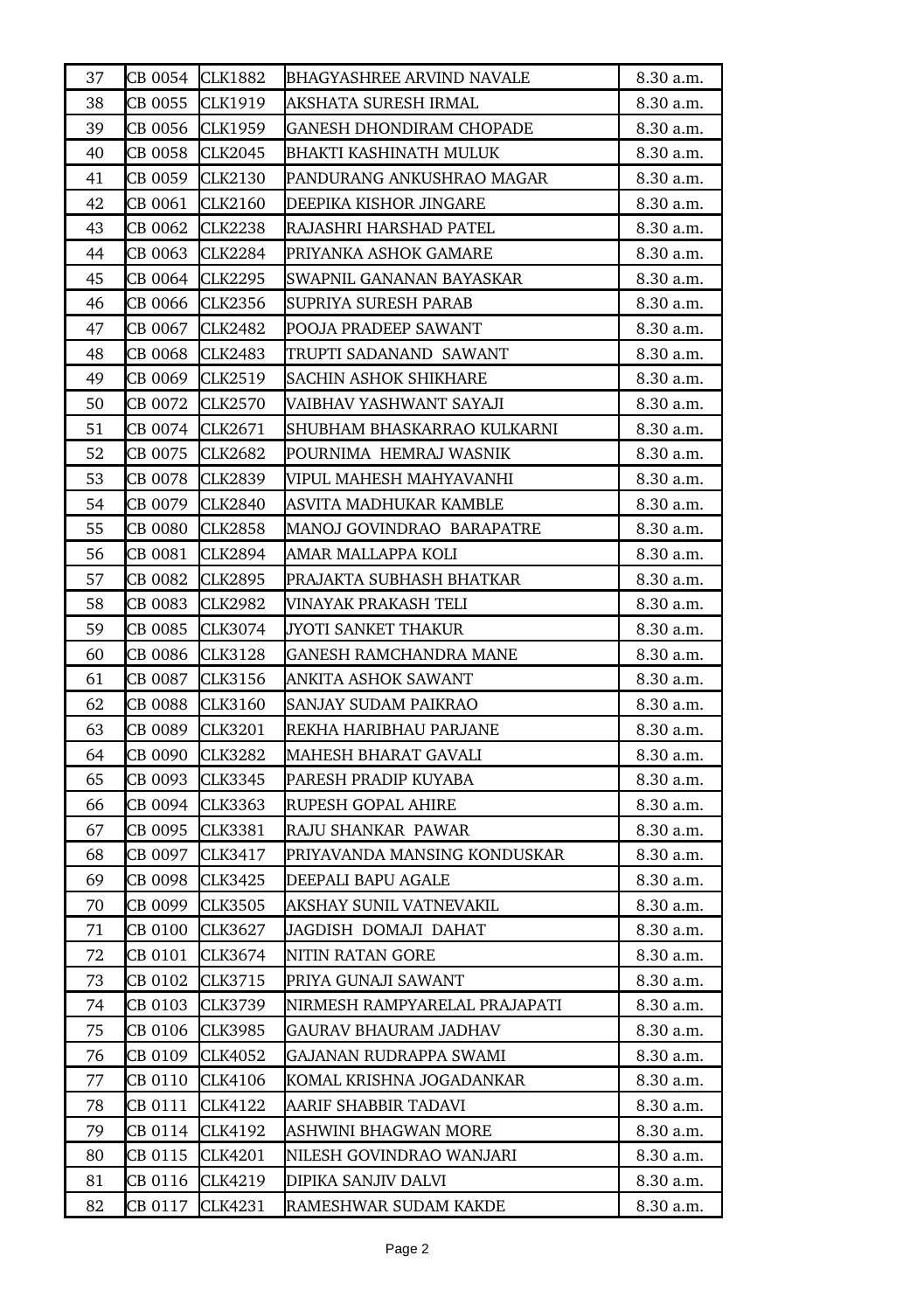| 37 | CB 0054 | CLK1882 | BHAGYASHREE ARVIND NAVALE | 8.30 a.m. |
|---|---|---|---|---|
| 38 | CB 0055 | CLK1919 | AKSHATA SURESH IRMAL | 8.30 a.m. |
| 39 | CB 0056 | CLK1959 | GANESH DHONDIRAM CHOPADE | 8.30 a.m. |
| 40 | CB 0058 | CLK2045 | BHAKTI KASHINATH MULUK | 8.30 a.m. |
| 41 | CB 0059 | CLK2130 | PANDURANG ANKUSHRAO MAGAR | 8.30 a.m. |
| 42 | CB 0061 | CLK2160 | DEEPIKA KISHOR JINGARE | 8.30 a.m. |
| 43 | CB 0062 | CLK2238 | RAJASHRI HARSHAD PATEL | 8.30 a.m. |
| 44 | CB 0063 | CLK2284 | PRIYANKA ASHOK GAMARE | 8.30 a.m. |
| 45 | CB 0064 | CLK2295 | SWAPNIL GANANAN BAYASKAR | 8.30 a.m. |
| 46 | CB 0066 | CLK2356 | SUPRIYA SURESH PARAB | 8.30 a.m. |
| 47 | CB 0067 | CLK2482 | POOJA PRADEEP SAWANT | 8.30 a.m. |
| 48 | CB 0068 | CLK2483 | TRUPTI SADANAND SAWANT | 8.30 a.m. |
| 49 | CB 0069 | CLK2519 | SACHIN ASHOK SHIKHARE | 8.30 a.m. |
| 50 | CB 0072 | CLK2570 | VAIBHAV YASHWANT SAYAJI | 8.30 a.m. |
| 51 | CB 0074 | CLK2671 | SHUBHAM BHASKARRAO KULKARNI | 8.30 a.m. |
| 52 | CB 0075 | CLK2682 | POURNIMA HEMRAJ WASNIK | 8.30 a.m. |
| 53 | CB 0078 | CLK2839 | VIPUL MAHESH MAHYAVANHI | 8.30 a.m. |
| 54 | CB 0079 | CLK2840 | ASVITA MADHUKAR KAMBLE | 8.30 a.m. |
| 55 | CB 0080 | CLK2858 | MANOJ GOVINDRAO BARAPATRE | 8.30 a.m. |
| 56 | CB 0081 | CLK2894 | AMAR MALLAPPA KOLI | 8.30 a.m. |
| 57 | CB 0082 | CLK2895 | PRAJAKTA SUBHASH BHATKAR | 8.30 a.m. |
| 58 | CB 0083 | CLK2982 | VINAYAK PRAKASH TELI | 8.30 a.m. |
| 59 | CB 0085 | CLK3074 | JYOTI SANKET THAKUR | 8.30 a.m. |
| 60 | CB 0086 | CLK3128 | GANESH RAMCHANDRA MANE | 8.30 a.m. |
| 61 | CB 0087 | CLK3156 | ANKITA ASHOK SAWANT | 8.30 a.m. |
| 62 | CB 0088 | CLK3160 | SANJAY SUDAM PAIKRAO | 8.30 a.m. |
| 63 | CB 0089 | CLK3201 | REKHA HARIBHAU PARJANE | 8.30 a.m. |
| 64 | CB 0090 | CLK3282 | MAHESH BHARAT GAVALI | 8.30 a.m. |
| 65 | CB 0093 | CLK3345 | PARESH PRADIP KUYABA | 8.30 a.m. |
| 66 | CB 0094 | CLK3363 | RUPESH GOPAL AHIRE | 8.30 a.m. |
| 67 | CB 0095 | CLK3381 | RAJU SHANKAR PAWAR | 8.30 a.m. |
| 68 | CB 0097 | CLK3417 | PRIYAVANDA MANSING KONDUSKAR | 8.30 a.m. |
| 69 | CB 0098 | CLK3425 | DEEPALI BAPU AGALE | 8.30 a.m. |
| 70 | CB 0099 | CLK3505 | AKSHAY SUNIL VATNEVAKIL | 8.30 a.m. |
| 71 | CB 0100 | CLK3627 | JAGDISH DOMAJI DAHAT | 8.30 a.m. |
| 72 | CB 0101 | CLK3674 | NITIN RATAN GORE | 8.30 a.m. |
| 73 | CB 0102 | CLK3715 | PRIYA GUNAJI SAWANT | 8.30 a.m. |
| 74 | CB 0103 | CLK3739 | NIRMESH RAMPYARELAL PRAJAPATI | 8.30 a.m. |
| 75 | CB 0106 | CLK3985 | GAURAV BHAURAM JADHAV | 8.30 a.m. |
| 76 | CB 0109 | CLK4052 | GAJANAN RUDRAPPA SWAMI | 8.30 a.m. |
| 77 | CB 0110 | CLK4106 | KOMAL KRISHNA JOGADANKAR | 8.30 a.m. |
| 78 | CB 0111 | CLK4122 | AARIF SHABBIR TADAVI | 8.30 a.m. |
| 79 | CB 0114 | CLK4192 | ASHWINI BHAGWAN MORE | 8.30 a.m. |
| 80 | CB 0115 | CLK4201 | NILESH GOVINDRAO WANJARI | 8.30 a.m. |
| 81 | CB 0116 | CLK4219 | DIPIKA SANJIV DALVI | 8.30 a.m. |
| 82 | CB 0117 | CLK4231 | RAMESHWAR SUDAM KAKDE | 8.30 a.m. |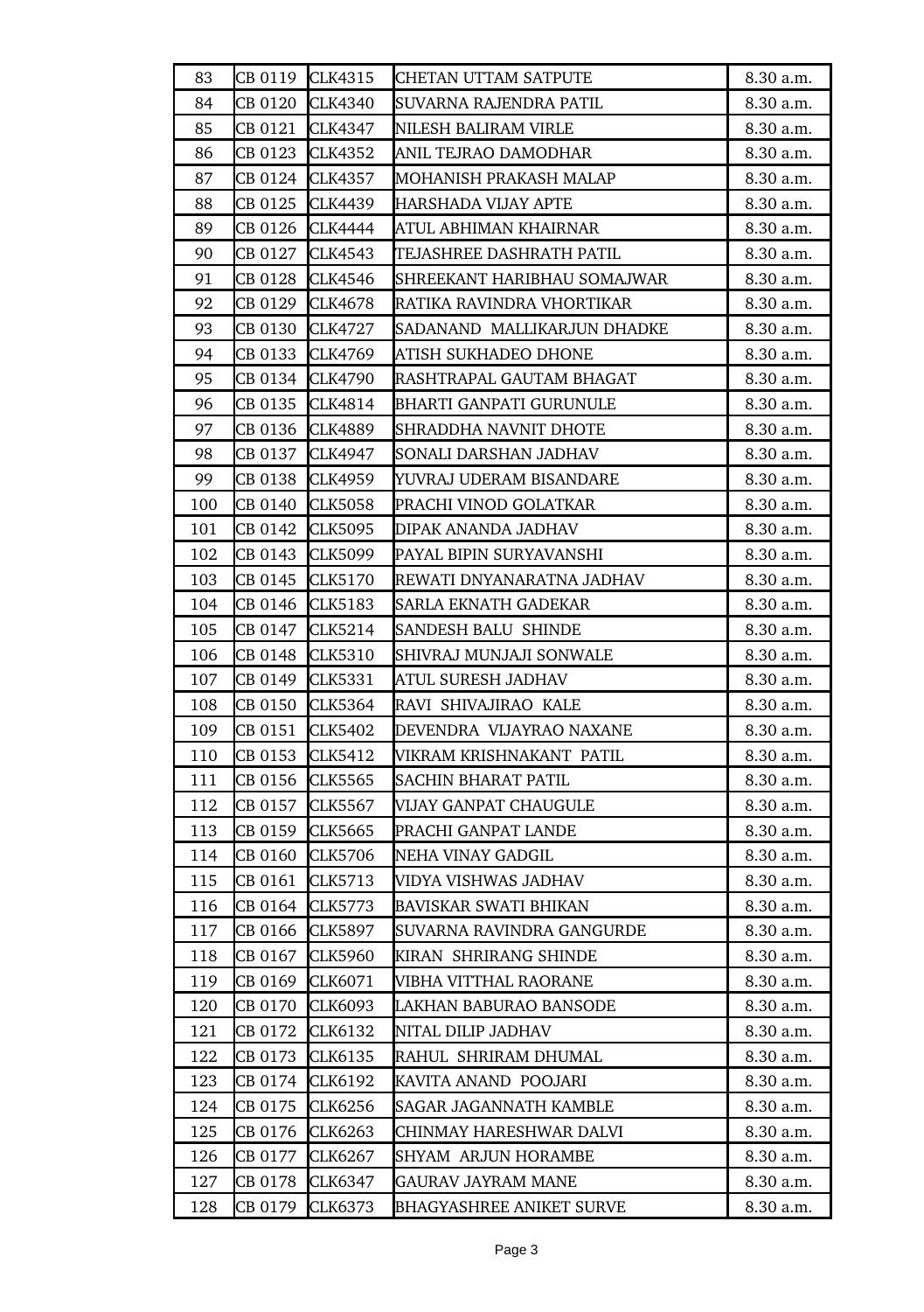| 83 | CB 0119 | CLK4315 | CHETAN UTTAM SATPUTE | 8.30 a.m. |
|---|---|---|---|---|
| 84 | CB 0120 | CLK4340 | SUVARNA RAJENDRA PATIL | 8.30 a.m. |
| 85 | CB 0121 | CLK4347 | NILESH BALIRAM VIRLE | 8.30 a.m. |
| 86 | CB 0123 | CLK4352 | ANIL TEJRAO DAMODHAR | 8.30 a.m. |
| 87 | CB 0124 | CLK4357 | MOHANISH PRAKASH MALAP | 8.30 a.m. |
| 88 | CB 0125 | CLK4439 | HARSHADA VIJAY APTE | 8.30 a.m. |
| 89 | CB 0126 | CLK4444 | ATUL ABHIMAN KHAIRNAR | 8.30 a.m. |
| 90 | CB 0127 | CLK4543 | TEJASHREE DASHRATH PATIL | 8.30 a.m. |
| 91 | CB 0128 | CLK4546 | SHREEKANT HARIBHAU SOMAJWAR | 8.30 a.m. |
| 92 | CB 0129 | CLK4678 | RATIKA RAVINDRA VHORTIKAR | 8.30 a.m. |
| 93 | CB 0130 | CLK4727 | SADANAND MALLIKARJUN DHADKE | 8.30 a.m. |
| 94 | CB 0133 | CLK4769 | ATISH SUKHADEO DHONE | 8.30 a.m. |
| 95 | CB 0134 | CLK4790 | RASHTRAPAL GAUTAM BHAGAT | 8.30 a.m. |
| 96 | CB 0135 | CLK4814 | BHARTI GANPATI GURUNULE | 8.30 a.m. |
| 97 | CB 0136 | CLK4889 | SHRADDHA NAVNIT DHOTE | 8.30 a.m. |
| 98 | CB 0137 | CLK4947 | SONALI DARSHAN JADHAV | 8.30 a.m. |
| 99 | CB 0138 | CLK4959 | YUVRAJ UDERAM BISANDARE | 8.30 a.m. |
| 100 | CB 0140 | CLK5058 | PRACHI VINOD GOLATKAR | 8.30 a.m. |
| 101 | CB 0142 | CLK5095 | DIPAK ANANDA JADHAV | 8.30 a.m. |
| 102 | CB 0143 | CLK5099 | PAYAL BIPIN SURYAVANSHI | 8.30 a.m. |
| 103 | CB 0145 | CLK5170 | REWATI DNYANARATNA JADHAV | 8.30 a.m. |
| 104 | CB 0146 | CLK5183 | SARLA EKNATH GADEKAR | 8.30 a.m. |
| 105 | CB 0147 | CLK5214 | SANDESH BALU SHINDE | 8.30 a.m. |
| 106 | CB 0148 | CLK5310 | SHIVRAJ MUNJAJI SONWALE | 8.30 a.m. |
| 107 | CB 0149 | CLK5331 | ATUL SURESH JADHAV | 8.30 a.m. |
| 108 | CB 0150 | CLK5364 | RAVI SHIVAJIRAO KALE | 8.30 a.m. |
| 109 | CB 0151 | CLK5402 | DEVENDRA VIJAYRAO NAXANE | 8.30 a.m. |
| 110 | CB 0153 | CLK5412 | VIKRAM KRISHNAKANT PATIL | 8.30 a.m. |
| 111 | CB 0156 | CLK5565 | SACHIN BHARAT PATIL | 8.30 a.m. |
| 112 | CB 0157 | CLK5567 | VIJAY GANPAT CHAUGULE | 8.30 a.m. |
| 113 | CB 0159 | CLK5665 | PRACHI GANPAT LANDE | 8.30 a.m. |
| 114 | CB 0160 | CLK5706 | NEHA VINAY GADGIL | 8.30 a.m. |
| 115 | CB 0161 | CLK5713 | VIDYA VISHWAS JADHAV | 8.30 a.m. |
| 116 | CB 0164 | CLK5773 | BAVISKAR SWATI BHIKAN | 8.30 a.m. |
| 117 | CB 0166 | CLK5897 | SUVARNA RAVINDRA GANGURDE | 8.30 a.m. |
| 118 | CB 0167 | CLK5960 | KIRAN SHRIRANG SHINDE | 8.30 a.m. |
| 119 | CB 0169 | CLK6071 | VIBHA VITTHAL RAORANE | 8.30 a.m. |
| 120 | CB 0170 | CLK6093 | LAKHAN BABURAO BANSODE | 8.30 a.m. |
| 121 | CB 0172 | CLK6132 | NITAL DILIP JADHAV | 8.30 a.m. |
| 122 | CB 0173 | CLK6135 | RAHUL SHRIRAM DHUMAL | 8.30 a.m. |
| 123 | CB 0174 | CLK6192 | KAVITA ANAND POOJARI | 8.30 a.m. |
| 124 | CB 0175 | CLK6256 | SAGAR JAGANNATH KAMBLE | 8.30 a.m. |
| 125 | CB 0176 | CLK6263 | CHINMAY HARESHWAR DALVI | 8.30 a.m. |
| 126 | CB 0177 | CLK6267 | SHYAM ARJUN HORAMBE | 8.30 a.m. |
| 127 | CB 0178 | CLK6347 | GAURAV JAYRAM MANE | 8.30 a.m. |
| 128 | CB 0179 | CLK6373 | BHAGYASHREE ANIKET SURVE | 8.30 a.m. |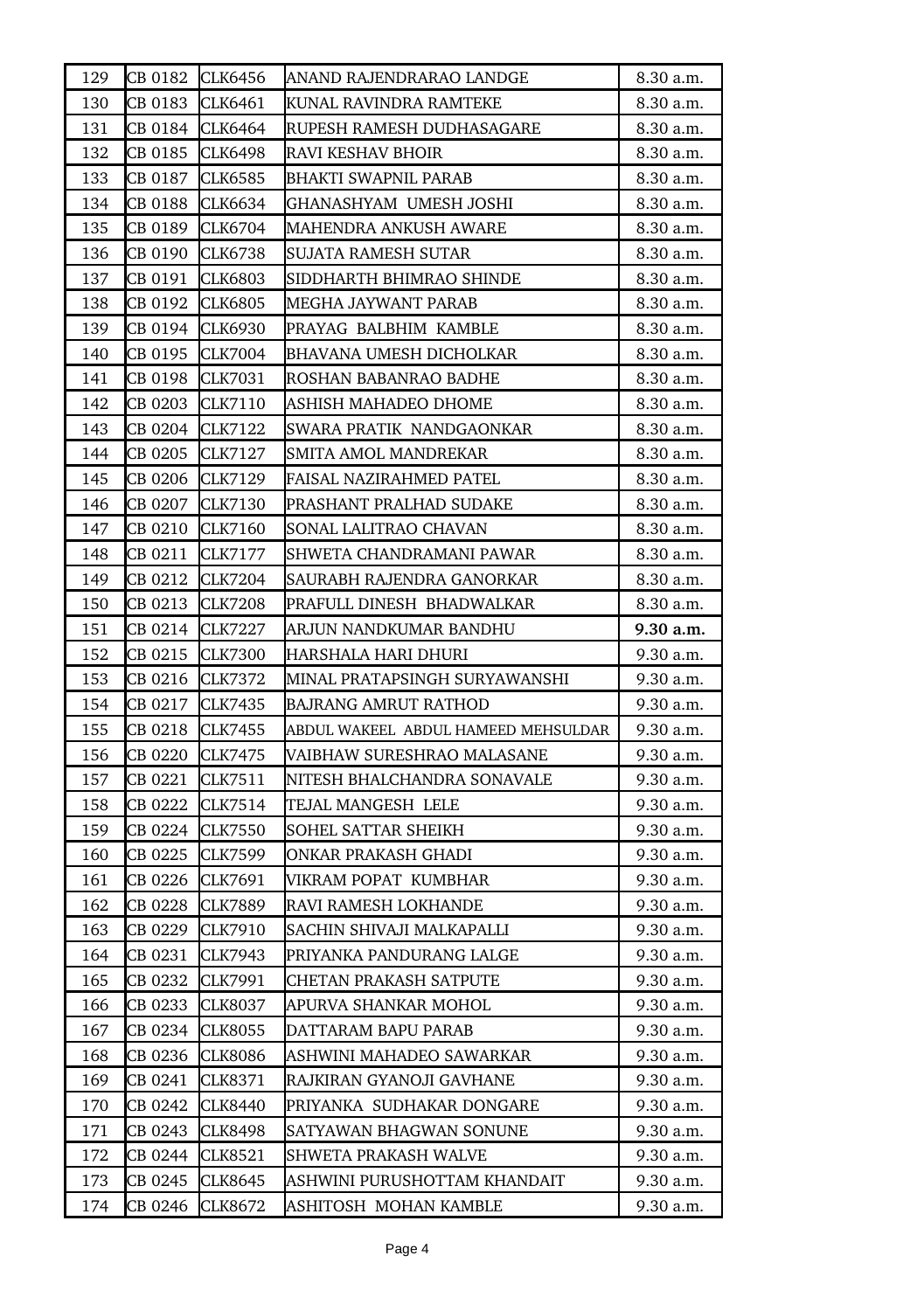| 129 | CB 0182 | CLK6456 | ANAND RAJENDRARAO LANDGE | 8.30 a.m. |
|---|---|---|---|---|
| 130 | CB 0183 | CLK6461 | KUNAL RAVINDRA RAMTEKE | 8.30 a.m. |
| 131 | CB 0184 | CLK6464 | RUPESH RAMESH DUDHASAGARE | 8.30 a.m. |
| 132 | CB 0185 | CLK6498 | RAVI KESHAV BHOIR | 8.30 a.m. |
| 133 | CB 0187 | CLK6585 | BHAKTI SWAPNIL PARAB | 8.30 a.m. |
| 134 | CB 0188 | CLK6634 | GHANASHYAM UMESH JOSHI | 8.30 a.m. |
| 135 | CB 0189 | CLK6704 | MAHENDRA ANKUSH AWARE | 8.30 a.m. |
| 136 | CB 0190 | CLK6738 | SUJATA RAMESH SUTAR | 8.30 a.m. |
| 137 | CB 0191 | CLK6803 | SIDDHARTH BHIMRAO SHINDE | 8.30 a.m. |
| 138 | CB 0192 | CLK6805 | MEGHA JAYWANT PARAB | 8.30 a.m. |
| 139 | CB 0194 | CLK6930 | PRAYAG BALBHIM KAMBLE | 8.30 a.m. |
| 140 | CB 0195 | CLK7004 | BHAVANA UMESH DICHOLKAR | 8.30 a.m. |
| 141 | CB 0198 | CLK7031 | ROSHAN BABANRAO BADHE | 8.30 a.m. |
| 142 | CB 0203 | CLK7110 | ASHISH MAHADEO DHOME | 8.30 a.m. |
| 143 | CB 0204 | CLK7122 | SWARA PRATIK NANDGAONKAR | 8.30 a.m. |
| 144 | CB 0205 | CLK7127 | SMITA AMOL MANDREKAR | 8.30 a.m. |
| 145 | CB 0206 | CLK7129 | FAISAL NAZIRAHMED PATEL | 8.30 a.m. |
| 146 | CB 0207 | CLK7130 | PRASHANT PRALHAD SUDAKE | 8.30 a.m. |
| 147 | CB 0210 | CLK7160 | SONAL LALITRAO CHAVAN | 8.30 a.m. |
| 148 | CB 0211 | CLK7177 | SHWETA CHANDRAMANI PAWAR | 8.30 a.m. |
| 149 | CB 0212 | CLK7204 | SAURABH RAJENDRA GANORKAR | 8.30 a.m. |
| 150 | CB 0213 | CLK7208 | PRAFULL DINESH BHADWALKAR | 8.30 a.m. |
| 151 | CB 0214 | CLK7227 | ARJUN NANDKUMAR BANDHU | **9.30 a.m.** |
| 152 | CB 0215 | CLK7300 | HARSHALA HARI DHURI | 9.30 a.m. |
| 153 | CB 0216 | CLK7372 | MINAL PRATAPSINGH SURYAWANSHI | 9.30 a.m. |
| 154 | CB 0217 | CLK7435 | BAJRANG AMRUT RATHOD | 9.30 a.m. |
| 155 | CB 0218 | CLK7455 | ABDUL WAKEEL ABDUL HAMEED MEHSULDAR | 9.30 a.m. |
| 156 | CB 0220 | CLK7475 | VAIBHAW SURESHRAO MALASANE | 9.30 a.m. |
| 157 | CB 0221 | CLK7511 | NITESH BHALCHANDRA SONAVALE | 9.30 a.m. |
| 158 | CB 0222 | CLK7514 | TEJAL MANGESH LELE | 9.30 a.m. |
| 159 | CB 0224 | CLK7550 | SOHEL SATTAR SHEIKH | 9.30 a.m. |
| 160 | CB 0225 | CLK7599 | ONKAR PRAKASH GHADI | 9.30 a.m. |
| 161 | CB 0226 | CLK7691 | VIKRAM POPAT KUMBHAR | 9.30 a.m. |
| 162 | CB 0228 | CLK7889 | RAVI RAMESH LOKHANDE | 9.30 a.m. |
| 163 | CB 0229 | CLK7910 | SACHIN SHIVAJI MALKAPALLI | 9.30 a.m. |
| 164 | CB 0231 | CLK7943 | PRIYANKA PANDURANG LALGE | 9.30 a.m. |
| 165 | CB 0232 | CLK7991 | CHETAN PRAKASH SATPUTE | 9.30 a.m. |
| 166 | CB 0233 | CLK8037 | APURVA SHANKAR MOHOL | 9.30 a.m. |
| 167 | CB 0234 | CLK8055 | DATTARAM BAPU PARAB | 9.30 a.m. |
| 168 | CB 0236 | CLK8086 | ASHWINI MAHADEO SAWARKAR | 9.30 a.m. |
| 169 | CB 0241 | CLK8371 | RAJKIRAN GYANOJI GAVHANE | 9.30 a.m. |
| 170 | CB 0242 | CLK8440 | PRIYANKA SUDHAKAR DONGARE | 9.30 a.m. |
| 171 | CB 0243 | CLK8498 | SATYAWAN BHAGWAN SONUNE | 9.30 a.m. |
| 172 | CB 0244 | CLK8521 | SHWETA PRAKASH WALVE | 9.30 a.m. |
| 173 | CB 0245 | CLK8645 | ASHWINI PURUSHOTTAM KHANDAIT | 9.30 a.m. |
| 174 | CB 0246 | CLK8672 | ASHITOSH MOHAN KAMBLE | 9.30 a.m. |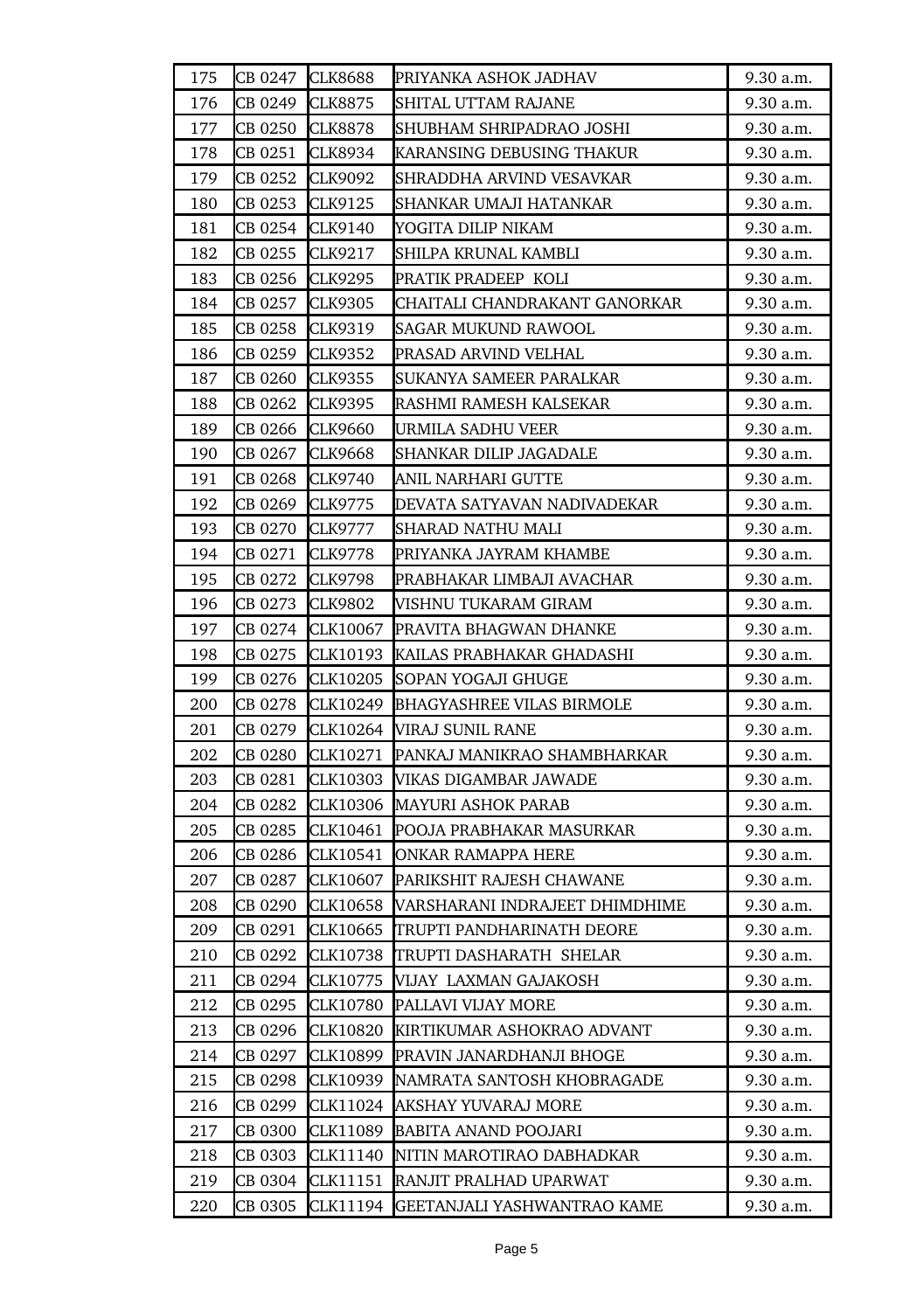| 175 | CB 0247 | CLK8688 | PRIYANKA ASHOK JADHAV | 9.30 a.m. |
|---|---|---|---|---|
| 176 | CB 0249 | CLK8875 | SHITAL UTTAM RAJANE | 9.30 a.m. |
| 177 | CB 0250 | CLK8878 | SHUBHAM SHRIPADRAO JOSHI | 9.30 a.m. |
| 178 | CB 0251 | CLK8934 | KARANSING DEBUSING THAKUR | 9.30 a.m. |
| 179 | CB 0252 | CLK9092 | SHRADDHA ARVIND VESAVKAR | 9.30 a.m. |
| 180 | CB 0253 | CLK9125 | SHANKAR UMAJI HATANKAR | 9.30 a.m. |
| 181 | CB 0254 | CLK9140 | YOGITA DILIP NIKAM | 9.30 a.m. |
| 182 | CB 0255 | CLK9217 | SHILPA KRUNAL KAMBLI | 9.30 a.m. |
| 183 | CB 0256 | CLK9295 | PRATIK PRADEEP KOLI | 9.30 a.m. |
| 184 | CB 0257 | CLK9305 | CHAITALI CHANDRAKANT GANORKAR | 9.30 a.m. |
| 185 | CB 0258 | CLK9319 | SAGAR MUKUND RAWOOL | 9.30 a.m. |
| 186 | CB 0259 | CLK9352 | PRASAD ARVIND VELHAL | 9.30 a.m. |
| 187 | CB 0260 | CLK9355 | SUKANYA SAMEER PARALKAR | 9.30 a.m. |
| 188 | CB 0262 | CLK9395 | RASHMI RAMESH KALSEKAR | 9.30 a.m. |
| 189 | CB 0266 | CLK9660 | URMILA SADHU VEER | 9.30 a.m. |
| 190 | CB 0267 | CLK9668 | SHANKAR DILIP JAGADALE | 9.30 a.m. |
| 191 | CB 0268 | CLK9740 | ANIL NARHARI GUTTE | 9.30 a.m. |
| 192 | CB 0269 | CLK9775 | DEVATA SATYAVAN NADIVADEKAR | 9.30 a.m. |
| 193 | CB 0270 | CLK9777 | SHARAD NATHU MALI | 9.30 a.m. |
| 194 | CB 0271 | CLK9778 | PRIYANKA JAYRAM KHAMBE | 9.30 a.m. |
| 195 | CB 0272 | CLK9798 | PRABHAKAR LIMBAJI AVACHAR | 9.30 a.m. |
| 196 | CB 0273 | CLK9802 | VISHNU TUKARAM GIRAM | 9.30 a.m. |
| 197 | CB 0274 | CLK10067 | PRAVITA BHAGWAN DHANKE | 9.30 a.m. |
| 198 | CB 0275 | CLK10193 | KAILAS PRABHAKAR GHADASHI | 9.30 a.m. |
| 199 | CB 0276 | CLK10205 | SOPAN YOGAJI GHUGE | 9.30 a.m. |
| 200 | CB 0278 | CLK10249 | BHAGYASHREE VILAS BIRMOLE | 9.30 a.m. |
| 201 | CB 0279 | CLK10264 | VIRAJ SUNIL RANE | 9.30 a.m. |
| 202 | CB 0280 | CLK10271 | PANKAJ MANIKRAO SHAMBHARKAR | 9.30 a.m. |
| 203 | CB 0281 | CLK10303 | VIKAS DIGAMBAR JAWADE | 9.30 a.m. |
| 204 | CB 0282 | CLK10306 | MAYURI ASHOK PARAB | 9.30 a.m. |
| 205 | CB 0285 | CLK10461 | POOJA PRABHAKAR MASURKAR | 9.30 a.m. |
| 206 | CB 0286 | CLK10541 | ONKAR RAMAPPA HERE | 9.30 a.m. |
| 207 | CB 0287 | CLK10607 | PARIKSHIT RAJESH CHAWANE | 9.30 a.m. |
| 208 | CB 0290 | CLK10658 | VARSHARANI INDRAJEET DHIMDHIME | 9.30 a.m. |
| 209 | CB 0291 | CLK10665 | TRUPTI PANDHARINATH DEORE | 9.30 a.m. |
| 210 | CB 0292 | CLK10738 | TRUPTI DASHARATH SHELAR | 9.30 a.m. |
| 211 | CB 0294 | CLK10775 | VIJAY LAXMAN GAJAKOSH | 9.30 a.m. |
| 212 | CB 0295 | CLK10780 | PALLAVI VIJAY MORE | 9.30 a.m. |
| 213 | CB 0296 | CLK10820 | KIRTIKUMAR ASHOKRAO ADVANT | 9.30 a.m. |
| 214 | CB 0297 | CLK10899 | PRAVIN JANARDHANJI BHOGE | 9.30 a.m. |
| 215 | CB 0298 | CLK10939 | NAMRATA SANTOSH KHOBRAGADE | 9.30 a.m. |
| 216 | CB 0299 | CLK11024 | AKSHAY YUVARAJ MORE | 9.30 a.m. |
| 217 | CB 0300 | CLK11089 | BABITA ANAND POOJARI | 9.30 a.m. |
| 218 | CB 0303 | CLK11140 | NITIN MAROTIRAO DABHADKAR | 9.30 a.m. |
| 219 | CB 0304 | CLK11151 | RANJIT PRALHAD UPARWAT | 9.30 a.m. |
| 220 | CB 0305 | CLK11194 | GEETANJALI YASHWANTRAO KAME | 9.30 a.m. |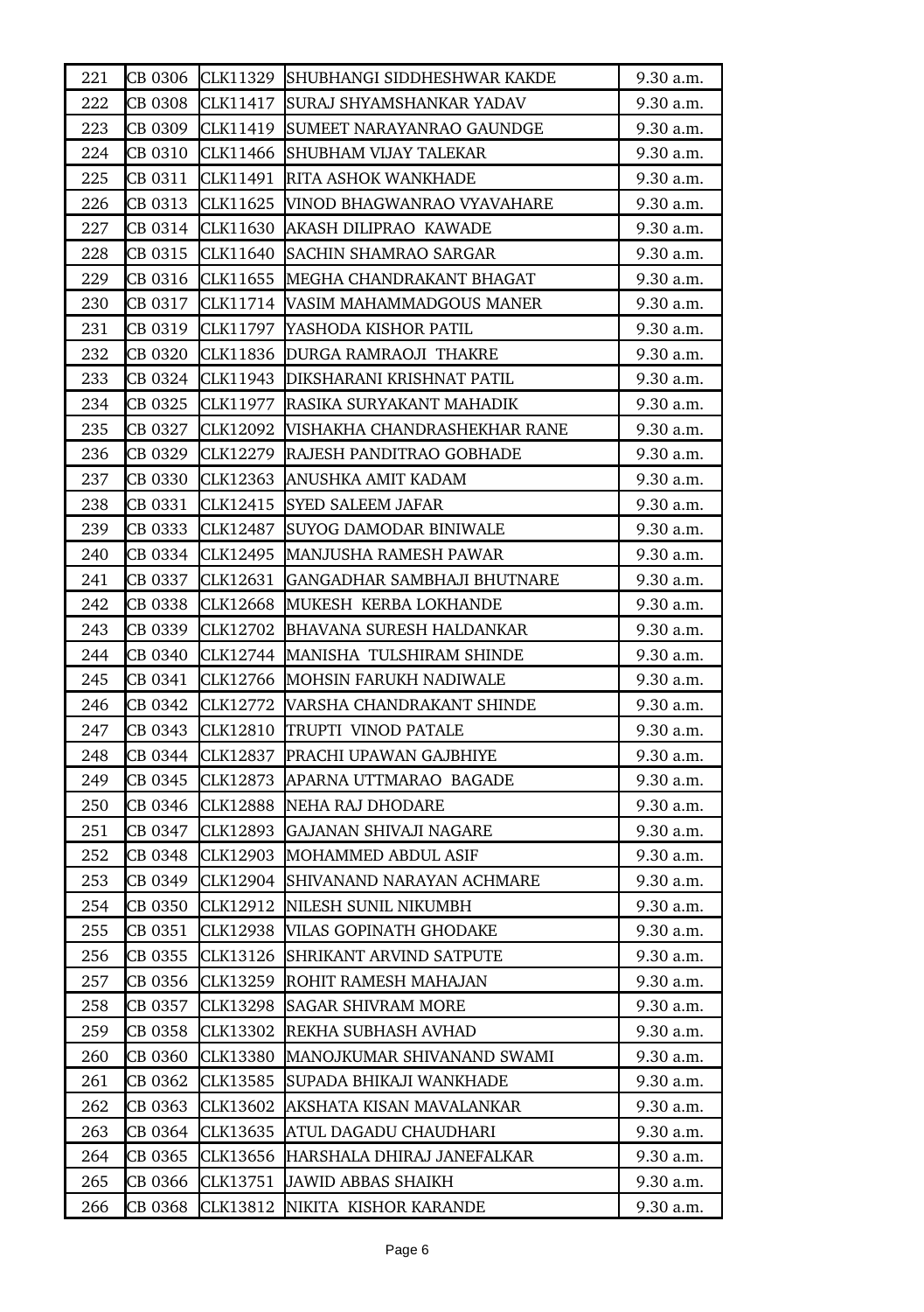| 221 | CB 0306 | CLK11329 | SHUBHANGI SIDDHESHWAR KAKDE | 9.30 a.m. |
|---|---|---|---|---|
| 222 | CB 0308 | CLK11417 | SURAJ SHYAMSHANKAR YADAV | 9.30 a.m. |
| 223 | CB 0309 | CLK11419 | SUMEET NARAYANRAO GAUNDGE | 9.30 a.m. |
| 224 | CB 0310 | CLK11466 | SHUBHAM VIJAY TALEKAR | 9.30 a.m. |
| 225 | CB 0311 | CLK11491 | RITA ASHOK WANKHADE | 9.30 a.m. |
| 226 | CB 0313 | CLK11625 | VINOD BHAGWANRAO VYAVAHARE | 9.30 a.m. |
| 227 | CB 0314 | CLK11630 | AKASH DILIPRAO KAWADE | 9.30 a.m. |
| 228 | CB 0315 | CLK11640 | SACHIN SHAMRAO SARGAR | 9.30 a.m. |
| 229 | CB 0316 | CLK11655 | MEGHA CHANDRAKANT BHAGAT | 9.30 a.m. |
| 230 | CB 0317 | CLK11714 | VASIM MAHAMMADGOUS MANER | 9.30 a.m. |
| 231 | CB 0319 | CLK11797 | YASHODA KISHOR PATIL | 9.30 a.m. |
| 232 | CB 0320 | CLK11836 | DURGA RAMRAOJI THAKRE | 9.30 a.m. |
| 233 | CB 0324 | CLK11943 | DIKSHARANI KRISHNAT PATIL | 9.30 a.m. |
| 234 | CB 0325 | CLK11977 | RASIKA SURYAKANT MAHADIK | 9.30 a.m. |
| 235 | CB 0327 | CLK12092 | VISHAKHA CHANDRASHEKHAR RANE | 9.30 a.m. |
| 236 | CB 0329 | CLK12279 | RAJESH PANDITRAO GOBHADE | 9.30 a.m. |
| 237 | CB 0330 | CLK12363 | ANUSHKA AMIT KADAM | 9.30 a.m. |
| 238 | CB 0331 | CLK12415 | SYED SALEEM JAFAR | 9.30 a.m. |
| 239 | CB 0333 | CLK12487 | SUYOG DAMODAR BINIWALE | 9.30 a.m. |
| 240 | CB 0334 | CLK12495 | MANJUSHA RAMESH PAWAR | 9.30 a.m. |
| 241 | CB 0337 | CLK12631 | GANGADHAR SAMBHAJI BHUTNARE | 9.30 a.m. |
| 242 | CB 0338 | CLK12668 | MUKESH KERBA LOKHANDE | 9.30 a.m. |
| 243 | CB 0339 | CLK12702 | BHAVANA SURESH HALDANKAR | 9.30 a.m. |
| 244 | CB 0340 | CLK12744 | MANISHA TULSHIRAM SHINDE | 9.30 a.m. |
| 245 | CB 0341 | CLK12766 | MOHSIN FARUKH NADIWALE | 9.30 a.m. |
| 246 | CB 0342 | CLK12772 | VARSHA CHANDRAKANT SHINDE | 9.30 a.m. |
| 247 | CB 0343 | CLK12810 | TRUPTI VINOD PATALE | 9.30 a.m. |
| 248 | CB 0344 | CLK12837 | PRACHI UPAWAN GAJBHIYE | 9.30 a.m. |
| 249 | CB 0345 | CLK12873 | APARNA UTTMARAO BAGADE | 9.30 a.m. |
| 250 | CB 0346 | CLK12888 | NEHA RAJ DHODARE | 9.30 a.m. |
| 251 | CB 0347 | CLK12893 | GAJANAN SHIVAJI NAGARE | 9.30 a.m. |
| 252 | CB 0348 | CLK12903 | MOHAMMED ABDUL ASIF | 9.30 a.m. |
| 253 | CB 0349 | CLK12904 | SHIVANAND NARAYAN ACHMARE | 9.30 a.m. |
| 254 | CB 0350 | CLK12912 | NILESH SUNIL NIKUMBH | 9.30 a.m. |
| 255 | CB 0351 | CLK12938 | VILAS GOPINATH GHODAKE | 9.30 a.m. |
| 256 | CB 0355 | CLK13126 | SHRIKANT ARVIND SATPUTE | 9.30 a.m. |
| 257 | CB 0356 | CLK13259 | ROHIT RAMESH MAHAJAN | 9.30 a.m. |
| 258 | CB 0357 | CLK13298 | SAGAR SHIVRAM MORE | 9.30 a.m. |
| 259 | CB 0358 | CLK13302 | REKHA SUBHASH AVHAD | 9.30 a.m. |
| 260 | CB 0360 | CLK13380 | MANOJKUMAR SHIVANAND SWAMI | 9.30 a.m. |
| 261 | CB 0362 | CLK13585 | SUPADA BHIKAJI WANKHADE | 9.30 a.m. |
| 262 | CB 0363 | CLK13602 | AKSHATA KISAN MAVALANKAR | 9.30 a.m. |
| 263 | CB 0364 | CLK13635 | ATUL DAGADU CHAUDHARI | 9.30 a.m. |
| 264 | CB 0365 | CLK13656 | HARSHALA DHIRAJ JANEFALKAR | 9.30 a.m. |
| 265 | CB 0366 | CLK13751 | JAWID ABBAS SHAIKH | 9.30 a.m. |
| 266 | CB 0368 | CLK13812 | NIKITA KISHOR KARANDE | 9.30 a.m. |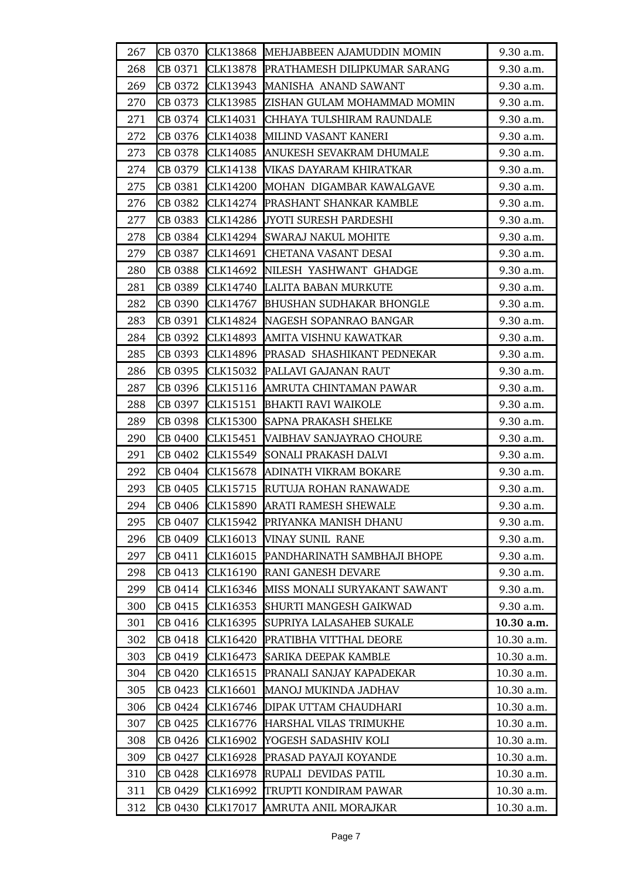| | | | | |
|---|---|---|---|---|
| 267 | CB 0370 | CLK13868 | MEHJABBEEN AJAMUDDIN MOMIN | 9.30 a.m. |
| 268 | CB 0371 | CLK13878 | PRATHAMESH DILIPKUMAR SARANG | 9.30 a.m. |
| 269 | CB 0372 | CLK13943 | MANISHA ANAND SAWANT | 9.30 a.m. |
| 270 | CB 0373 | CLK13985 | ZISHAN GULAM MOHAMMAD MOMIN | 9.30 a.m. |
| 271 | CB 0374 | CLK14031 | CHHAYA TULSHIRAM RAUNDALE | 9.30 a.m. |
| 272 | CB 0376 | CLK14038 | MILIND VASANT KANERI | 9.30 a.m. |
| 273 | CB 0378 | CLK14085 | ANUKESH SEVAKRAM DHUMALE | 9.30 a.m. |
| 274 | CB 0379 | CLK14138 | VIKAS DAYARAM KHIRATKAR | 9.30 a.m. |
| 275 | CB 0381 | CLK14200 | MOHAN DIGAMBAR KAWALGAVE | 9.30 a.m. |
| 276 | CB 0382 | CLK14274 | PRASHANT SHANKAR KAMBLE | 9.30 a.m. |
| 277 | CB 0383 | CLK14286 | JYOTI SURESH PARDESHI | 9.30 a.m. |
| 278 | CB 0384 | CLK14294 | SWARAJ NAKUL MOHITE | 9.30 a.m. |
| 279 | CB 0387 | CLK14691 | CHETANA VASANT DESAI | 9.30 a.m. |
| 280 | CB 0388 | CLK14692 | NILESH YASHWANT GHADGE | 9.30 a.m. |
| 281 | CB 0389 | CLK14740 | LALITA BABAN MURKUTE | 9.30 a.m. |
| 282 | CB 0390 | CLK14767 | BHUSHAN SUDHAKAR BHONGLE | 9.30 a.m. |
| 283 | CB 0391 | CLK14824 | NAGESH SOPANRAO BANGAR | 9.30 a.m. |
| 284 | CB 0392 | CLK14893 | AMITA VISHNU KAWATKAR | 9.30 a.m. |
| 285 | CB 0393 | CLK14896 | PRASAD SHASHIKANT PEDNEKAR | 9.30 a.m. |
| 286 | CB 0395 | CLK15032 | PALLAVI GAJANAN RAUT | 9.30 a.m. |
| 287 | CB 0396 | CLK15116 | AMRUTA CHINTAMAN PAWAR | 9.30 a.m. |
| 288 | CB 0397 | CLK15151 | BHAKTI RAVI WAIKOLE | 9.30 a.m. |
| 289 | CB 0398 | CLK15300 | SAPNA PRAKASH SHELKE | 9.30 a.m. |
| 290 | CB 0400 | CLK15451 | VAIBHAV SANJAYRAO CHOURE | 9.30 a.m. |
| 291 | CB 0402 | CLK15549 | SONALI PRAKASH DALVI | 9.30 a.m. |
| 292 | CB 0404 | CLK15678 | ADINATH VIKRAM BOKARE | 9.30 a.m. |
| 293 | CB 0405 | CLK15715 | RUTUJA ROHAN RANAWADE | 9.30 a.m. |
| 294 | CB 0406 | CLK15890 | ARATI RAMESH SHEWALE | 9.30 a.m. |
| 295 | CB 0407 | CLK15942 | PRIYANKA MANISH DHANU | 9.30 a.m. |
| 296 | CB 0409 | CLK16013 | VINAY SUNIL RANE | 9.30 a.m. |
| 297 | CB 0411 | CLK16015 | PANDHARINATH SAMBHAJI BHOPE | 9.30 a.m. |
| 298 | CB 0413 | CLK16190 | RANI GANESH DEVARE | 9.30 a.m. |
| 299 | CB 0414 | CLK16346 | MISS MONALI SURYAKANT SAWANT | 9.30 a.m. |
| 300 | CB 0415 | CLK16353 | SHURTI MANGESH GAIKWAD | 9.30 a.m. |
| 301 | CB 0416 | CLK16395 | SUPRIYA LALASAHEB SUKALE | **10.30 a.m.** |
| 302 | CB 0418 | CLK16420 | PRATIBHA VITTHAL DEORE | 10.30 a.m. |
| 303 | CB 0419 | CLK16473 | SARIKA DEEPAK KAMBLE | 10.30 a.m. |
| 304 | CB 0420 | CLK16515 | PRANALI SANJAY KAPADEKAR | 10.30 a.m. |
| 305 | CB 0423 | CLK16601 | MANOJ MUKINDA JADHAV | 10.30 a.m. |
| 306 | CB 0424 | CLK16746 | DIPAK UTTAM CHAUDHARI | 10.30 a.m. |
| 307 | CB 0425 | CLK16776 | HARSHAL VILAS TRIMUKHE | 10.30 a.m. |
| 308 | CB 0426 | CLK16902 | YOGESH SADASHIV KOLI | 10.30 a.m. |
| 309 | CB 0427 | CLK16928 | PRASAD PAYAJI KOYANDE | 10.30 a.m. |
| 310 | CB 0428 | CLK16978 | RUPALI DEVIDAS PATIL | 10.30 a.m. |
| 311 | CB 0429 | CLK16992 | TRUPTI KONDIRAM PAWAR | 10.30 a.m. |
| 312 | CB 0430 | CLK17017 | AMRUTA ANIL MORAJKAR | 10.30 a.m. |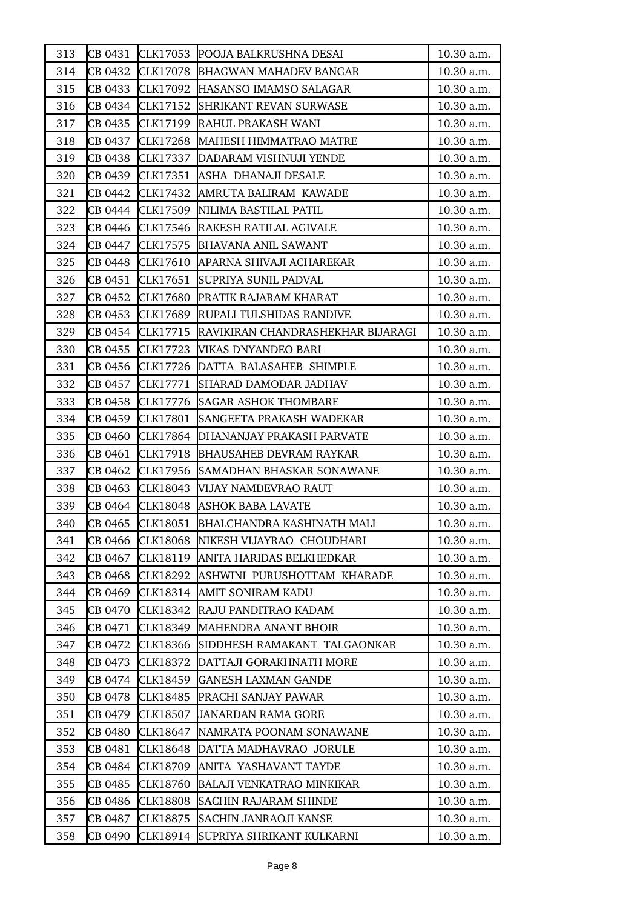| 313 | CB 0431 | CLK17053 | POOJA BALKRUSHNA DESAI | 10.30 a.m. |
|---|---|---|---|---|
| 314 | CB 0432 | CLK17078 | BHAGWAN MAHADEV BANGAR | 10.30 a.m. |
| 315 | CB 0433 | CLK17092 | HASANSO IMAMSO SALAGAR | 10.30 a.m. |
| 316 | CB 0434 | CLK17152 | SHRIKANT REVAN SURWASE | 10.30 a.m. |
| 317 | CB 0435 | CLK17199 | RAHUL PRAKASH WANI | 10.30 a.m. |
| 318 | CB 0437 | CLK17268 | MAHESH HIMMATRAO MATRE | 10.30 a.m. |
| 319 | CB 0438 | CLK17337 | DADARAM VISHNUJI YENDE | 10.30 a.m. |
| 320 | CB 0439 | CLK17351 | ASHA DHANAJI DESALE | 10.30 a.m. |
| 321 | CB 0442 | CLK17432 | AMRUTA BALIRAM KAWADE | 10.30 a.m. |
| 322 | CB 0444 | CLK17509 | NILIMA BASTILAL PATIL | 10.30 a.m. |
| 323 | CB 0446 | CLK17546 | RAKESH RATILAL AGIVALE | 10.30 a.m. |
| 324 | CB 0447 | CLK17575 | BHAVANA ANIL SAWANT | 10.30 a.m. |
| 325 | CB 0448 | CLK17610 | APARNA SHIVAJI ACHAREKAR | 10.30 a.m. |
| 326 | CB 0451 | CLK17651 | SUPRIYA SUNIL PADVAL | 10.30 a.m. |
| 327 | CB 0452 | CLK17680 | PRATIK RAJARAM KHARAT | 10.30 a.m. |
| 328 | CB 0453 | CLK17689 | RUPALI TULSHIDAS RANDIVE | 10.30 a.m. |
| 329 | CB 0454 | CLK17715 | RAVIKIRAN CHANDRASHEKHAR BIJARAGI | 10.30 a.m. |
| 330 | CB 0455 | CLK17723 | VIKAS DNYANDEO BARI | 10.30 a.m. |
| 331 | CB 0456 | CLK17726 | DATTA BALASAHEB SHIMPLE | 10.30 a.m. |
| 332 | CB 0457 | CLK17771 | SHARAD DAMODAR JADHAV | 10.30 a.m. |
| 333 | CB 0458 | CLK17776 | SAGAR ASHOK THOMBARE | 10.30 a.m. |
| 334 | CB 0459 | CLK17801 | SANGEETA PRAKASH WADEKAR | 10.30 a.m. |
| 335 | CB 0460 | CLK17864 | DHANANJAY PRAKASH PARVATE | 10.30 a.m. |
| 336 | CB 0461 | CLK17918 | BHAUSAHEB DEVRAM RAYKAR | 10.30 a.m. |
| 337 | CB 0462 | CLK17956 | SAMADHAN BHASKAR SONAWANE | 10.30 a.m. |
| 338 | CB 0463 | CLK18043 | VIJAY NAMDEVRAO RAUT | 10.30 a.m. |
| 339 | CB 0464 | CLK18048 | ASHOK BABA LAVATE | 10.30 a.m. |
| 340 | CB 0465 | CLK18051 | BHALCHANDRA KASHINATH MALI | 10.30 a.m. |
| 341 | CB 0466 | CLK18068 | NIKESH VIJAYRAO CHOUDHARI | 10.30 a.m. |
| 342 | CB 0467 | CLK18119 | ANITA HARIDAS BELKHEDKAR | 10.30 a.m. |
| 343 | CB 0468 | CLK18292 | ASHWINI PURUSHOTTAM KHARADE | 10.30 a.m. |
| 344 | CB 0469 | CLK18314 | AMIT SONIRAM KADU | 10.30 a.m. |
| 345 | CB 0470 | CLK18342 | RAJU PANDITRAO KADAM | 10.30 a.m. |
| 346 | CB 0471 | CLK18349 | MAHENDRA ANANT BHOIR | 10.30 a.m. |
| 347 | CB 0472 | CLK18366 | SIDDHESH RAMAKANT TALGAONKAR | 10.30 a.m. |
| 348 | CB 0473 | CLK18372 | DATTAJI GORAKHNATH MORE | 10.30 a.m. |
| 349 | CB 0474 | CLK18459 | GANESH LAXMAN GANDE | 10.30 a.m. |
| 350 | CB 0478 | CLK18485 | PRACHI SANJAY PAWAR | 10.30 a.m. |
| 351 | CB 0479 | CLK18507 | JANARDAN RAMA GORE | 10.30 a.m. |
| 352 | CB 0480 | CLK18647 | NAMRATA POONAM SONAWANE | 10.30 a.m. |
| 353 | CB 0481 | CLK18648 | DATTA MADHAVRAO JORULE | 10.30 a.m. |
| 354 | CB 0484 | CLK18709 | ANITA YASHAVANT TAYDE | 10.30 a.m. |
| 355 | CB 0485 | CLK18760 | BALAJI VENKATRAO MINKIKAR | 10.30 a.m. |
| 356 | CB 0486 | CLK18808 | SACHIN RAJARAM SHINDE | 10.30 a.m. |
| 357 | CB 0487 | CLK18875 | SACHIN JANRAOJI KANSE | 10.30 a.m. |
| 358 | CB 0490 | CLK18914 | SUPRIYA SHRIKANT KULKARNI | 10.30 a.m. |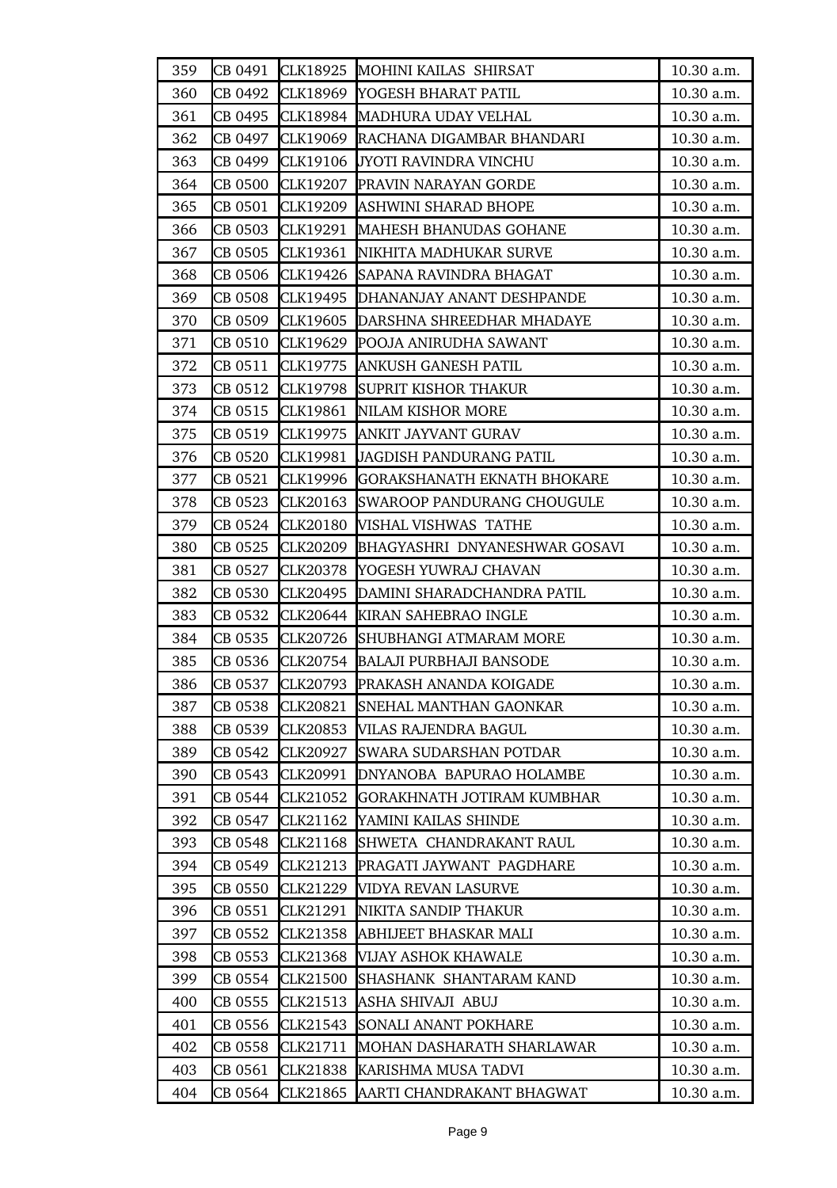| 359 | CB 0491 | CLK18925 | MOHINI KAILAS SHIRSAT | 10.30 a.m. |
|---|---|---|---|---|
| 360 | CB 0492 | CLK18969 | YOGESH BHARAT PATIL | 10.30 a.m. |
| 361 | CB 0495 | CLK18984 | MADHURA UDAY VELHAL | 10.30 a.m. |
| 362 | CB 0497 | CLK19069 | RACHANA DIGAMBAR BHANDARI | 10.30 a.m. |
| 363 | CB 0499 | CLK19106 | JYOTI RAVINDRA VINCHU | 10.30 a.m. |
| 364 | CB 0500 | CLK19207 | PRAVIN NARAYAN GORDE | 10.30 a.m. |
| 365 | CB 0501 | CLK19209 | ASHWINI SHARAD BHOPE | 10.30 a.m. |
| 366 | CB 0503 | CLK19291 | MAHESH BHANUDAS GOHANE | 10.30 a.m. |
| 367 | CB 0505 | CLK19361 | NIKHITA MADHUKAR SURVE | 10.30 a.m. |
| 368 | CB 0506 | CLK19426 | SAPANA RAVINDRA BHAGAT | 10.30 a.m. |
| 369 | CB 0508 | CLK19495 | DHANANJAY ANANT DESHPANDE | 10.30 a.m. |
| 370 | CB 0509 | CLK19605 | DARSHNA SHREEDHAR MHADAYE | 10.30 a.m. |
| 371 | CB 0510 | CLK19629 | POOJA ANIRUDHA SAWANT | 10.30 a.m. |
| 372 | CB 0511 | CLK19775 | ANKUSH GANESH PATIL | 10.30 a.m. |
| 373 | CB 0512 | CLK19798 | SUPRIT KISHOR THAKUR | 10.30 a.m. |
| 374 | CB 0515 | CLK19861 | NILAM KISHOR MORE | 10.30 a.m. |
| 375 | CB 0519 | CLK19975 | ANKIT JAYVANT GURAV | 10.30 a.m. |
| 376 | CB 0520 | CLK19981 | JAGDISH PANDURANG PATIL | 10.30 a.m. |
| 377 | CB 0521 | CLK19996 | GORAKSHANATH EKNATH BHOKARE | 10.30 a.m. |
| 378 | CB 0523 | CLK20163 | SWAROOP PANDURANG CHOUGULE | 10.30 a.m. |
| 379 | CB 0524 | CLK20180 | VISHAL VISHWAS TATHE | 10.30 a.m. |
| 380 | CB 0525 | CLK20209 | BHAGYASHRI DNYANESHWAR GOSAVI | 10.30 a.m. |
| 381 | CB 0527 | CLK20378 | YOGESH YUWRAJ CHAVAN | 10.30 a.m. |
| 382 | CB 0530 | CLK20495 | DAMINI SHARADCHANDRA PATIL | 10.30 a.m. |
| 383 | CB 0532 | CLK20644 | KIRAN SAHEBRAO INGLE | 10.30 a.m. |
| 384 | CB 0535 | CLK20726 | SHUBHANGI ATMARAM MORE | 10.30 a.m. |
| 385 | CB 0536 | CLK20754 | BALAJI PURBHAJI BANSODE | 10.30 a.m. |
| 386 | CB 0537 | CLK20793 | PRAKASH ANANDA KOIGADE | 10.30 a.m. |
| 387 | CB 0538 | CLK20821 | SNEHAL MANTHAN GAONKAR | 10.30 a.m. |
| 388 | CB 0539 | CLK20853 | VILAS RAJENDRA BAGUL | 10.30 a.m. |
| 389 | CB 0542 | CLK20927 | SWARA SUDARSHAN POTDAR | 10.30 a.m. |
| 390 | CB 0543 | CLK20991 | DNYANOBA BAPURAO HOLAMBE | 10.30 a.m. |
| 391 | CB 0544 | CLK21052 | GORAKHNATH JOTIRAM KUMBHAR | 10.30 a.m. |
| 392 | CB 0547 | CLK21162 | YAMINI KAILAS SHINDE | 10.30 a.m. |
| 393 | CB 0548 | CLK21168 | SHWETA CHANDRAKANT RAUL | 10.30 a.m. |
| 394 | CB 0549 | CLK21213 | PRAGATI JAYWANT PAGDHARE | 10.30 a.m. |
| 395 | CB 0550 | CLK21229 | VIDYA REVAN LASURVE | 10.30 a.m. |
| 396 | CB 0551 | CLK21291 | NIKITA SANDIP THAKUR | 10.30 a.m. |
| 397 | CB 0552 | CLK21358 | ABHIJEET BHASKAR MALI | 10.30 a.m. |
| 398 | CB 0553 | CLK21368 | VIJAY ASHOK KHAWALE | 10.30 a.m. |
| 399 | CB 0554 | CLK21500 | SHASHANK SHANTARAM KAND | 10.30 a.m. |
| 400 | CB 0555 | CLK21513 | ASHA SHIVAJI ABUJ | 10.30 a.m. |
| 401 | CB 0556 | CLK21543 | SONALI ANANT POKHARE | 10.30 a.m. |
| 402 | CB 0558 | CLK21711 | MOHAN DASHARATH SHARLAWAR | 10.30 a.m. |
| 403 | CB 0561 | CLK21838 | KARISHMA MUSA TADVI | 10.30 a.m. |
| 404 | CB 0564 | CLK21865 | AARTI CHANDRAKANT BHAGWAT | 10.30 a.m. |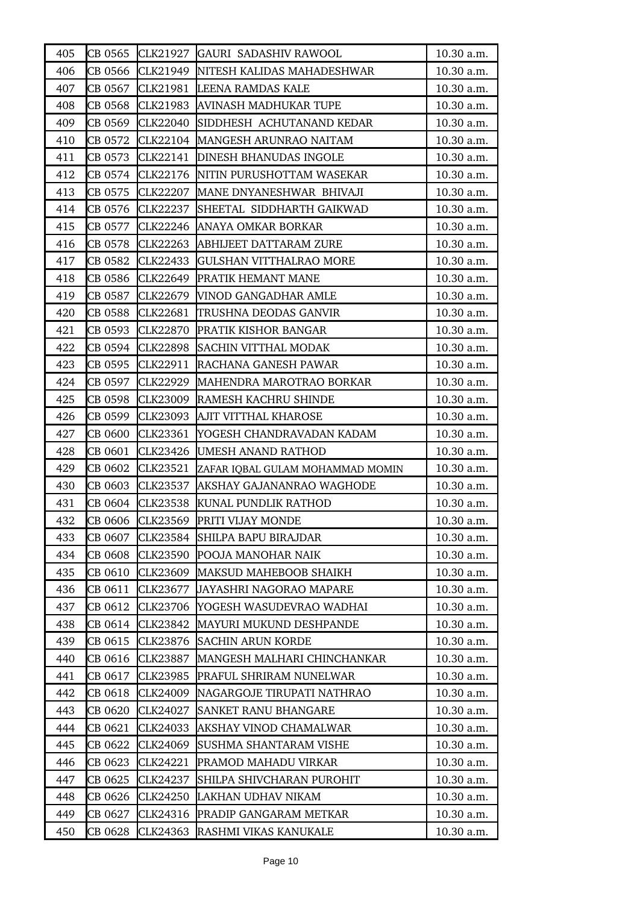| 405 | CB 0565 | CLK21927 | GAURI SADASHIV RAWOOL | 10.30 a.m. |
|---|---|---|---|---|
| 406 | CB 0566 | CLK21949 | NITESH KALIDAS MAHADESHWAR | 10.30 a.m. |
| 407 | CB 0567 | CLK21981 | LEENA RAMDAS KALE | 10.30 a.m. |
| 408 | CB 0568 | CLK21983 | AVINASH MADHUKAR TUPE | 10.30 a.m. |
| 409 | CB 0569 | CLK22040 | SIDDHESH ACHUTANAND KEDAR | 10.30 a.m. |
| 410 | CB 0572 | CLK22104 | MANGESH ARUNRAO NAITAM | 10.30 a.m. |
| 411 | CB 0573 | CLK22141 | DINESH BHANUDAS INGOLE | 10.30 a.m. |
| 412 | CB 0574 | CLK22176 | NITIN PURUSHOTTAM WASEKAR | 10.30 a.m. |
| 413 | CB 0575 | CLK22207 | MANE DNYANESHWAR BHIVAJI | 10.30 a.m. |
| 414 | CB 0576 | CLK22237 | SHEETAL SIDDHARTH GAIKWAD | 10.30 a.m. |
| 415 | CB 0577 | CLK22246 | ANAYA OMKAR BORKAR | 10.30 a.m. |
| 416 | CB 0578 | CLK22263 | ABHIJEET DATTARAM ZURE | 10.30 a.m. |
| 417 | CB 0582 | CLK22433 | GULSHAN VITTHALRAO MORE | 10.30 a.m. |
| 418 | CB 0586 | CLK22649 | PRATIK HEMANT MANE | 10.30 a.m. |
| 419 | CB 0587 | CLK22679 | VINOD GANGADHAR AMLE | 10.30 a.m. |
| 420 | CB 0588 | CLK22681 | TRUSHNA DEODAS GANVIR | 10.30 a.m. |
| 421 | CB 0593 | CLK22870 | PRATIK KISHOR BANGAR | 10.30 a.m. |
| 422 | CB 0594 | CLK22898 | SACHIN VITTHAL MODAK | 10.30 a.m. |
| 423 | CB 0595 | CLK22911 | RACHANA GANESH PAWAR | 10.30 a.m. |
| 424 | CB 0597 | CLK22929 | MAHENDRA MAROTRAO BORKAR | 10.30 a.m. |
| 425 | CB 0598 | CLK23009 | RAMESH KACHRU SHINDE | 10.30 a.m. |
| 426 | CB 0599 | CLK23093 | AJIT VITTHAL KHAROSE | 10.30 a.m. |
| 427 | CB 0600 | CLK23361 | YOGESH CHANDRAVADAN KADAM | 10.30 a.m. |
| 428 | CB 0601 | CLK23426 | UMESH ANAND RATHOD | 10.30 a.m. |
| 429 | CB 0602 | CLK23521 | ZAFAR IQBAL GULAM MOHAMMAD MOMIN | 10.30 a.m. |
| 430 | CB 0603 | CLK23537 | AKSHAY GAJANANRAO WAGHODE | 10.30 a.m. |
| 431 | CB 0604 | CLK23538 | KUNAL PUNDLIK RATHOD | 10.30 a.m. |
| 432 | CB 0606 | CLK23569 | PRITI VIJAY MONDE | 10.30 a.m. |
| 433 | CB 0607 | CLK23584 | SHILPA BAPU BIRAJDAR | 10.30 a.m. |
| 434 | CB 0608 | CLK23590 | POOJA MANOHAR NAIK | 10.30 a.m. |
| 435 | CB 0610 | CLK23609 | MAKSUD MAHEBOOB SHAIKH | 10.30 a.m. |
| 436 | CB 0611 | CLK23677 | JAYASHRI NAGORAO MAPARE | 10.30 a.m. |
| 437 | CB 0612 | CLK23706 | YOGESH WASUDEVRAO WADHAI | 10.30 a.m. |
| 438 | CB 0614 | CLK23842 | MAYURI MUKUND DESHPANDE | 10.30 a.m. |
| 439 | CB 0615 | CLK23876 | SACHIN ARUN KORDE | 10.30 a.m. |
| 440 | CB 0616 | CLK23887 | MANGESH MALHARI CHINCHANKAR | 10.30 a.m. |
| 441 | CB 0617 | CLK23985 | PRAFUL SHRIRAM NUNELWAR | 10.30 a.m. |
| 442 | CB 0618 | CLK24009 | NAGARGOJE TIRUPATI NATHRAO | 10.30 a.m. |
| 443 | CB 0620 | CLK24027 | SANKET RANU BHANGARE | 10.30 a.m. |
| 444 | CB 0621 | CLK24033 | AKSHAY VINOD CHAMALWAR | 10.30 a.m. |
| 445 | CB 0622 | CLK24069 | SUSHMA SHANTARAM VISHE | 10.30 a.m. |
| 446 | CB 0623 | CLK24221 | PRAMOD MAHADU VIRKAR | 10.30 a.m. |
| 447 | CB 0625 | CLK24237 | SHILPA SHIVCHARAN PUROHIT | 10.30 a.m. |
| 448 | CB 0626 | CLK24250 | LAKHAN UDHAV NIKAM | 10.30 a.m. |
| 449 | CB 0627 | CLK24316 | PRADIP GANGARAM METKAR | 10.30 a.m. |
| 450 | CB 0628 | CLK24363 | RASHMI VIKAS KANUKALE | 10.30 a.m. |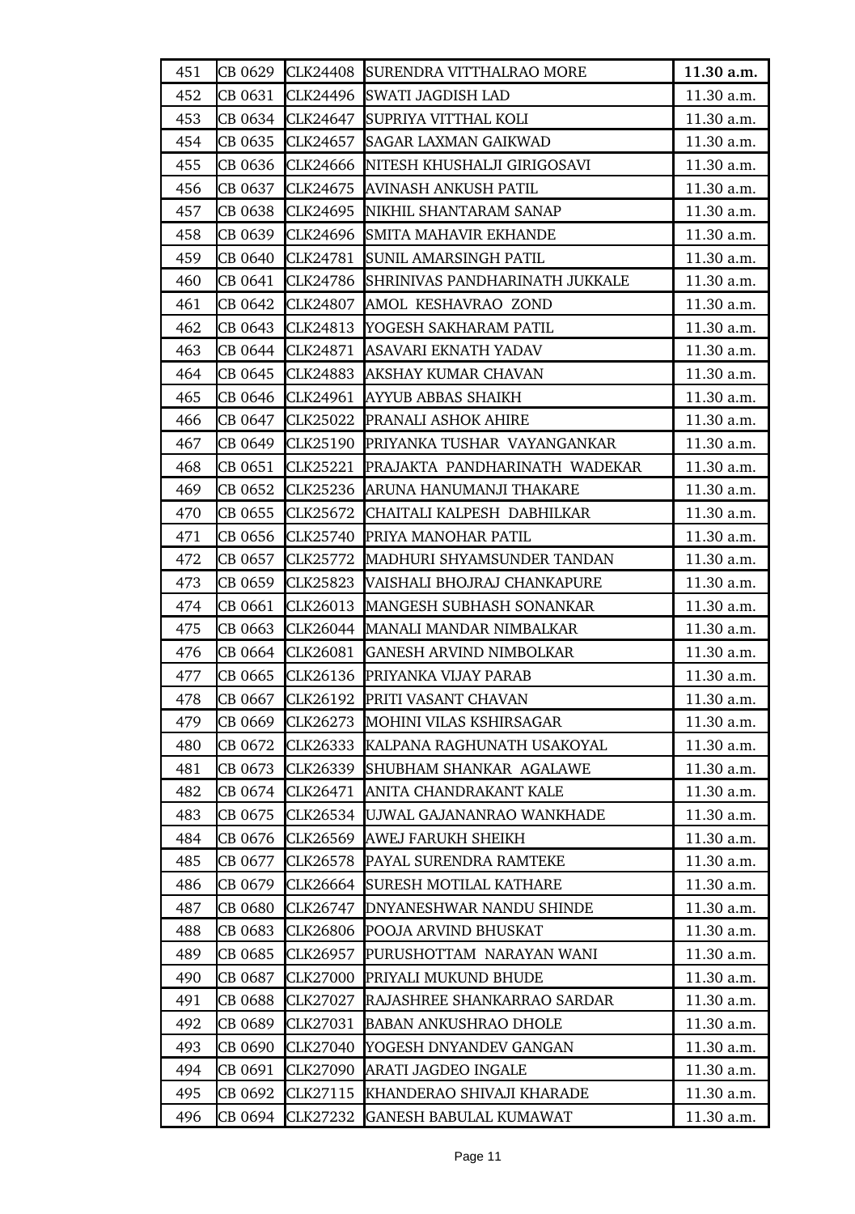| 451 | CB 0629 | CLK24408 | SURENDRA VITTHALRAO MORE | **11.30 a.m.** |
|---|---|---|---|---|
| 452 | CB 0631 | CLK24496 | SWATI JAGDISH LAD | 11.30 a.m. |
| 453 | CB 0634 | CLK24647 | SUPRIYA VITTHAL KOLI | 11.30 a.m. |
| 454 | CB 0635 | CLK24657 | SAGAR LAXMAN GAIKWAD | 11.30 a.m. |
| 455 | CB 0636 | CLK24666 | NITESH KHUSHALJI GIRIGOSAVI | 11.30 a.m. |
| 456 | CB 0637 | CLK24675 | AVINASH ANKUSH PATIL | 11.30 a.m. |
| 457 | CB 0638 | CLK24695 | NIKHIL SHANTARAM SANAP | 11.30 a.m. |
| 458 | CB 0639 | CLK24696 | SMITA MAHAVIR EKHANDE | 11.30 a.m. |
| 459 | CB 0640 | CLK24781 | SUNIL AMARSINGH PATIL | 11.30 a.m. |
| 460 | CB 0641 | CLK24786 | SHRINIVAS PANDHARINATH JUKKALE | 11.30 a.m. |
| 461 | CB 0642 | CLK24807 | AMOL KESHAVRAO ZOND | 11.30 a.m. |
| 462 | CB 0643 | CLK24813 | YOGESH SAKHARAM PATIL | 11.30 a.m. |
| 463 | CB 0644 | CLK24871 | ASAVARI EKNATH YADAV | 11.30 a.m. |
| 464 | CB 0645 | CLK24883 | AKSHAY KUMAR CHAVAN | 11.30 a.m. |
| 465 | CB 0646 | CLK24961 | AYYUB ABBAS SHAIKH | 11.30 a.m. |
| 466 | CB 0647 | CLK25022 | PRANALI ASHOK AHIRE | 11.30 a.m. |
| 467 | CB 0649 | CLK25190 | PRIYANKA TUSHAR VAYANGANKAR | 11.30 a.m. |
| 468 | CB 0651 | CLK25221 | PRAJAKTA PANDHARINATH WADEKAR | 11.30 a.m. |
| 469 | CB 0652 | CLK25236 | ARUNA HANUMANJI THAKARE | 11.30 a.m. |
| 470 | CB 0655 | CLK25672 | CHAITALI KALPESH DABHILKAR | 11.30 a.m. |
| 471 | CB 0656 | CLK25740 | PRIYA MANOHAR PATIL | 11.30 a.m. |
| 472 | CB 0657 | CLK25772 | MADHURI SHYAMSUNDER TANDAN | 11.30 a.m. |
| 473 | CB 0659 | CLK25823 | VAISHALI BHOJRAJ CHANKAPURE | 11.30 a.m. |
| 474 | CB 0661 | CLK26013 | MANGESH SUBHASH SONANKAR | 11.30 a.m. |
| 475 | CB 0663 | CLK26044 | MANALI MANDAR NIMBALKAR | 11.30 a.m. |
| 476 | CB 0664 | CLK26081 | GANESH ARVIND NIMBOLKAR | 11.30 a.m. |
| 477 | CB 0665 | CLK26136 | PRIYANKA VIJAY PARAB | 11.30 a.m. |
| 478 | CB 0667 | CLK26192 | PRITI VASANT CHAVAN | 11.30 a.m. |
| 479 | CB 0669 | CLK26273 | MOHINI VILAS KSHIRSAGAR | 11.30 a.m. |
| 480 | CB 0672 | CLK26333 | KALPANA RAGHUNATH USAKOYAL | 11.30 a.m. |
| 481 | CB 0673 | CLK26339 | SHUBHAM SHANKAR AGALAWE | 11.30 a.m. |
| 482 | CB 0674 | CLK26471 | ANITA CHANDRAKANT KALE | 11.30 a.m. |
| 483 | CB 0675 | CLK26534 | UJWAL GAJANANRAO WANKHADE | 11.30 a.m. |
| 484 | CB 0676 | CLK26569 | AWEJ FARUKH SHEIKH | 11.30 a.m. |
| 485 | CB 0677 | CLK26578 | PAYAL SURENDRA RAMTEKE | 11.30 a.m. |
| 486 | CB 0679 | CLK26664 | SURESH MOTILAL KATHARE | 11.30 a.m. |
| 487 | CB 0680 | CLK26747 | DNYANESHWAR NANDU SHINDE | 11.30 a.m. |
| 488 | CB 0683 | CLK26806 | POOJA ARVIND BHUSKAT | 11.30 a.m. |
| 489 | CB 0685 | CLK26957 | PURUSHOTTAM NARAYAN WANI | 11.30 a.m. |
| 490 | CB 0687 | CLK27000 | PRIYALI MUKUND BHUDE | 11.30 a.m. |
| 491 | CB 0688 | CLK27027 | RAJASHREE SHANKARRAO SARDAR | 11.30 a.m. |
| 492 | CB 0689 | CLK27031 | BABAN ANKUSHRAO DHOLE | 11.30 a.m. |
| 493 | CB 0690 | CLK27040 | YOGESH DNYANDEV GANGAN | 11.30 a.m. |
| 494 | CB 0691 | CLK27090 | ARATI JAGDEO INGALE | 11.30 a.m. |
| 495 | CB 0692 | CLK27115 | KHANDERAO SHIVAJI KHARADE | 11.30 a.m. |
| 496 | CB 0694 | CLK27232 | GANESH BABULAL KUMAWAT | 11.30 a.m. |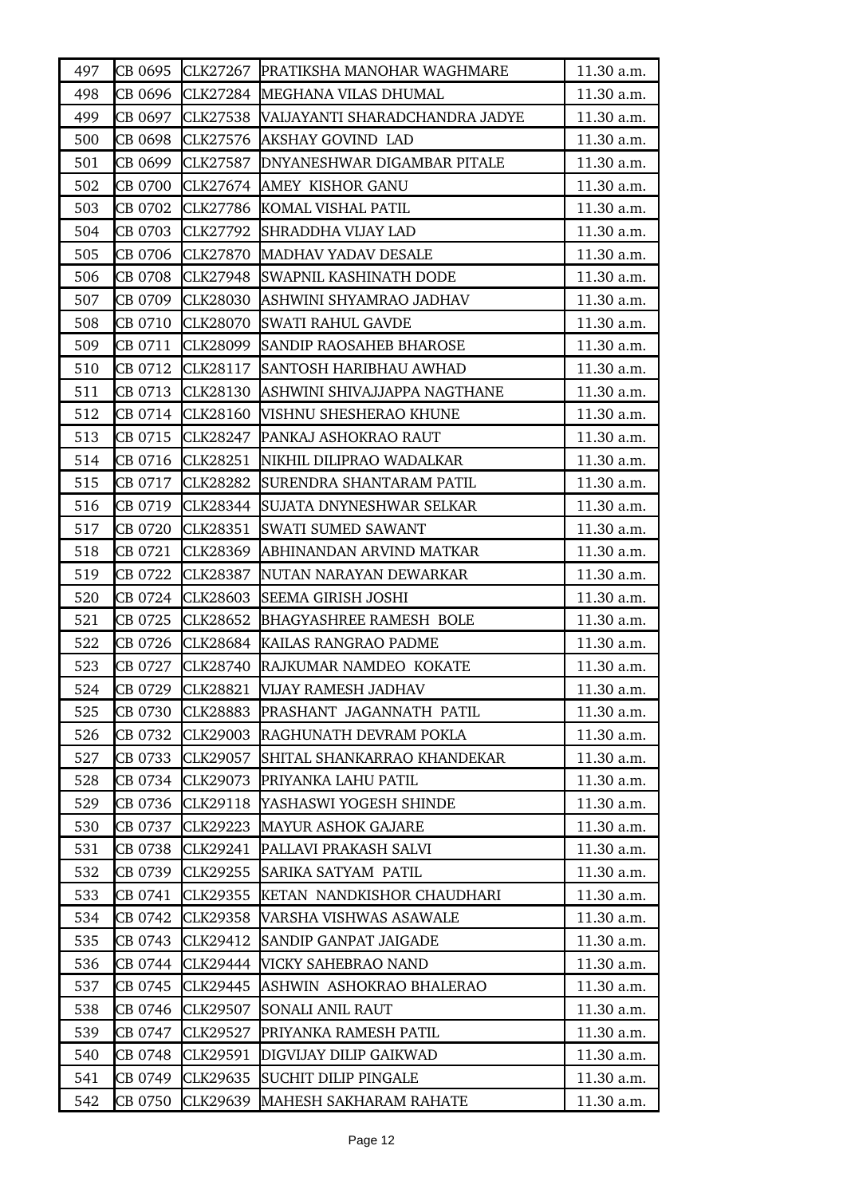| 497 | CB 0695 | CLK27267 | PRATIKSHA MANOHAR WAGHMARE | 11.30 a.m. |
|---|---|---|---|---|
| 498 | CB 0696 | CLK27284 | MEGHANA VILAS DHUMAL | 11.30 a.m. |
| 499 | CB 0697 | CLK27538 | VAIJAYANTI SHARADCHANDRA JADYE | 11.30 a.m. |
| 500 | CB 0698 | CLK27576 | AKSHAY GOVIND LAD | 11.30 a.m. |
| 501 | CB 0699 | CLK27587 | DNYANESHWAR DIGAMBAR PITALE | 11.30 a.m. |
| 502 | CB 0700 | CLK27674 | AMEY KISHOR GANU | 11.30 a.m. |
| 503 | CB 0702 | CLK27786 | KOMAL VISHAL PATIL | 11.30 a.m. |
| 504 | CB 0703 | CLK27792 | SHRADDHA VIJAY LAD | 11.30 a.m. |
| 505 | CB 0706 | CLK27870 | MADHAV YADAV DESALE | 11.30 a.m. |
| 506 | CB 0708 | CLK27948 | SWAPNIL KASHINATH DODE | 11.30 a.m. |
| 507 | CB 0709 | CLK28030 | ASHWINI SHYAMRAO JADHAV | 11.30 a.m. |
| 508 | CB 0710 | CLK28070 | SWATI RAHUL GAVDE | 11.30 a.m. |
| 509 | CB 0711 | CLK28099 | SANDIP RAOSAHEB BHAROSE | 11.30 a.m. |
| 510 | CB 0712 | CLK28117 | SANTOSH HARIBHAU AWHAD | 11.30 a.m. |
| 511 | CB 0713 | CLK28130 | ASHWINI SHIVAJJAPPA NAGTHANE | 11.30 a.m. |
| 512 | CB 0714 | CLK28160 | VISHNU SHESHERAO KHUNE | 11.30 a.m. |
| 513 | CB 0715 | CLK28247 | PANKAJ ASHOKRAO RAUT | 11.30 a.m. |
| 514 | CB 0716 | CLK28251 | NIKHIL DILIPRAO WADALKAR | 11.30 a.m. |
| 515 | CB 0717 | CLK28282 | SURENDRA SHANTARAM PATIL | 11.30 a.m. |
| 516 | CB 0719 | CLK28344 | SUJATA DNYNESHWAR SELKAR | 11.30 a.m. |
| 517 | CB 0720 | CLK28351 | SWATI SUMED SAWANT | 11.30 a.m. |
| 518 | CB 0721 | CLK28369 | ABHINANDAN ARVIND MATKAR | 11.30 a.m. |
| 519 | CB 0722 | CLK28387 | NUTAN NARAYAN DEWARKAR | 11.30 a.m. |
| 520 | CB 0724 | CLK28603 | SEEMA GIRISH JOSHI | 11.30 a.m. |
| 521 | CB 0725 | CLK28652 | BHAGYASHREE RAMESH BOLE | 11.30 a.m. |
| 522 | CB 0726 | CLK28684 | KAILAS RANGRAO PADME | 11.30 a.m. |
| 523 | CB 0727 | CLK28740 | RAJKUMAR NAMDEO KOKATE | 11.30 a.m. |
| 524 | CB 0729 | CLK28821 | VIJAY RAMESH JADHAV | 11.30 a.m. |
| 525 | CB 0730 | CLK28883 | PRASHANT JAGANNATH PATIL | 11.30 a.m. |
| 526 | CB 0732 | CLK29003 | RAGHUNATH DEVRAM POKLA | 11.30 a.m. |
| 527 | CB 0733 | CLK29057 | SHITAL SHANKARRAO KHANDEKAR | 11.30 a.m. |
| 528 | CB 0734 | CLK29073 | PRIYANKA LAHU PATIL | 11.30 a.m. |
| 529 | CB 0736 | CLK29118 | YASHASWI YOGESH SHINDE | 11.30 a.m. |
| 530 | CB 0737 | CLK29223 | MAYUR ASHOK GAJARE | 11.30 a.m. |
| 531 | CB 0738 | CLK29241 | PALLAVI PRAKASH SALVI | 11.30 a.m. |
| 532 | CB 0739 | CLK29255 | SARIKA SATYAM PATIL | 11.30 a.m. |
| 533 | CB 0741 | CLK29355 | KETAN NANDKISHOR CHAUDHARI | 11.30 a.m. |
| 534 | CB 0742 | CLK29358 | VARSHA VISHWAS ASAWALE | 11.30 a.m. |
| 535 | CB 0743 | CLK29412 | SANDIP GANPAT JAIGADE | 11.30 a.m. |
| 536 | CB 0744 | CLK29444 | VICKY SAHEBRAO NAND | 11.30 a.m. |
| 537 | CB 0745 | CLK29445 | ASHWIN ASHOKRAO BHALERAO | 11.30 a.m. |
| 538 | CB 0746 | CLK29507 | SONALI ANIL RAUT | 11.30 a.m. |
| 539 | CB 0747 | CLK29527 | PRIYANKA RAMESH PATIL | 11.30 a.m. |
| 540 | CB 0748 | CLK29591 | DIGVIJAY DILIP GAIKWAD | 11.30 a.m. |
| 541 | CB 0749 | CLK29635 | SUCHIT DILIP PINGALE | 11.30 a.m. |
| 542 | CB 0750 | CLK29639 | MAHESH SAKHARAM RAHATE | 11.30 a.m. |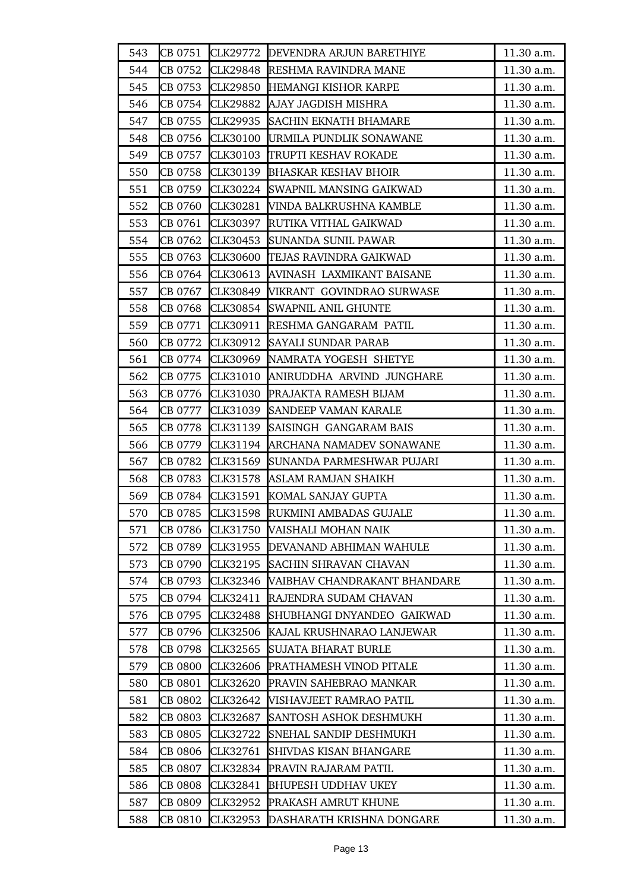| 543 | CB 0751 | CLK29772 | DEVENDRA ARJUN BARETHIYE | 11.30 a.m. |
|---|---|---|---|---|
| 544 | CB 0752 | CLK29848 | RESHMA RAVINDRA MANE | 11.30 a.m. |
| 545 | CB 0753 | CLK29850 | HEMANGI KISHOR KARPE | 11.30 a.m. |
| 546 | CB 0754 | CLK29882 | AJAY JAGDISH MISHRA | 11.30 a.m. |
| 547 | CB 0755 | CLK29935 | SACHIN EKNATH BHAMARE | 11.30 a.m. |
| 548 | CB 0756 | CLK30100 | URMILA PUNDLIK SONAWANE | 11.30 a.m. |
| 549 | CB 0757 | CLK30103 | TRUPTI KESHAV ROKADE | 11.30 a.m. |
| 550 | CB 0758 | CLK30139 | BHASKAR KESHAV BHOIR | 11.30 a.m. |
| 551 | CB 0759 | CLK30224 | SWAPNIL MANSING GAIKWAD | 11.30 a.m. |
| 552 | CB 0760 | CLK30281 | VINDA BALKRUSHNA KAMBLE | 11.30 a.m. |
| 553 | CB 0761 | CLK30397 | RUTIKA VITHAL GAIKWAD | 11.30 a.m. |
| 554 | CB 0762 | CLK30453 | SUNANDA SUNIL PAWAR | 11.30 a.m. |
| 555 | CB 0763 | CLK30600 | TEJAS RAVINDRA GAIKWAD | 11.30 a.m. |
| 556 | CB 0764 | CLK30613 | AVINASH LAXMIKANT BAISANE | 11.30 a.m. |
| 557 | CB 0767 | CLK30849 | VIKRANT GOVINDRAO SURWASE | 11.30 a.m. |
| 558 | CB 0768 | CLK30854 | SWAPNIL ANIL GHUNTE | 11.30 a.m. |
| 559 | CB 0771 | CLK30911 | RESHMA GANGARAM PATIL | 11.30 a.m. |
| 560 | CB 0772 | CLK30912 | SAYALI SUNDAR PARAB | 11.30 a.m. |
| 561 | CB 0774 | CLK30969 | NAMRATA YOGESH SHETYE | 11.30 a.m. |
| 562 | CB 0775 | CLK31010 | ANIRUDDHA ARVIND JUNGHARE | 11.30 a.m. |
| 563 | CB 0776 | CLK31030 | PRAJAKTA RAMESH BIJAM | 11.30 a.m. |
| 564 | CB 0777 | CLK31039 | SANDEEP VAMAN KARALE | 11.30 a.m. |
| 565 | CB 0778 | CLK31139 | SAISINGH GANGARAM BAIS | 11.30 a.m. |
| 566 | CB 0779 | CLK31194 | ARCHANA NAMADEV SONAWANE | 11.30 a.m. |
| 567 | CB 0782 | CLK31569 | SUNANDA PARMESHWAR PUJARI | 11.30 a.m. |
| 568 | CB 0783 | CLK31578 | ASLAM RAMJAN SHAIKH | 11.30 a.m. |
| 569 | CB 0784 | CLK31591 | KOMAL SANJAY GUPTA | 11.30 a.m. |
| 570 | CB 0785 | CLK31598 | RUKMINI AMBADAS GUJALE | 11.30 a.m. |
| 571 | CB 0786 | CLK31750 | VAISHALI MOHAN NAIK | 11.30 a.m. |
| 572 | CB 0789 | CLK31955 | DEVANAND ABHIMAN WAHULE | 11.30 a.m. |
| 573 | CB 0790 | CLK32195 | SACHIN SHRAVAN CHAVAN | 11.30 a.m. |
| 574 | CB 0793 | CLK32346 | VAIBHAV CHANDRAKANT BHANDARE | 11.30 a.m. |
| 575 | CB 0794 | CLK32411 | RAJENDRA SUDAM CHAVAN | 11.30 a.m. |
| 576 | CB 0795 | CLK32488 | SHUBHANGI DNYANDEO GAIKWAD | 11.30 a.m. |
| 577 | CB 0796 | CLK32506 | KAJAL KRUSHNARAO LANJEWAR | 11.30 a.m. |
| 578 | CB 0798 | CLK32565 | SUJATA BHARAT BURLE | 11.30 a.m. |
| 579 | CB 0800 | CLK32606 | PRATHAMESH VINOD PITALE | 11.30 a.m. |
| 580 | CB 0801 | CLK32620 | PRAVIN SAHEBRAO MANKAR | 11.30 a.m. |
| 581 | CB 0802 | CLK32642 | VISHAVJEET RAMRAO PATIL | 11.30 a.m. |
| 582 | CB 0803 | CLK32687 | SANTOSH ASHOK DESHMUKH | 11.30 a.m. |
| 583 | CB 0805 | CLK32722 | SNEHAL SANDIP DESHMUKH | 11.30 a.m. |
| 584 | CB 0806 | CLK32761 | SHIVDAS KISAN BHANGARE | 11.30 a.m. |
| 585 | CB 0807 | CLK32834 | PRAVIN RAJARAM PATIL | 11.30 a.m. |
| 586 | CB 0808 | CLK32841 | BHUPESH UDDHAV UKEY | 11.30 a.m. |
| 587 | CB 0809 | CLK32952 | PRAKASH AMRUT KHUNE | 11.30 a.m. |
| 588 | CB 0810 | CLK32953 | DASHARATH KRISHNA DONGARE | 11.30 a.m. |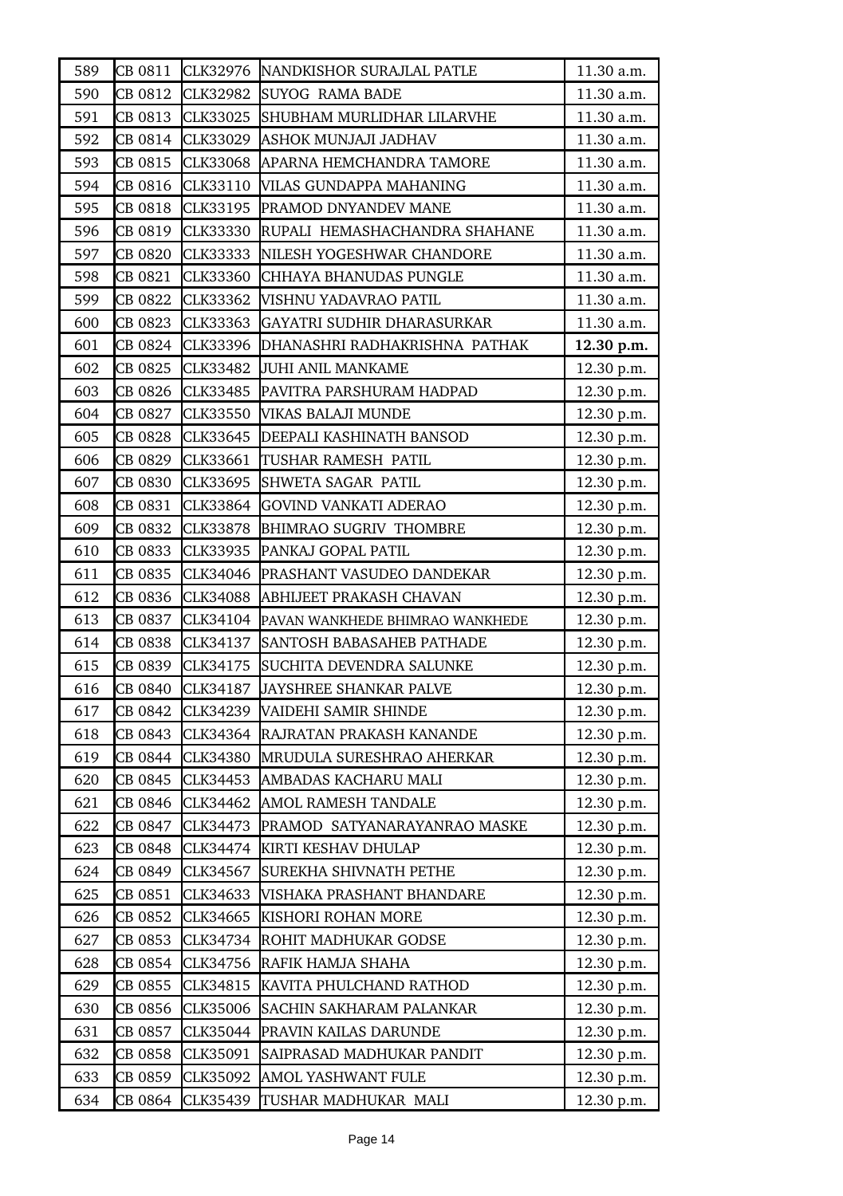| 589 | CB 0811 | CLK32976 | NANDKISHOR SURAJLAL PATLE | 11.30 a.m. |
|---|---|---|---|---|
| 590 | CB 0812 | CLK32982 | SUYOG RAMA BADE | 11.30 a.m. |
| 591 | CB 0813 | CLK33025 | SHUBHAM MURLIDHAR LILARVHE | 11.30 a.m. |
| 592 | CB 0814 | CLK33029 | ASHOK MUNJAJI JADHAV | 11.30 a.m. |
| 593 | CB 0815 | CLK33068 | APARNA HEMCHANDRA TAMORE | 11.30 a.m. |
| 594 | CB 0816 | CLK33110 | VILAS GUNDAPPA MAHANING | 11.30 a.m. |
| 595 | CB 0818 | CLK33195 | PRAMOD DNYANDEV MANE | 11.30 a.m. |
| 596 | CB 0819 | CLK33330 | RUPALI HEMASHACHANDRA SHAHANE | 11.30 a.m. |
| 597 | CB 0820 | CLK33333 | NILESH YOGESHWAR CHANDORE | 11.30 a.m. |
| 598 | CB 0821 | CLK33360 | CHHAYA BHANUDAS PUNGLE | 11.30 a.m. |
| 599 | CB 0822 | CLK33362 | VISHNU YADAVRAO PATIL | 11.30 a.m. |
| 600 | CB 0823 | CLK33363 | GAYATRI SUDHIR DHARASURKAR | 11.30 a.m. |
| 601 | CB 0824 | CLK33396 | DHANASHRI RADHAKRISHNA PATHAK | **12.30 p.m.** |
| 602 | CB 0825 | CLK33482 | JUHI ANIL MANKAME | 12.30 p.m. |
| 603 | CB 0826 | CLK33485 | PAVITRA PARSHURAM HADPAD | 12.30 p.m. |
| 604 | CB 0827 | CLK33550 | VIKAS BALAJI MUNDE | 12.30 p.m. |
| 605 | CB 0828 | CLK33645 | DEEPALI KASHINATH BANSOD | 12.30 p.m. |
| 606 | CB 0829 | CLK33661 | TUSHAR RAMESH PATIL | 12.30 p.m. |
| 607 | CB 0830 | CLK33695 | SHWETA SAGAR PATIL | 12.30 p.m. |
| 608 | CB 0831 | CLK33864 | GOVIND VANKATI ADERAO | 12.30 p.m. |
| 609 | CB 0832 | CLK33878 | BHIMRAO SUGRIV THOMBRE | 12.30 p.m. |
| 610 | CB 0833 | CLK33935 | PANKAJ GOPAL PATIL | 12.30 p.m. |
| 611 | CB 0835 | CLK34046 | PRASHANT VASUDEO DANDEKAR | 12.30 p.m. |
| 612 | CB 0836 | CLK34088 | ABHIJEET PRAKASH CHAVAN | 12.30 p.m. |
| 613 | CB 0837 | CLK34104 | PAVAN WANKHEDE BHIMRAO WANKHEDE | 12.30 p.m. |
| 614 | CB 0838 | CLK34137 | SANTOSH BABASAHEB PATHADE | 12.30 p.m. |
| 615 | CB 0839 | CLK34175 | SUCHITA DEVENDRA SALUNKE | 12.30 p.m. |
| 616 | CB 0840 | CLK34187 | JAYSHREE SHANKAR PALVE | 12.30 p.m. |
| 617 | CB 0842 | CLK34239 | VAIDEHI SAMIR SHINDE | 12.30 p.m. |
| 618 | CB 0843 | CLK34364 | RAJRATAN PRAKASH KANANDE | 12.30 p.m. |
| 619 | CB 0844 | CLK34380 | MRUDULA SURESHRAO AHERKAR | 12.30 p.m. |
| 620 | CB 0845 | CLK34453 | AMBADAS KACHARU MALI | 12.30 p.m. |
| 621 | CB 0846 | CLK34462 | AMOL RAMESH TANDALE | 12.30 p.m. |
| 622 | CB 0847 | CLK34473 | PRAMOD SATYANARAYANRAO MASKE | 12.30 p.m. |
| 623 | CB 0848 | CLK34474 | KIRTI KESHAV DHULAP | 12.30 p.m. |
| 624 | CB 0849 | CLK34567 | SUREKHA SHIVNATH PETHE | 12.30 p.m. |
| 625 | CB 0851 | CLK34633 | VISHAKA PRASHANT BHANDARE | 12.30 p.m. |
| 626 | CB 0852 | CLK34665 | KISHORI ROHAN MORE | 12.30 p.m. |
| 627 | CB 0853 | CLK34734 | ROHIT MADHUKAR GODSE | 12.30 p.m. |
| 628 | CB 0854 | CLK34756 | RAFIK HAMJA SHAHA | 12.30 p.m. |
| 629 | CB 0855 | CLK34815 | KAVITA PHULCHAND RATHOD | 12.30 p.m. |
| 630 | CB 0856 | CLK35006 | SACHIN SAKHARAM PALANKAR | 12.30 p.m. |
| 631 | CB 0857 | CLK35044 | PRAVIN KAILAS DARUNDE | 12.30 p.m. |
| 632 | CB 0858 | CLK35091 | SAIPRASAD MADHUKAR PANDIT | 12.30 p.m. |
| 633 | CB 0859 | CLK35092 | AMOL YASHWANT FULE | 12.30 p.m. |
| 634 | CB 0864 | CLK35439 | TUSHAR MADHUKAR MALI | 12.30 p.m. |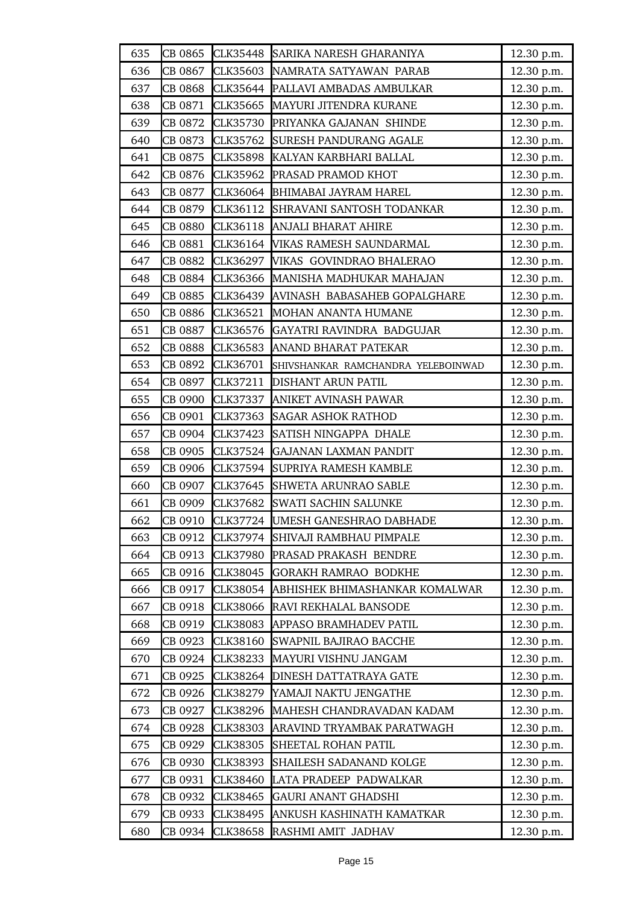| | | | | |
|---|---|---|---|---|
| 635 | CB 0865 | CLK35448 | SARIKA NARESH GHARANIYA | 12.30 p.m. |
| 636 | CB 0867 | CLK35603 | NAMRATA SATYAWAN PARAB | 12.30 p.m. |
| 637 | CB 0868 | CLK35644 | PALLAVI AMBADAS AMBULKAR | 12.30 p.m. |
| 638 | CB 0871 | CLK35665 | MAYURI JITENDRA KURANE | 12.30 p.m. |
| 639 | CB 0872 | CLK35730 | PRIYANKA GAJANAN SHINDE | 12.30 p.m. |
| 640 | CB 0873 | CLK35762 | SURESH PANDURANG AGALE | 12.30 p.m. |
| 641 | CB 0875 | CLK35898 | KALYAN KARBHARI BALLAL | 12.30 p.m. |
| 642 | CB 0876 | CLK35962 | PRASAD PRAMOD KHOT | 12.30 p.m. |
| 643 | CB 0877 | CLK36064 | BHIMABAI JAYRAM HAREL | 12.30 p.m. |
| 644 | CB 0879 | CLK36112 | SHRAVANI SANTOSH TODANKAR | 12.30 p.m. |
| 645 | CB 0880 | CLK36118 | ANJALI BHARAT AHIRE | 12.30 p.m. |
| 646 | CB 0881 | CLK36164 | VIKAS RAMESH SAUNDARMAL | 12.30 p.m. |
| 647 | CB 0882 | CLK36297 | VIKAS GOVINDRAO BHALERAO | 12.30 p.m. |
| 648 | CB 0884 | CLK36366 | MANISHA MADHUKAR MAHAJAN | 12.30 p.m. |
| 649 | CB 0885 | CLK36439 | AVINASH BABASAHEB GOPALGHARE | 12.30 p.m. |
| 650 | CB 0886 | CLK36521 | MOHAN ANANTA HUMANE | 12.30 p.m. |
| 651 | CB 0887 | CLK36576 | GAYATRI RAVINDRA BADGUJAR | 12.30 p.m. |
| 652 | CB 0888 | CLK36583 | ANAND BHARAT PATEKAR | 12.30 p.m. |
| 653 | CB 0892 | CLK36701 | SHIVSHANKAR RAMCHANDRA YELEBOINWAD | 12.30 p.m. |
| 654 | CB 0897 | CLK37211 | DISHANT ARUN PATIL | 12.30 p.m. |
| 655 | CB 0900 | CLK37337 | ANIKET AVINASH PAWAR | 12.30 p.m. |
| 656 | CB 0901 | CLK37363 | SAGAR ASHOK RATHOD | 12.30 p.m. |
| 657 | CB 0904 | CLK37423 | SATISH NINGAPPA DHALE | 12.30 p.m. |
| 658 | CB 0905 | CLK37524 | GAJANAN LAXMAN PANDIT | 12.30 p.m. |
| 659 | CB 0906 | CLK37594 | SUPRIYA RAMESH KAMBLE | 12.30 p.m. |
| 660 | CB 0907 | CLK37645 | SHWETA ARUNRAO SABLE | 12.30 p.m. |
| 661 | CB 0909 | CLK37682 | SWATI SACHIN SALUNKE | 12.30 p.m. |
| 662 | CB 0910 | CLK37724 | UMESH GANESHRAO DABHADE | 12.30 p.m. |
| 663 | CB 0912 | CLK37974 | SHIVAJI RAMBHAU PIMPALE | 12.30 p.m. |
| 664 | CB 0913 | CLK37980 | PRASAD PRAKASH BENDRE | 12.30 p.m. |
| 665 | CB 0916 | CLK38045 | GORAKH RAMRAO BODKHE | 12.30 p.m. |
| 666 | CB 0917 | CLK38054 | ABHISHEK BHIMASHANKAR KOMALWAR | 12.30 p.m. |
| 667 | CB 0918 | CLK38066 | RAVI REKHALAL BANSODE | 12.30 p.m. |
| 668 | CB 0919 | CLK38083 | APPASO BRAMHADEV PATIL | 12.30 p.m. |
| 669 | CB 0923 | CLK38160 | SWAPNIL BAJIRAO BACCHE | 12.30 p.m. |
| 670 | CB 0924 | CLK38233 | MAYURI VISHNU JANGAM | 12.30 p.m. |
| 671 | CB 0925 | CLK38264 | DINESH DATTATRAYA GATE | 12.30 p.m. |
| 672 | CB 0926 | CLK38279 | YAMAJI NAKTU JENGATHE | 12.30 p.m. |
| 673 | CB 0927 | CLK38296 | MAHESH CHANDRAVADAN KADAM | 12.30 p.m. |
| 674 | CB 0928 | CLK38303 | ARAVIND TRYAMBAK PARATWAGH | 12.30 p.m. |
| 675 | CB 0929 | CLK38305 | SHEETAL ROHAN PATIL | 12.30 p.m. |
| 676 | CB 0930 | CLK38393 | SHAILESH SADANAND KOLGE | 12.30 p.m. |
| 677 | CB 0931 | CLK38460 | LATA PRADEEP PADWALKAR | 12.30 p.m. |
| 678 | CB 0932 | CLK38465 | GAURI ANANT GHADSHI | 12.30 p.m. |
| 679 | CB 0933 | CLK38495 | ANKUSH KASHINATH KAMATKAR | 12.30 p.m. |
| 680 | CB 0934 | CLK38658 | RASHMI AMIT JADHAV | 12.30 p.m. |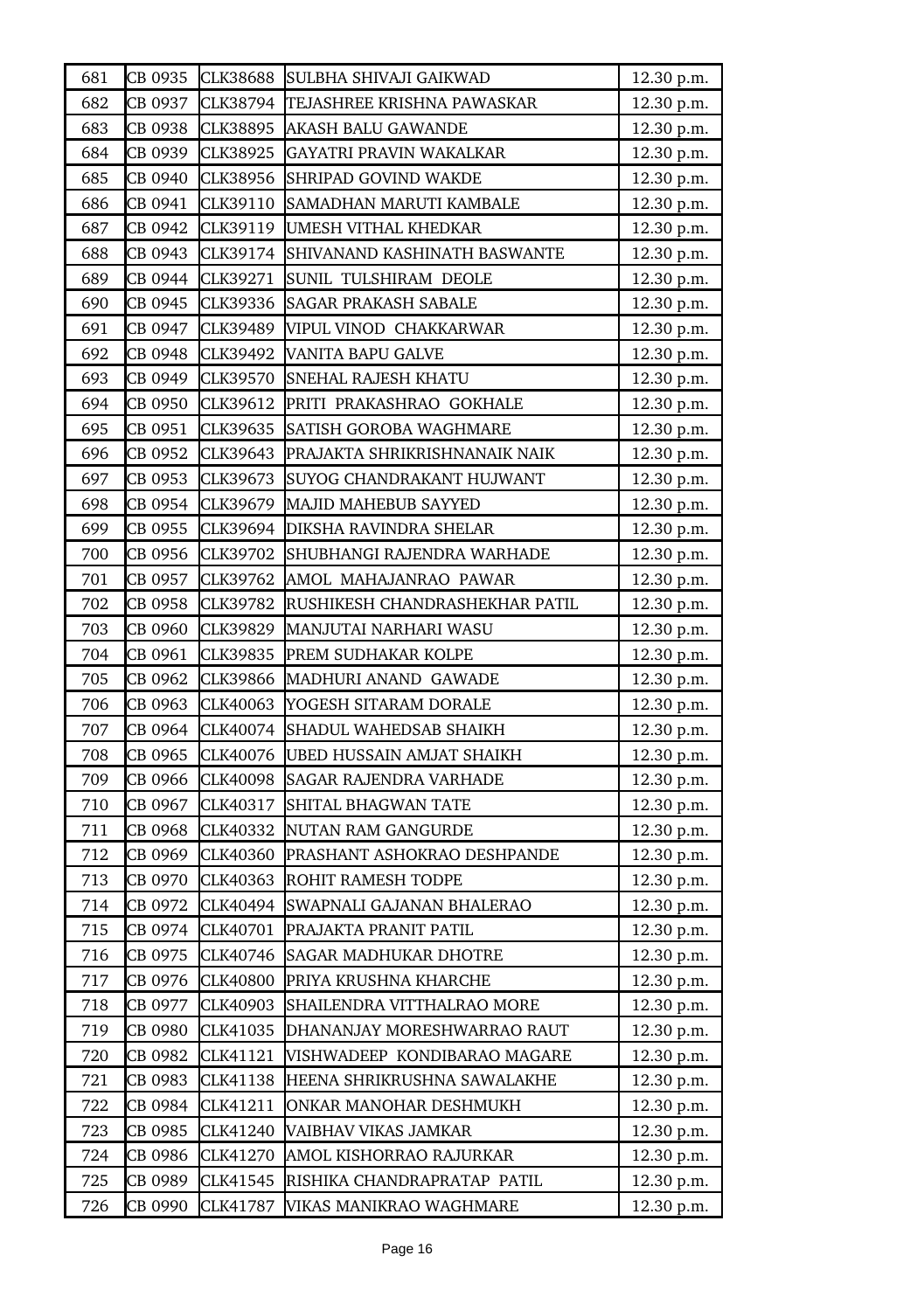| 681 | CB 0935 | CLK38688 | SULBHA SHIVAJI GAIKWAD | 12.30 p.m. |
|---|---|---|---|---|
| 682 | CB 0937 | CLK38794 | TEJASHREE KRISHNA PAWASKAR | 12.30 p.m. |
| 683 | CB 0938 | CLK38895 | AKASH BALU GAWANDE | 12.30 p.m. |
| 684 | CB 0939 | CLK38925 | GAYATRI PRAVIN WAKALKAR | 12.30 p.m. |
| 685 | CB 0940 | CLK38956 | SHRIPAD GOVIND WAKDE | 12.30 p.m. |
| 686 | CB 0941 | CLK39110 | SAMADHAN MARUTI KAMBALE | 12.30 p.m. |
| 687 | CB 0942 | CLK39119 | UMESH VITHAL KHEDKAR | 12.30 p.m. |
| 688 | CB 0943 | CLK39174 | SHIVANAND KASHINATH BASWANTE | 12.30 p.m. |
| 689 | CB 0944 | CLK39271 | SUNIL TULSHIRAM DEOLE | 12.30 p.m. |
| 690 | CB 0945 | CLK39336 | SAGAR PRAKASH SABALE | 12.30 p.m. |
| 691 | CB 0947 | CLK39489 | VIPUL VINOD CHAKKARWAR | 12.30 p.m. |
| 692 | CB 0948 | CLK39492 | VANITA BAPU GALVE | 12.30 p.m. |
| 693 | CB 0949 | CLK39570 | SNEHAL RAJESH KHATU | 12.30 p.m. |
| 694 | CB 0950 | CLK39612 | PRITI PRAKASHRAO GOKHALE | 12.30 p.m. |
| 695 | CB 0951 | CLK39635 | SATISH GOROBA WAGHMARE | 12.30 p.m. |
| 696 | CB 0952 | CLK39643 | PRAJAKTA SHRIKRISHNANAIK NAIK | 12.30 p.m. |
| 697 | CB 0953 | CLK39673 | SUYOG CHANDRAKANT HUJWANT | 12.30 p.m. |
| 698 | CB 0954 | CLK39679 | MAJID MAHEBUB SAYYED | 12.30 p.m. |
| 699 | CB 0955 | CLK39694 | DIKSHA RAVINDRA SHELAR | 12.30 p.m. |
| 700 | CB 0956 | CLK39702 | SHUBHANGI RAJENDRA WARHADE | 12.30 p.m. |
| 701 | CB 0957 | CLK39762 | AMOL MAHAJANRAO PAWAR | 12.30 p.m. |
| 702 | CB 0958 | CLK39782 | RUSHIKESH CHANDRASHEKHAR PATIL | 12.30 p.m. |
| 703 | CB 0960 | CLK39829 | MANJUTAI NARHARI WASU | 12.30 p.m. |
| 704 | CB 0961 | CLK39835 | PREM SUDHAKAR KOLPE | 12.30 p.m. |
| 705 | CB 0962 | CLK39866 | MADHURI ANAND GAWADE | 12.30 p.m. |
| 706 | CB 0963 | CLK40063 | YOGESH SITARAM DORALE | 12.30 p.m. |
| 707 | CB 0964 | CLK40074 | SHADUL WAHEDSAB SHAIKH | 12.30 p.m. |
| 708 | CB 0965 | CLK40076 | UBED HUSSAIN AMJAT SHAIKH | 12.30 p.m. |
| 709 | CB 0966 | CLK40098 | SAGAR RAJENDRA VARHADE | 12.30 p.m. |
| 710 | CB 0967 | CLK40317 | SHITAL BHAGWAN TATE | 12.30 p.m. |
| 711 | CB 0968 | CLK40332 | NUTAN RAM GANGURDE | 12.30 p.m. |
| 712 | CB 0969 | CLK40360 | PRASHANT ASHOKRAO DESHPANDE | 12.30 p.m. |
| 713 | CB 0970 | CLK40363 | ROHIT RAMESH TODPE | 12.30 p.m. |
| 714 | CB 0972 | CLK40494 | SWAPNALI GAJANAN BHALERAO | 12.30 p.m. |
| 715 | CB 0974 | CLK40701 | PRAJAKTA PRANIT PATIL | 12.30 p.m. |
| 716 | CB 0975 | CLK40746 | SAGAR MADHUKAR DHOTRE | 12.30 p.m. |
| 717 | CB 0976 | CLK40800 | PRIYA KRUSHNA KHARCHE | 12.30 p.m. |
| 718 | CB 0977 | CLK40903 | SHAILENDRA VITTHALRAO MORE | 12.30 p.m. |
| 719 | CB 0980 | CLK41035 | DHANANJAY MORESHWARRAO RAUT | 12.30 p.m. |
| 720 | CB 0982 | CLK41121 | VISHWADEEP KONDIBARAO MAGARE | 12.30 p.m. |
| 721 | CB 0983 | CLK41138 | HEENA SHRIKRUSHNA SAWALAKHE | 12.30 p.m. |
| 722 | CB 0984 | CLK41211 | ONKAR MANOHAR DESHMUKH | 12.30 p.m. |
| 723 | CB 0985 | CLK41240 | VAIBHAV VIKAS JAMKAR | 12.30 p.m. |
| 724 | CB 0986 | CLK41270 | AMOL KISHORRAO RAJURKAR | 12.30 p.m. |
| 725 | CB 0989 | CLK41545 | RISHIKA CHANDRAPRATAP PATIL | 12.30 p.m. |
| 726 | CB 0990 | CLK41787 | VIKAS MANIKRAO WAGHMARE | 12.30 p.m. |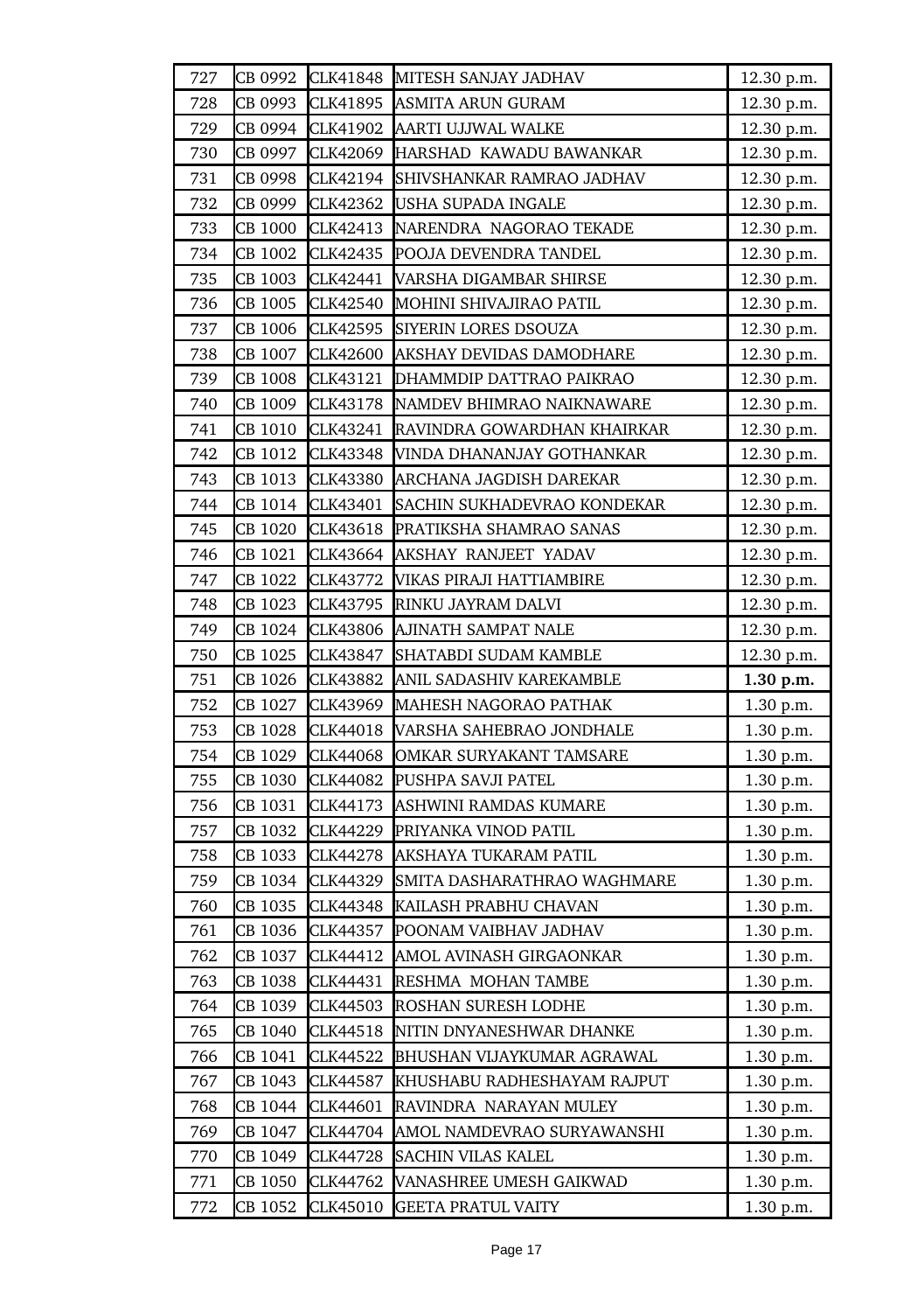| 727 | CB 0992 | CLK41848 | MITESH SANJAY JADHAV | 12.30 p.m. |
|---|---|---|---|---|
| 728 | CB 0993 | CLK41895 | ASMITA ARUN GURAM | 12.30 p.m. |
| 729 | CB 0994 | CLK41902 | AARTI UJJWAL WALKE | 12.30 p.m. |
| 730 | CB 0997 | CLK42069 | HARSHAD KAWADU BAWANKAR | 12.30 p.m. |
| 731 | CB 0998 | CLK42194 | SHIVSHANKAR RAMRAO JADHAV | 12.30 p.m. |
| 732 | CB 0999 | CLK42362 | USHA SUPADA INGALE | 12.30 p.m. |
| 733 | CB 1000 | CLK42413 | NARENDRA NAGORAO TEKADE | 12.30 p.m. |
| 734 | CB 1002 | CLK42435 | POOJA DEVENDRA TANDEL | 12.30 p.m. |
| 735 | CB 1003 | CLK42441 | VARSHA DIGAMBAR SHIRSE | 12.30 p.m. |
| 736 | CB 1005 | CLK42540 | MOHINI SHIVAJIRAO PATIL | 12.30 p.m. |
| 737 | CB 1006 | CLK42595 | SIYERIN LORES DSOUZA | 12.30 p.m. |
| 738 | CB 1007 | CLK42600 | AKSHAY DEVIDAS DAMODHARE | 12.30 p.m. |
| 739 | CB 1008 | CLK43121 | DHAMMDIP DATTRAO PAIKRAO | 12.30 p.m. |
| 740 | CB 1009 | CLK43178 | NAMDEV BHIMRAO NAIKNAWARE | 12.30 p.m. |
| 741 | CB 1010 | CLK43241 | RAVINDRA GOWARDHAN KHAIRKAR | 12.30 p.m. |
| 742 | CB 1012 | CLK43348 | VINDA DHANANJAY GOTHANKAR | 12.30 p.m. |
| 743 | CB 1013 | CLK43380 | ARCHANA JAGDISH DAREKAR | 12.30 p.m. |
| 744 | CB 1014 | CLK43401 | SACHIN SUKHADEVRAO KONDEKAR | 12.30 p.m. |
| 745 | CB 1020 | CLK43618 | PRATIKSHA SHAMRAO SANAS | 12.30 p.m. |
| 746 | CB 1021 | CLK43664 | AKSHAY RANJEET YADAV | 12.30 p.m. |
| 747 | CB 1022 | CLK43772 | VIKAS PIRAJI HATTIAMBIRE | 12.30 p.m. |
| 748 | CB 1023 | CLK43795 | RINKU JAYRAM DALVI | 12.30 p.m. |
| 749 | CB 1024 | CLK43806 | AJINATH SAMPAT NALE | 12.30 p.m. |
| 750 | CB 1025 | CLK43847 | SHATABDI SUDAM KAMBLE | 12.30 p.m. |
| 751 | CB 1026 | CLK43882 | ANIL SADASHIV KAREKAMBLE | **1.30 p.m.** |
| 752 | CB 1027 | CLK43969 | MAHESH NAGORAO PATHAK | 1.30 p.m. |
| 753 | CB 1028 | CLK44018 | VARSHA SAHEBRAO JONDHALE | 1.30 p.m. |
| 754 | CB 1029 | CLK44068 | OMKAR SURYAKANT TAMSARE | 1.30 p.m. |
| 755 | CB 1030 | CLK44082 | PUSHPA SAVJI PATEL | 1.30 p.m. |
| 756 | CB 1031 | CLK44173 | ASHWINI RAMDAS KUMARE | 1.30 p.m. |
| 757 | CB 1032 | CLK44229 | PRIYANKA VINOD PATIL | 1.30 p.m. |
| 758 | CB 1033 | CLK44278 | AKSHAYA TUKARAM PATIL | 1.30 p.m. |
| 759 | CB 1034 | CLK44329 | SMITA DASHARATHRAO WAGHMARE | 1.30 p.m. |
| 760 | CB 1035 | CLK44348 | KAILASH PRABHU CHAVAN | 1.30 p.m. |
| 761 | CB 1036 | CLK44357 | POONAM VAIBHAV JADHAV | 1.30 p.m. |
| 762 | CB 1037 | CLK44412 | AMOL AVINASH GIRGAONKAR | 1.30 p.m. |
| 763 | CB 1038 | CLK44431 | RESHMA MOHAN TAMBE | 1.30 p.m. |
| 764 | CB 1039 | CLK44503 | ROSHAN SURESH LODHE | 1.30 p.m. |
| 765 | CB 1040 | CLK44518 | NITIN DNYANESHWAR DHANKE | 1.30 p.m. |
| 766 | CB 1041 | CLK44522 | BHUSHAN VIJAYKUMAR AGRAWAL | 1.30 p.m. |
| 767 | CB 1043 | CLK44587 | KHUSHABU RADHESHAYAM RAJPUT | 1.30 p.m. |
| 768 | CB 1044 | CLK44601 | RAVINDRA NARAYAN MULEY | 1.30 p.m. |
| 769 | CB 1047 | CLK44704 | AMOL NAMDEVRAO SURYAWANSHI | 1.30 p.m. |
| 770 | CB 1049 | CLK44728 | SACHIN VILAS KALEL | 1.30 p.m. |
| 771 | CB 1050 | CLK44762 | VANASHREE UMESH GAIKWAD | 1.30 p.m. |
| 772 | CB 1052 | CLK45010 | GEETA PRATUL VAITY | 1.30 p.m. |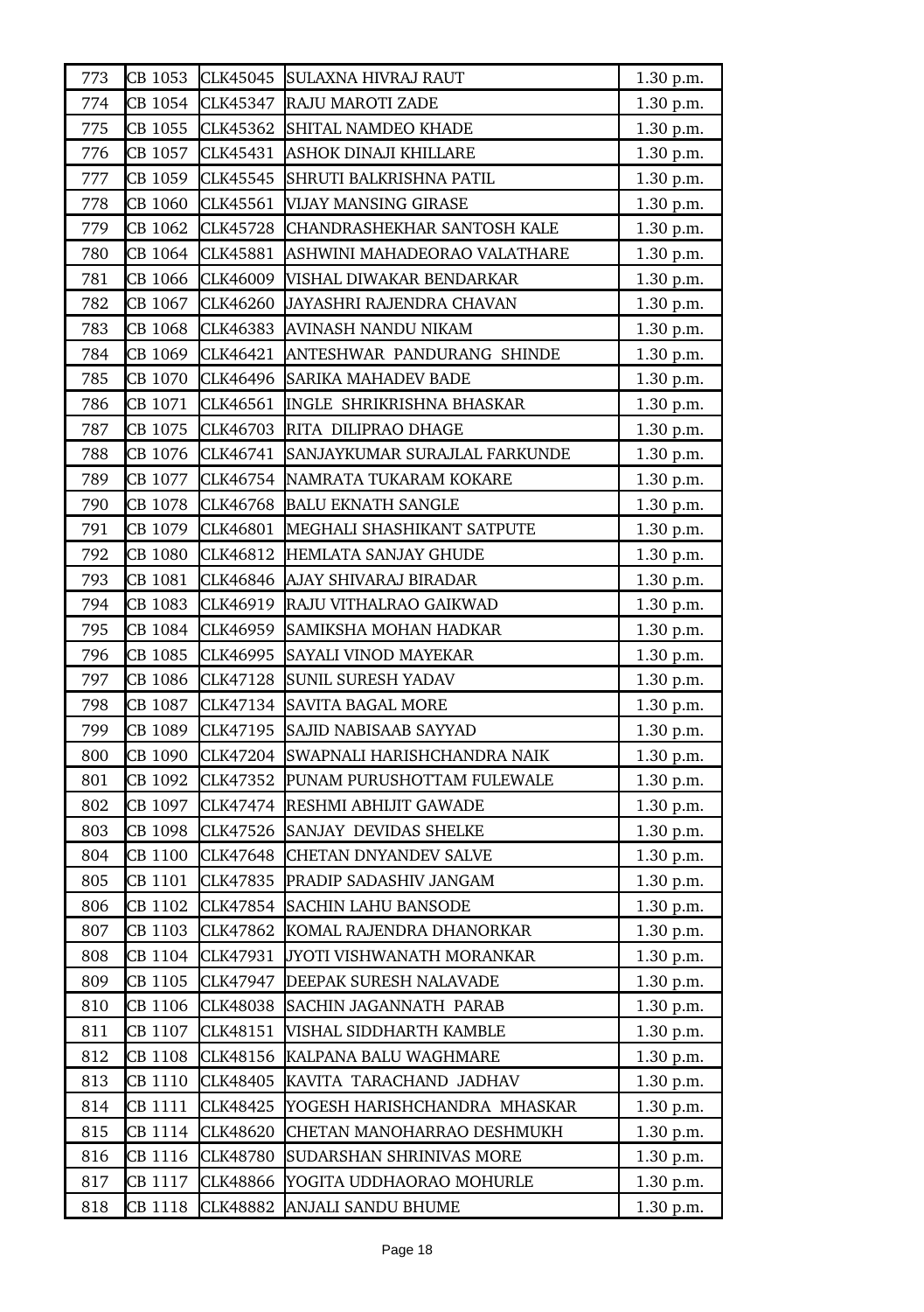| 773 | CB 1053 | CLK45045 | SULAXNA HIVRAJ RAUT | 1.30 p.m. |
|---|---|---|---|---|
| 774 | CB 1054 | CLK45347 | RAJU MAROTI ZADE | 1.30 p.m. |
| 775 | CB 1055 | CLK45362 | SHITAL NAMDEO KHADE | 1.30 p.m. |
| 776 | CB 1057 | CLK45431 | ASHOK DINAJI KHILLARE | 1.30 p.m. |
| 777 | CB 1059 | CLK45545 | SHRUTI BALKRISHNA PATIL | 1.30 p.m. |
| 778 | CB 1060 | CLK45561 | VIJAY MANSING GIRASE | 1.30 p.m. |
| 779 | CB 1062 | CLK45728 | CHANDRASHEKHAR SANTOSH KALE | 1.30 p.m. |
| 780 | CB 1064 | CLK45881 | ASHWINI MAHADEORAO VALATHARE | 1.30 p.m. |
| 781 | CB 1066 | CLK46009 | VISHAL DIWAKAR BENDARKAR | 1.30 p.m. |
| 782 | CB 1067 | CLK46260 | JAYASHRI RAJENDRA CHAVAN | 1.30 p.m. |
| 783 | CB 1068 | CLK46383 | AVINASH NANDU NIKAM | 1.30 p.m. |
| 784 | CB 1069 | CLK46421 | ANTESHWAR PANDURANG SHINDE | 1.30 p.m. |
| 785 | CB 1070 | CLK46496 | SARIKA MAHADEV BADE | 1.30 p.m. |
| 786 | CB 1071 | CLK46561 | INGLE SHRIKRISHNA BHASKAR | 1.30 p.m. |
| 787 | CB 1075 | CLK46703 | RITA DILIPRAO DHAGE | 1.30 p.m. |
| 788 | CB 1076 | CLK46741 | SANJAYKUMAR SURAJLAL FARKUNDE | 1.30 p.m. |
| 789 | CB 1077 | CLK46754 | NAMRATA TUKARAM KOKARE | 1.30 p.m. |
| 790 | CB 1078 | CLK46768 | BALU EKNATH SANGLE | 1.30 p.m. |
| 791 | CB 1079 | CLK46801 | MEGHALI SHASHIKANT SATPUTE | 1.30 p.m. |
| 792 | CB 1080 | CLK46812 | HEMLATA SANJAY GHUDE | 1.30 p.m. |
| 793 | CB 1081 | CLK46846 | AJAY SHIVARAJ BIRADAR | 1.30 p.m. |
| 794 | CB 1083 | CLK46919 | RAJU VITHALRAO GAIKWAD | 1.30 p.m. |
| 795 | CB 1084 | CLK46959 | SAMIKSHA MOHAN HADKAR | 1.30 p.m. |
| 796 | CB 1085 | CLK46995 | SAYALI VINOD MAYEKAR | 1.30 p.m. |
| 797 | CB 1086 | CLK47128 | SUNIL SURESH YADAV | 1.30 p.m. |
| 798 | CB 1087 | CLK47134 | SAVITA BAGAL MORE | 1.30 p.m. |
| 799 | CB 1089 | CLK47195 | SAJID NABISAAB SAYYAD | 1.30 p.m. |
| 800 | CB 1090 | CLK47204 | SWAPNALI HARISHCHANDRA NAIK | 1.30 p.m. |
| 801 | CB 1092 | CLK47352 | PUNAM PURUSHOTTAM FULEWALE | 1.30 p.m. |
| 802 | CB 1097 | CLK47474 | RESHMI ABHIJIT GAWADE | 1.30 p.m. |
| 803 | CB 1098 | CLK47526 | SANJAY DEVIDAS SHELKE | 1.30 p.m. |
| 804 | CB 1100 | CLK47648 | CHETAN DNYANDEV SALVE | 1.30 p.m. |
| 805 | CB 1101 | CLK47835 | PRADIP SADASHIV JANGAM | 1.30 p.m. |
| 806 | CB 1102 | CLK47854 | SACHIN LAHU BANSODE | 1.30 p.m. |
| 807 | CB 1103 | CLK47862 | KOMAL RAJENDRA DHANORKAR | 1.30 p.m. |
| 808 | CB 1104 | CLK47931 | JYOTI VISHWANATH MORANKAR | 1.30 p.m. |
| 809 | CB 1105 | CLK47947 | DEEPAK SURESH NALAVADE | 1.30 p.m. |
| 810 | CB 1106 | CLK48038 | SACHIN JAGANNATH PARAB | 1.30 p.m. |
| 811 | CB 1107 | CLK48151 | VISHAL SIDDHARTH KAMBLE | 1.30 p.m. |
| 812 | CB 1108 | CLK48156 | KALPANA BALU WAGHMARE | 1.30 p.m. |
| 813 | CB 1110 | CLK48405 | KAVITA TARACHAND JADHAV | 1.30 p.m. |
| 814 | CB 1111 | CLK48425 | YOGESH HARISHCHANDRA MHASKAR | 1.30 p.m. |
| 815 | CB 1114 | CLK48620 | CHETAN MANOHARRAO DESHMUKH | 1.30 p.m. |
| 816 | CB 1116 | CLK48780 | SUDARSHAN SHRINIVAS MORE | 1.30 p.m. |
| 817 | CB 1117 | CLK48866 | YOGITA UDDHAORAO MOHURLE | 1.30 p.m. |
| 818 | CB 1118 | CLK48882 | ANJALI SANDU BHUME | 1.30 p.m. |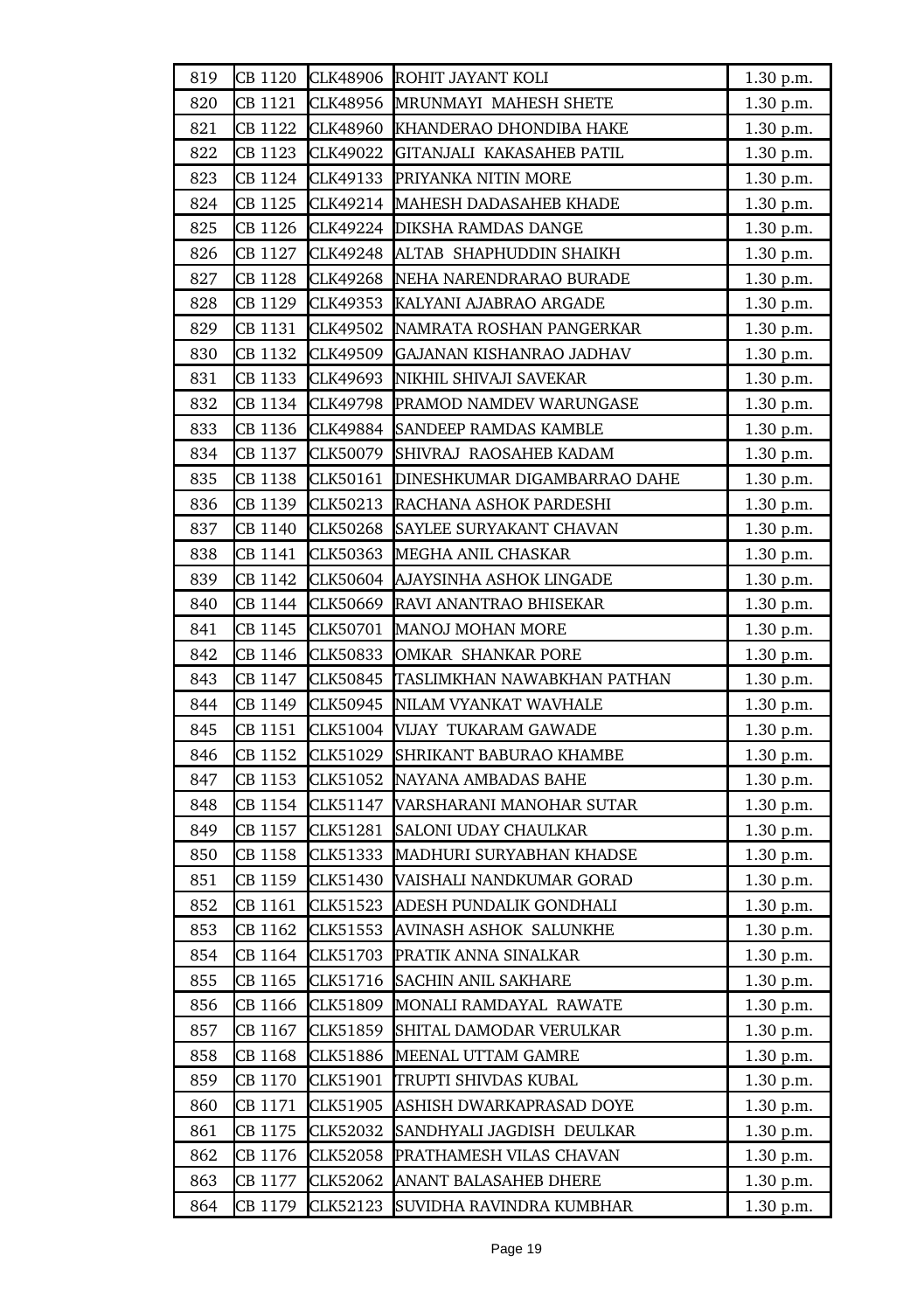| 819 | CB 1120 | CLK48906 | ROHIT JAYANT KOLI | 1.30 p.m. |
|---|---|---|---|---|
| 820 | CB 1121 | CLK48956 | MRUNMAYI MAHESH SHETE | 1.30 p.m. |
| 821 | CB 1122 | CLK48960 | KHANDERAO DHONDIBA HAKE | 1.30 p.m. |
| 822 | CB 1123 | CLK49022 | GITANJALI KAKASAHEB PATIL | 1.30 p.m. |
| 823 | CB 1124 | CLK49133 | PRIYANKA NITIN MORE | 1.30 p.m. |
| 824 | CB 1125 | CLK49214 | MAHESH DADASAHEB KHADE | 1.30 p.m. |
| 825 | CB 1126 | CLK49224 | DIKSHA RAMDAS DANGE | 1.30 p.m. |
| 826 | CB 1127 | CLK49248 | ALTAB SHAPHUDDIN SHAIKH | 1.30 p.m. |
| 827 | CB 1128 | CLK49268 | NEHA NARENDRARAO BURADE | 1.30 p.m. |
| 828 | CB 1129 | CLK49353 | KALYANI AJABRAO ARGADE | 1.30 p.m. |
| 829 | CB 1131 | CLK49502 | NAMRATA ROSHAN PANGERKAR | 1.30 p.m. |
| 830 | CB 1132 | CLK49509 | GAJANAN KISHANRAO JADHAV | 1.30 p.m. |
| 831 | CB 1133 | CLK49693 | NIKHIL SHIVAJI SAVEKAR | 1.30 p.m. |
| 832 | CB 1134 | CLK49798 | PRAMOD NAMDEV WARUNGASE | 1.30 p.m. |
| 833 | CB 1136 | CLK49884 | SANDEEP RAMDAS KAMBLE | 1.30 p.m. |
| 834 | CB 1137 | CLK50079 | SHIVRAJ RAOSAHEB KADAM | 1.30 p.m. |
| 835 | CB 1138 | CLK50161 | DINESHKUMAR DIGAMBARRAO DAHE | 1.30 p.m. |
| 836 | CB 1139 | CLK50213 | RACHANA ASHOK PARDESHI | 1.30 p.m. |
| 837 | CB 1140 | CLK50268 | SAYLEE SURYAKANT CHAVAN | 1.30 p.m. |
| 838 | CB 1141 | CLK50363 | MEGHA ANIL CHASKAR | 1.30 p.m. |
| 839 | CB 1142 | CLK50604 | AJAYSINHA ASHOK LINGADE | 1.30 p.m. |
| 840 | CB 1144 | CLK50669 | RAVI ANANTRAO BHISEKAR | 1.30 p.m. |
| 841 | CB 1145 | CLK50701 | MANOJ MOHAN MORE | 1.30 p.m. |
| 842 | CB 1146 | CLK50833 | OMKAR SHANKAR PORE | 1.30 p.m. |
| 843 | CB 1147 | CLK50845 | TASLIMKHAN NAWABKHAN PATHAN | 1.30 p.m. |
| 844 | CB 1149 | CLK50945 | NILAM VYANKAT WAVHALE | 1.30 p.m. |
| 845 | CB 1151 | CLK51004 | VIJAY TUKARAM GAWADE | 1.30 p.m. |
| 846 | CB 1152 | CLK51029 | SHRIKANT BABURAO KHAMBE | 1.30 p.m. |
| 847 | CB 1153 | CLK51052 | NAYANA AMBADAS BAHE | 1.30 p.m. |
| 848 | CB 1154 | CLK51147 | VARSHARANI MANOHAR SUTAR | 1.30 p.m. |
| 849 | CB 1157 | CLK51281 | SALONI UDAY CHAULKAR | 1.30 p.m. |
| 850 | CB 1158 | CLK51333 | MADHURI SURYABHAN KHADSE | 1.30 p.m. |
| 851 | CB 1159 | CLK51430 | VAISHALI NANDKUMAR GORAD | 1.30 p.m. |
| 852 | CB 1161 | CLK51523 | ADESH PUNDALIK GONDHALI | 1.30 p.m. |
| 853 | CB 1162 | CLK51553 | AVINASH ASHOK SALUNKHE | 1.30 p.m. |
| 854 | CB 1164 | CLK51703 | PRATIK ANNA SINALKAR | 1.30 p.m. |
| 855 | CB 1165 | CLK51716 | SACHIN ANIL SAKHARE | 1.30 p.m. |
| 856 | CB 1166 | CLK51809 | MONALI RAMDAYAL RAWATE | 1.30 p.m. |
| 857 | CB 1167 | CLK51859 | SHITAL DAMODAR VERULKAR | 1.30 p.m. |
| 858 | CB 1168 | CLK51886 | MEENAL UTTAM GAMRE | 1.30 p.m. |
| 859 | CB 1170 | CLK51901 | TRUPTI SHIVDAS KUBAL | 1.30 p.m. |
| 860 | CB 1171 | CLK51905 | ASHISH DWARKAPRASAD DOYE | 1.30 p.m. |
| 861 | CB 1175 | CLK52032 | SANDHYALI JAGDISH DEULKAR | 1.30 p.m. |
| 862 | CB 1176 | CLK52058 | PRATHAMESH VILAS CHAVAN | 1.30 p.m. |
| 863 | CB 1177 | CLK52062 | ANANT BALASAHEB DHERE | 1.30 p.m. |
| 864 | CB 1179 | CLK52123 | SUVIDHA RAVINDRA KUMBHAR | 1.30 p.m. |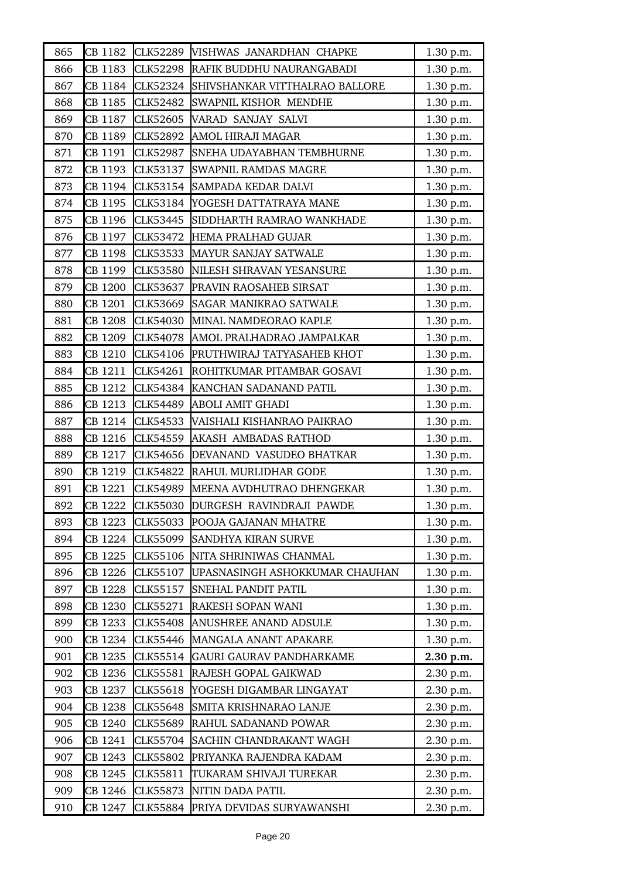| 865 | CB 1182 | CLK52289 | VISHWAS JANARDHAN CHAPKE | 1.30 p.m. |
|---|---|---|---|---|
| 866 | CB 1183 | CLK52298 | RAFIK BUDDHU NAURANGABADI | 1.30 p.m. |
| 867 | CB 1184 | CLK52324 | SHIVSHANKAR VITTHALRAO BALLORE | 1.30 p.m. |
| 868 | CB 1185 | CLK52482 | SWAPNIL KISHOR MENDHE | 1.30 p.m. |
| 869 | CB 1187 | CLK52605 | VARAD SANJAY SALVI | 1.30 p.m. |
| 870 | CB 1189 | CLK52892 | AMOL HIRAJI MAGAR | 1.30 p.m. |
| 871 | CB 1191 | CLK52987 | SNEHA UDAYABHAN TEMBHURNE | 1.30 p.m. |
| 872 | CB 1193 | CLK53137 | SWAPNIL RAMDAS MAGRE | 1.30 p.m. |
| 873 | CB 1194 | CLK53154 | SAMPADA KEDAR DALVI | 1.30 p.m. |
| 874 | CB 1195 | CLK53184 | YOGESH DATTATRAYA MANE | 1.30 p.m. |
| 875 | CB 1196 | CLK53445 | SIDDHARTH RAMRAO WANKHADE | 1.30 p.m. |
| 876 | CB 1197 | CLK53472 | HEMA PRALHAD GUJAR | 1.30 p.m. |
| 877 | CB 1198 | CLK53533 | MAYUR SANJAY SATWALE | 1.30 p.m. |
| 878 | CB 1199 | CLK53580 | NILESH SHRAVAN YESANSURE | 1.30 p.m. |
| 879 | CB 1200 | CLK53637 | PRAVIN RAOSAHEB SIRSAT | 1.30 p.m. |
| 880 | CB 1201 | CLK53669 | SAGAR MANIKRAO SATWALE | 1.30 p.m. |
| 881 | CB 1208 | CLK54030 | MINAL NAMDEORAO KAPLE | 1.30 p.m. |
| 882 | CB 1209 | CLK54078 | AMOL PRALHADRAO JAMPALKAR | 1.30 p.m. |
| 883 | CB 1210 | CLK54106 | PRUTHWIRAJ TATYASAHEB KHOT | 1.30 p.m. |
| 884 | CB 1211 | CLK54261 | ROHITKUMAR PITAMBAR GOSAVI | 1.30 p.m. |
| 885 | CB 1212 | CLK54384 | KANCHAN SADANAND PATIL | 1.30 p.m. |
| 886 | CB 1213 | CLK54489 | ABOLI AMIT GHADI | 1.30 p.m. |
| 887 | CB 1214 | CLK54533 | VAISHALI KISHANRAO PAIKRAO | 1.30 p.m. |
| 888 | CB 1216 | CLK54559 | AKASH AMBADAS RATHOD | 1.30 p.m. |
| 889 | CB 1217 | CLK54656 | DEVANAND VASUDEO BHATKAR | 1.30 p.m. |
| 890 | CB 1219 | CLK54822 | RAHUL MURLIDHAR GODE | 1.30 p.m. |
| 891 | CB 1221 | CLK54989 | MEENA AVDHUTRAO DHENGEKAR | 1.30 p.m. |
| 892 | CB 1222 | CLK55030 | DURGESH RAVINDRAJI PAWDE | 1.30 p.m. |
| 893 | CB 1223 | CLK55033 | POOJA GAJANAN MHATRE | 1.30 p.m. |
| 894 | CB 1224 | CLK55099 | SANDHYA KIRAN SURVE | 1.30 p.m. |
| 895 | CB 1225 | CLK55106 | NITA SHRINIWAS CHANMAL | 1.30 p.m. |
| 896 | CB 1226 | CLK55107 | UPASNASINGH ASHOKKUMAR CHAUHAN | 1.30 p.m. |
| 897 | CB 1228 | CLK55157 | SNEHAL PANDIT PATIL | 1.30 p.m. |
| 898 | CB 1230 | CLK55271 | RAKESH SOPAN WANI | 1.30 p.m. |
| 899 | CB 1233 | CLK55408 | ANUSHREE ANAND ADSULE | 1.30 p.m. |
| 900 | CB 1234 | CLK55446 | MANGALA ANANT APAKARE | 1.30 p.m. |
| 901 | CB 1235 | CLK55514 | GAURI GAURAV PANDHARKAME | **2.30 p.m.** |
| 902 | CB 1236 | CLK55581 | RAJESH GOPAL GAIKWAD | 2.30 p.m. |
| 903 | CB 1237 | CLK55618 | YOGESH DIGAMBAR LINGAYAT | 2.30 p.m. |
| 904 | CB 1238 | CLK55648 | SMITA KRISHNARAO LANJE | 2.30 p.m. |
| 905 | CB 1240 | CLK55689 | RAHUL SADANAND POWAR | 2.30 p.m. |
| 906 | CB 1241 | CLK55704 | SACHIN CHANDRAKANT WAGH | 2.30 p.m. |
| 907 | CB 1243 | CLK55802 | PRIYANKA RAJENDRA KADAM | 2.30 p.m. |
| 908 | CB 1245 | CLK55811 | TUKARAM SHIVAJI TUREKAR | 2.30 p.m. |
| 909 | CB 1246 | CLK55873 | NITIN DADA PATIL | 2.30 p.m. |
| 910 | CB 1247 | CLK55884 | PRIYA DEVIDAS SURYAWANSHI | 2.30 p.m. |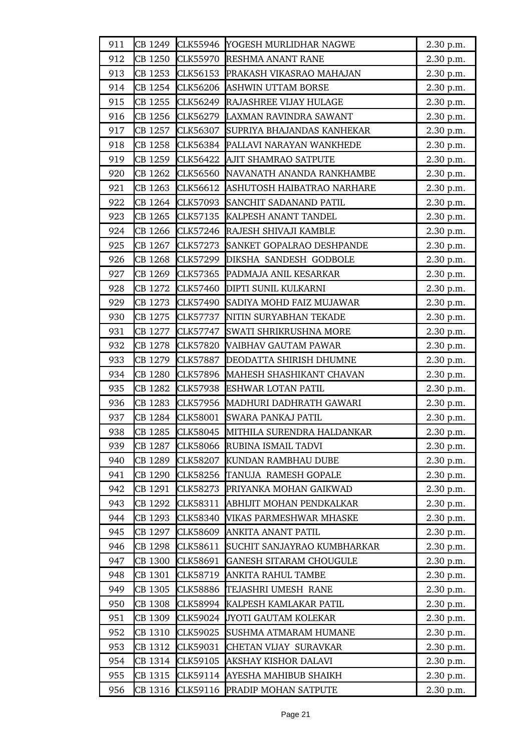| | | | | |
|---|---|---|---|---|
| 911 | CB 1249 | CLK55946 | YOGESH MURLIDHAR NAGWE | 2.30 p.m. |
| 912 | CB 1250 | CLK55970 | RESHMA ANANT RANE | 2.30 p.m. |
| 913 | CB 1253 | CLK56153 | PRAKASH VIKASRAO MAHAJAN | 2.30 p.m. |
| 914 | CB 1254 | CLK56206 | ASHWIN UTTAM BORSE | 2.30 p.m. |
| 915 | CB 1255 | CLK56249 | RAJASHREE VIJAY HULAGE | 2.30 p.m. |
| 916 | CB 1256 | CLK56279 | LAXMAN RAVINDRA SAWANT | 2.30 p.m. |
| 917 | CB 1257 | CLK56307 | SUPRIYA BHAJANDAS KANHEKAR | 2.30 p.m. |
| 918 | CB 1258 | CLK56384 | PALLAVI NARAYAN WANKHEDE | 2.30 p.m. |
| 919 | CB 1259 | CLK56422 | AJIT SHAMRAO SATPUTE | 2.30 p.m. |
| 920 | CB 1262 | CLK56560 | NAVANATH ANANDA RANKHAMBE | 2.30 p.m. |
| 921 | CB 1263 | CLK56612 | ASHUTOSH HAIBATRAO NARHARE | 2.30 p.m. |
| 922 | CB 1264 | CLK57093 | SANCHIT SADANAND PATIL | 2.30 p.m. |
| 923 | CB 1265 | CLK57135 | KALPESH ANANT TANDEL | 2.30 p.m. |
| 924 | CB 1266 | CLK57246 | RAJESH SHIVAJI KAMBLE | 2.30 p.m. |
| 925 | CB 1267 | CLK57273 | SANKET GOPALRAO DESHPANDE | 2.30 p.m. |
| 926 | CB 1268 | CLK57299 | DIKSHA SANDESH GODBOLE | 2.30 p.m. |
| 927 | CB 1269 | CLK57365 | PADMAJA ANIL KESARKAR | 2.30 p.m. |
| 928 | CB 1272 | CLK57460 | DIPTI SUNIL KULKARNI | 2.30 p.m. |
| 929 | CB 1273 | CLK57490 | SADIYA MOHD FAIZ MUJAWAR | 2.30 p.m. |
| 930 | CB 1275 | CLK57737 | NITIN SURYABHAN TEKADE | 2.30 p.m. |
| 931 | CB 1277 | CLK57747 | SWATI SHRIKRUSHNA MORE | 2.30 p.m. |
| 932 | CB 1278 | CLK57820 | VAIBHAV GAUTAM PAWAR | 2.30 p.m. |
| 933 | CB 1279 | CLK57887 | DEODATTA SHIRISH DHUMNE | 2.30 p.m. |
| 934 | CB 1280 | CLK57896 | MAHESH SHASHIKANT CHAVAN | 2.30 p.m. |
| 935 | CB 1282 | CLK57938 | ESHWAR LOTAN PATIL | 2.30 p.m. |
| 936 | CB 1283 | CLK57956 | MADHURI DADHRATH GAWARI | 2.30 p.m. |
| 937 | CB 1284 | CLK58001 | SWARA PANKAJ PATIL | 2.30 p.m. |
| 938 | CB 1285 | CLK58045 | MITHILA SURENDRA HALDANKAR | 2.30 p.m. |
| 939 | CB 1287 | CLK58066 | RUBINA ISMAIL TADVI | 2.30 p.m. |
| 940 | CB 1289 | CLK58207 | KUNDAN RAMBHAU DUBE | 2.30 p.m. |
| 941 | CB 1290 | CLK58256 | TANUJA RAMESH GOPALE | 2.30 p.m. |
| 942 | CB 1291 | CLK58273 | PRIYANKA MOHAN GAIKWAD | 2.30 p.m. |
| 943 | CB 1292 | CLK58311 | ABHIJIT MOHAN PENDKALKAR | 2.30 p.m. |
| 944 | CB 1293 | CLK58340 | VIKAS PARMESHWAR MHASKE | 2.30 p.m. |
| 945 | CB 1297 | CLK58609 | ANKITA ANANT PATIL | 2.30 p.m. |
| 946 | CB 1298 | CLK58611 | SUCHIT SANJAYRAO KUMBHARKAR | 2.30 p.m. |
| 947 | CB 1300 | CLK58691 | GANESH SITARAM CHOUGULE | 2.30 p.m. |
| 948 | CB 1301 | CLK58719 | ANKITA RAHUL TAMBE | 2.30 p.m. |
| 949 | CB 1305 | CLK58886 | TEJASHRI UMESH RANE | 2.30 p.m. |
| 950 | CB 1308 | CLK58994 | KALPESH KAMLAKAR PATIL | 2.30 p.m. |
| 951 | CB 1309 | CLK59024 | JYOTI GAUTAM KOLEKAR | 2.30 p.m. |
| 952 | CB 1310 | CLK59025 | SUSHMA ATMARAM HUMANE | 2.30 p.m. |
| 953 | CB 1312 | CLK59031 | CHETAN VIJAY SURAVKAR | 2.30 p.m. |
| 954 | CB 1314 | CLK59105 | AKSHAY KISHOR DALAVI | 2.30 p.m. |
| 955 | CB 1315 | CLK59114 | AYESHA MAHIBUB SHAIKH | 2.30 p.m. |
| 956 | CB 1316 | CLK59116 | PRADIP MOHAN SATPUTE | 2.30 p.m. |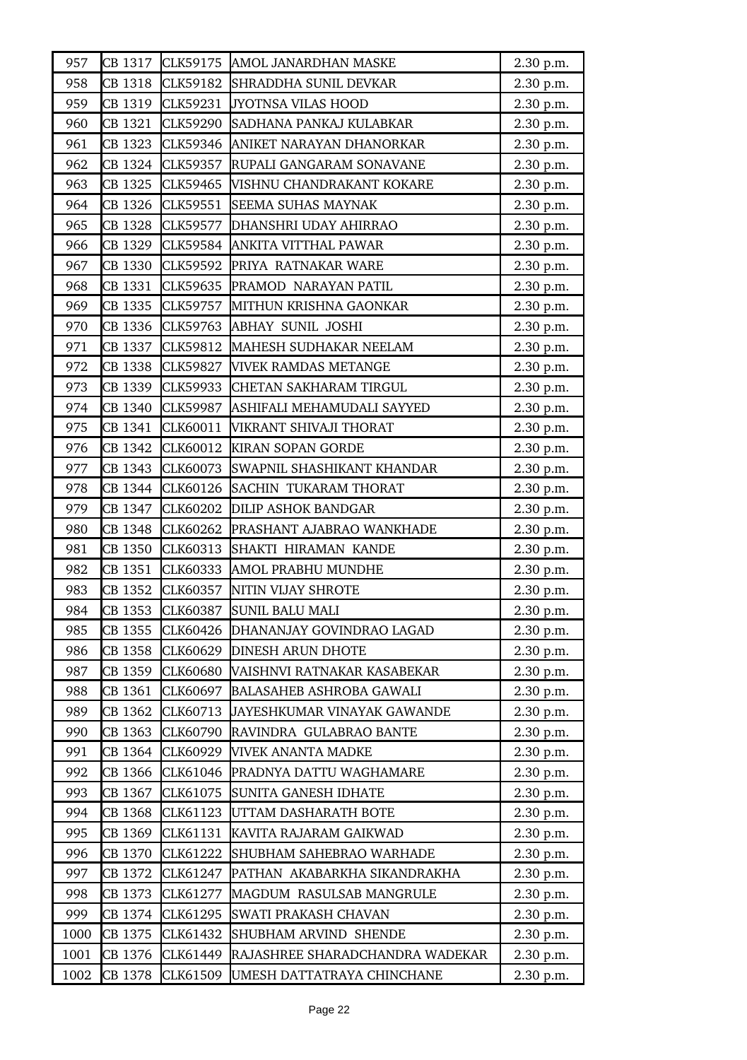| 957 | CB 1317 | CLK59175 | AMOL JANARDHAN MASKE | 2.30 p.m. |
|---|---|---|---|---|
| 958 | CB 1318 | CLK59182 | SHRADDHA SUNIL DEVKAR | 2.30 p.m. |
| 959 | CB 1319 | CLK59231 | JYOTNSA VILAS HOOD | 2.30 p.m. |
| 960 | CB 1321 | CLK59290 | SADHANA PANKAJ KULABKAR | 2.30 p.m. |
| 961 | CB 1323 | CLK59346 | ANIKET NARAYAN DHANORKAR | 2.30 p.m. |
| 962 | CB 1324 | CLK59357 | RUPALI GANGARAM SONAVANE | 2.30 p.m. |
| 963 | CB 1325 | CLK59465 | VISHNU CHANDRAKANT KOKARE | 2.30 p.m. |
| 964 | CB 1326 | CLK59551 | SEEMA SUHAS MAYNAK | 2.30 p.m. |
| 965 | CB 1328 | CLK59577 | DHANSHRI UDAY AHIRRAO | 2.30 p.m. |
| 966 | CB 1329 | CLK59584 | ANKITA VITTHAL PAWAR | 2.30 p.m. |
| 967 | CB 1330 | CLK59592 | PRIYA RATNAKAR WARE | 2.30 p.m. |
| 968 | CB 1331 | CLK59635 | PRAMOD NARAYAN PATIL | 2.30 p.m. |
| 969 | CB 1335 | CLK59757 | MITHUN KRISHNA GAONKAR | 2.30 p.m. |
| 970 | CB 1336 | CLK59763 | ABHAY SUNIL JOSHI | 2.30 p.m. |
| 971 | CB 1337 | CLK59812 | MAHESH SUDHAKAR NEELAM | 2.30 p.m. |
| 972 | CB 1338 | CLK59827 | VIVEK RAMDAS METANGE | 2.30 p.m. |
| 973 | CB 1339 | CLK59933 | CHETAN SAKHARAM TIRGUL | 2.30 p.m. |
| 974 | CB 1340 | CLK59987 | ASHIFALI MEHAMUDALI SAYYED | 2.30 p.m. |
| 975 | CB 1341 | CLK60011 | VIKRANT SHIVAJI THORAT | 2.30 p.m. |
| 976 | CB 1342 | CLK60012 | KIRAN SOPAN GORDE | 2.30 p.m. |
| 977 | CB 1343 | CLK60073 | SWAPNIL SHASHIKANT KHANDAR | 2.30 p.m. |
| 978 | CB 1344 | CLK60126 | SACHIN TUKARAM THORAT | 2.30 p.m. |
| 979 | CB 1347 | CLK60202 | DILIP ASHOK BANDGAR | 2.30 p.m. |
| 980 | CB 1348 | CLK60262 | PRASHANT AJABRAO WANKHADE | 2.30 p.m. |
| 981 | CB 1350 | CLK60313 | SHAKTI HIRAMAN KANDE | 2.30 p.m. |
| 982 | CB 1351 | CLK60333 | AMOL PRABHU MUNDHE | 2.30 p.m. |
| 983 | CB 1352 | CLK60357 | NITIN VIJAY SHROTE | 2.30 p.m. |
| 984 | CB 1353 | CLK60387 | SUNIL BALU MALI | 2.30 p.m. |
| 985 | CB 1355 | CLK60426 | DHANANJAY GOVINDRAO LAGAD | 2.30 p.m. |
| 986 | CB 1358 | CLK60629 | DINESH ARUN DHOTE | 2.30 p.m. |
| 987 | CB 1359 | CLK60680 | VAISHNVI RATNAKAR KASABEKAR | 2.30 p.m. |
| 988 | CB 1361 | CLK60697 | BALASAHEB ASHROBA GAWALI | 2.30 p.m. |
| 989 | CB 1362 | CLK60713 | JAYESHKUMAR VINAYAK GAWANDE | 2.30 p.m. |
| 990 | CB 1363 | CLK60790 | RAVINDRA GULABRAO BANTE | 2.30 p.m. |
| 991 | CB 1364 | CLK60929 | VIVEK ANANTA MADKE | 2.30 p.m. |
| 992 | CB 1366 | CLK61046 | PRADNYA DATTU WAGHAMARE | 2.30 p.m. |
| 993 | CB 1367 | CLK61075 | SUNITA GANESH IDHATE | 2.30 p.m. |
| 994 | CB 1368 | CLK61123 | UTTAM DASHARATH BOTE | 2.30 p.m. |
| 995 | CB 1369 | CLK61131 | KAVITA RAJARAM GAIKWAD | 2.30 p.m. |
| 996 | CB 1370 | CLK61222 | SHUBHAM SAHEBRAO WARHADE | 2.30 p.m. |
| 997 | CB 1372 | CLK61247 | PATHAN AKABARKHA SIKANDRAKHA | 2.30 p.m. |
| 998 | CB 1373 | CLK61277 | MAGDUM RASULSAB MANGRULE | 2.30 p.m. |
| 999 | CB 1374 | CLK61295 | SWATI PRAKASH CHAVAN | 2.30 p.m. |
| 1000 | CB 1375 | CLK61432 | SHUBHAM ARVIND SHENDE | 2.30 p.m. |
| 1001 | CB 1376 | CLK61449 | RAJASHREE SHARADCHANDRA WADEKAR | 2.30 p.m. |
| 1002 | CB 1378 | CLK61509 | UMESH DATTATRAYA CHINCHANE | 2.30 p.m. |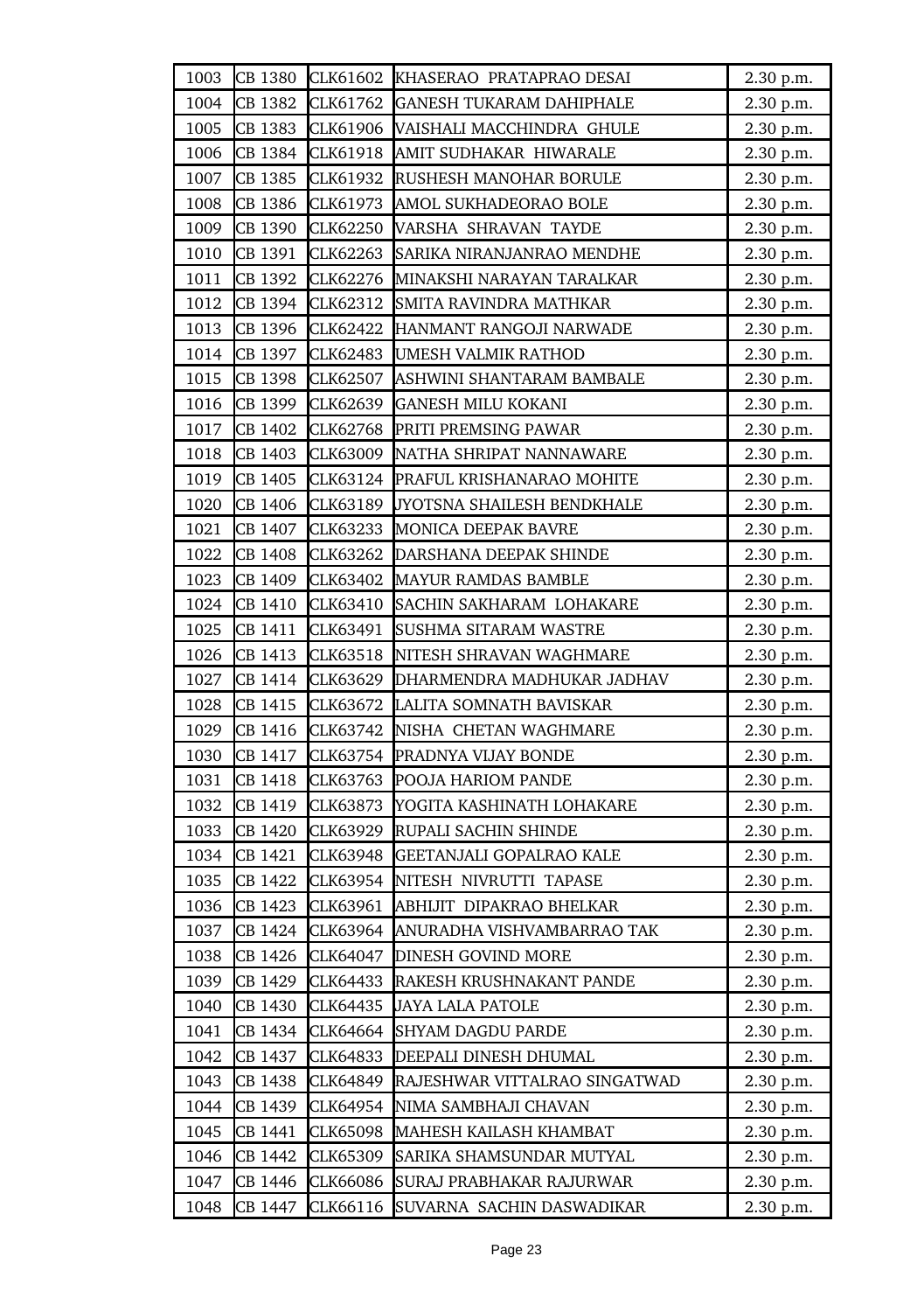| | | | | |
|---|---|---|---|---|
| 1003 | CB 1380 | CLK61602 | KHASERAO PRATAPRAO DESAI | 2.30 p.m. |
| 1004 | CB 1382 | CLK61762 | GANESH TUKARAM DAHIPHALE | 2.30 p.m. |
| 1005 | CB 1383 | CLK61906 | VAISHALI MACCHINDRA GHULE | 2.30 p.m. |
| 1006 | CB 1384 | CLK61918 | AMIT SUDHAKAR HIWARALE | 2.30 p.m. |
| 1007 | CB 1385 | CLK61932 | RUSHESH MANOHAR BORULE | 2.30 p.m. |
| 1008 | CB 1386 | CLK61973 | AMOL SUKHADEORAO BOLE | 2.30 p.m. |
| 1009 | CB 1390 | CLK62250 | VARSHA SHRAVAN TAYDE | 2.30 p.m. |
| 1010 | CB 1391 | CLK62263 | SARIKA NIRANJANRAO MENDHE | 2.30 p.m. |
| 1011 | CB 1392 | CLK62276 | MINAKSHI NARAYAN TARALKAR | 2.30 p.m. |
| 1012 | CB 1394 | CLK62312 | SMITA RAVINDRA MATHKAR | 2.30 p.m. |
| 1013 | CB 1396 | CLK62422 | HANMANT RANGOJI NARWADE | 2.30 p.m. |
| 1014 | CB 1397 | CLK62483 | UMESH VALMIK RATHOD | 2.30 p.m. |
| 1015 | CB 1398 | CLK62507 | ASHWINI SHANTARAM BAMBALE | 2.30 p.m. |
| 1016 | CB 1399 | CLK62639 | GANESH MILU KOKANI | 2.30 p.m. |
| 1017 | CB 1402 | CLK62768 | PRITI PREMSING PAWAR | 2.30 p.m. |
| 1018 | CB 1403 | CLK63009 | NATHA SHRIPAT NANNAWARE | 2.30 p.m. |
| 1019 | CB 1405 | CLK63124 | PRAFUL KRISHANARAO MOHITE | 2.30 p.m. |
| 1020 | CB 1406 | CLK63189 | JYOTSNA SHAILESH BENDKHALE | 2.30 p.m. |
| 1021 | CB 1407 | CLK63233 | MONICA DEEPAK BAVRE | 2.30 p.m. |
| 1022 | CB 1408 | CLK63262 | DARSHANA DEEPAK SHINDE | 2.30 p.m. |
| 1023 | CB 1409 | CLK63402 | MAYUR RAMDAS BAMBLE | 2.30 p.m. |
| 1024 | CB 1410 | CLK63410 | SACHIN SAKHARAM LOHAKARE | 2.30 p.m. |
| 1025 | CB 1411 | CLK63491 | SUSHMA SITARAM WASTRE | 2.30 p.m. |
| 1026 | CB 1413 | CLK63518 | NITESH SHRAVAN WAGHMARE | 2.30 p.m. |
| 1027 | CB 1414 | CLK63629 | DHARMENDRA MADHUKAR JADHAV | 2.30 p.m. |
| 1028 | CB 1415 | CLK63672 | LALITA SOMNATH BAVISKAR | 2.30 p.m. |
| 1029 | CB 1416 | CLK63742 | NISHA CHETAN WAGHMARE | 2.30 p.m. |
| 1030 | CB 1417 | CLK63754 | PRADNYA VIJAY BONDE | 2.30 p.m. |
| 1031 | CB 1418 | CLK63763 | POOJA HARIOM PANDE | 2.30 p.m. |
| 1032 | CB 1419 | CLK63873 | YOGITA KASHINATH LOHAKARE | 2.30 p.m. |
| 1033 | CB 1420 | CLK63929 | RUPALI SACHIN SHINDE | 2.30 p.m. |
| 1034 | CB 1421 | CLK63948 | GEETANJALI GOPALRAO KALE | 2.30 p.m. |
| 1035 | CB 1422 | CLK63954 | NITESH NIVRUTTI TAPASE | 2.30 p.m. |
| 1036 | CB 1423 | CLK63961 | ABHIJIT DIPAKRAO BHELKAR | 2.30 p.m. |
| 1037 | CB 1424 | CLK63964 | ANURADHA VISHVAMBARRAO TAK | 2.30 p.m. |
| 1038 | CB 1426 | CLK64047 | DINESH GOVIND MORE | 2.30 p.m. |
| 1039 | CB 1429 | CLK64433 | RAKESH KRUSHNAKANT PANDE | 2.30 p.m. |
| 1040 | CB 1430 | CLK64435 | JAYA LALA PATOLE | 2.30 p.m. |
| 1041 | CB 1434 | CLK64664 | SHYAM DAGDU PARDE | 2.30 p.m. |
| 1042 | CB 1437 | CLK64833 | DEEPALI DINESH DHUMAL | 2.30 p.m. |
| 1043 | CB 1438 | CLK64849 | RAJESHWAR VITTALRAO SINGATWAD | 2.30 p.m. |
| 1044 | CB 1439 | CLK64954 | NIMA SAMBHAJI CHAVAN | 2.30 p.m. |
| 1045 | CB 1441 | CLK65098 | MAHESH KAILASH KHAMBAT | 2.30 p.m. |
| 1046 | CB 1442 | CLK65309 | SARIKA SHAMSUNDAR MUTYAL | 2.30 p.m. |
| 1047 | CB 1446 | CLK66086 | SURAJ PRABHAKAR RAJURWAR | 2.30 p.m. |
| 1048 | CB 1447 | CLK66116 | SUVARNA SACHIN DASWADIKAR | 2.30 p.m. |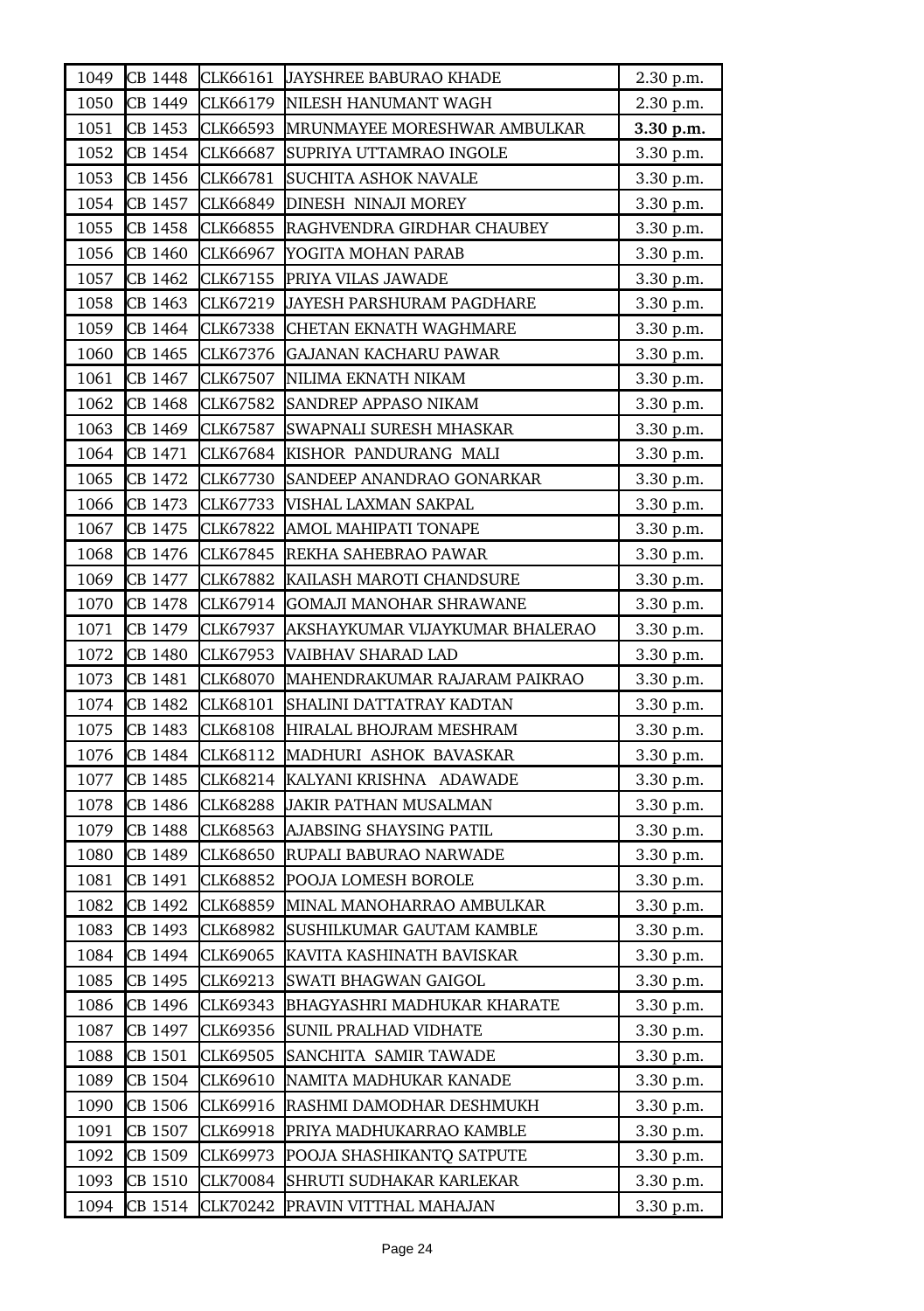| 1049 | CB 1448 | CLK66161 | JAYSHREE BABURAO KHADE | 2.30 p.m. |
|---|---|---|---|---|
| 1050 | CB 1449 | CLK66179 | NILESH HANUMANT WAGH | 2.30 p.m. |
| 1051 | CB 1453 | CLK66593 | MRUNMAYEE MORESHWAR AMBULKAR | **3.30 p.m.** |
| 1052 | CB 1454 | CLK66687 | SUPRIYA UTTAMRAO INGOLE | 3.30 p.m. |
| 1053 | CB 1456 | CLK66781 | SUCHITA ASHOK NAVALE | 3.30 p.m. |
| 1054 | CB 1457 | CLK66849 | DINESH NINAJI MOREY | 3.30 p.m. |
| 1055 | CB 1458 | CLK66855 | RAGHVENDRA GIRDHAR CHAUBEY | 3.30 p.m. |
| 1056 | CB 1460 | CLK66967 | YOGITA MOHAN PARAB | 3.30 p.m. |
| 1057 | CB 1462 | CLK67155 | PRIYA VILAS JAWADE | 3.30 p.m. |
| 1058 | CB 1463 | CLK67219 | JAYESH PARSHURAM PAGDHARE | 3.30 p.m. |
| 1059 | CB 1464 | CLK67338 | CHETAN EKNATH WAGHMARE | 3.30 p.m. |
| 1060 | CB 1465 | CLK67376 | GAJANAN KACHARU PAWAR | 3.30 p.m. |
| 1061 | CB 1467 | CLK67507 | NILIMA EKNATH NIKAM | 3.30 p.m. |
| 1062 | CB 1468 | CLK67582 | SANDREP APPASO NIKAM | 3.30 p.m. |
| 1063 | CB 1469 | CLK67587 | SWAPNALI SURESH MHASKAR | 3.30 p.m. |
| 1064 | CB 1471 | CLK67684 | KISHOR PANDURANG MALI | 3.30 p.m. |
| 1065 | CB 1472 | CLK67730 | SANDEEP ANANDRAO GONARKAR | 3.30 p.m. |
| 1066 | CB 1473 | CLK67733 | VISHAL LAXMAN SAKPAL | 3.30 p.m. |
| 1067 | CB 1475 | CLK67822 | AMOL MAHIPATI TONAPE | 3.30 p.m. |
| 1068 | CB 1476 | CLK67845 | REKHA SAHEBRAO PAWAR | 3.30 p.m. |
| 1069 | CB 1477 | CLK67882 | KAILASH MAROTI CHANDSURE | 3.30 p.m. |
| 1070 | CB 1478 | CLK67914 | GOMAJI MANOHAR SHRAWANE | 3.30 p.m. |
| 1071 | CB 1479 | CLK67937 | AKSHAYKUMAR VIJAYKUMAR BHALERAO | 3.30 p.m. |
| 1072 | CB 1480 | CLK67953 | VAIBHAV SHARAD LAD | 3.30 p.m. |
| 1073 | CB 1481 | CLK68070 | MAHENDRAKUMAR RAJARAM PAIKRAO | 3.30 p.m. |
| 1074 | CB 1482 | CLK68101 | SHALINI DATTATRAY KADTAN | 3.30 p.m. |
| 1075 | CB 1483 | CLK68108 | HIRALAL BHOJRAM MESHRAM | 3.30 p.m. |
| 1076 | CB 1484 | CLK68112 | MADHURI ASHOK BAVASKAR | 3.30 p.m. |
| 1077 | CB 1485 | CLK68214 | KALYANI KRISHNA ADAWADE | 3.30 p.m. |
| 1078 | CB 1486 | CLK68288 | JAKIR PATHAN MUSALMAN | 3.30 p.m. |
| 1079 | CB 1488 | CLK68563 | AJABSING SHAYSING PATIL | 3.30 p.m. |
| 1080 | CB 1489 | CLK68650 | RUPALI BABURAO NARWADE | 3.30 p.m. |
| 1081 | CB 1491 | CLK68852 | POOJA LOMESH BOROLE | 3.30 p.m. |
| 1082 | CB 1492 | CLK68859 | MINAL MANOHARRAO AMBULKAR | 3.30 p.m. |
| 1083 | CB 1493 | CLK68982 | SUSHILKUMAR GAUTAM KAMBLE | 3.30 p.m. |
| 1084 | CB 1494 | CLK69065 | KAVITA KASHINATH BAVISKAR | 3.30 p.m. |
| 1085 | CB 1495 | CLK69213 | SWATI BHAGWAN GAIGOL | 3.30 p.m. |
| 1086 | CB 1496 | CLK69343 | BHAGYASHRI MADHUKAR KHARATE | 3.30 p.m. |
| 1087 | CB 1497 | CLK69356 | SUNIL PRALHAD VIDHATE | 3.30 p.m. |
| 1088 | CB 1501 | CLK69505 | SANCHITA SAMIR TAWADE | 3.30 p.m. |
| 1089 | CB 1504 | CLK69610 | NAMITA MADHUKAR KANADE | 3.30 p.m. |
| 1090 | CB 1506 | CLK69916 | RASHMI DAMODHAR DESHMUKH | 3.30 p.m. |
| 1091 | CB 1507 | CLK69918 | PRIYA MADHUKARRAO KAMBLE | 3.30 p.m. |
| 1092 | CB 1509 | CLK69973 | POOJA SHASHIKANTQ SATPUTE | 3.30 p.m. |
| 1093 | CB 1510 | CLK70084 | SHRUTI SUDHAKAR KARLEKAR | 3.30 p.m. |
| 1094 | CB 1514 | CLK70242 | PRAVIN VITTHAL MAHAJAN | 3.30 p.m. |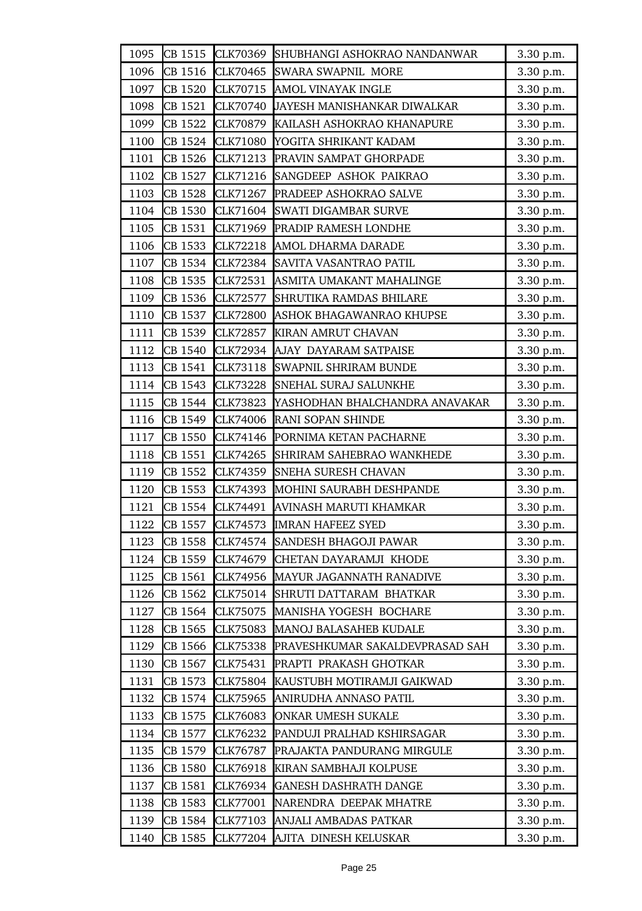| 1095 | CB 1515 | CLK70369 | SHUBHANGI ASHOKRAO NANDANWAR | 3.30 p.m. |
|---|---|---|---|---|
| 1096 | CB 1516 | CLK70465 | SWARA SWAPNIL MORE | 3.30 p.m. |
| 1097 | CB 1520 | CLK70715 | AMOL VINAYAK INGLE | 3.30 p.m. |
| 1098 | CB 1521 | CLK70740 | JAYESH MANISHANKAR DIWALKAR | 3.30 p.m. |
| 1099 | CB 1522 | CLK70879 | KAILASH ASHOKRAO KHANAPURE | 3.30 p.m. |
| 1100 | CB 1524 | CLK71080 | YOGITA SHRIKANT KADAM | 3.30 p.m. |
| 1101 | CB 1526 | CLK71213 | PRAVIN SAMPAT GHORPADE | 3.30 p.m. |
| 1102 | CB 1527 | CLK71216 | SANGDEEP ASHOK PAIKRAO | 3.30 p.m. |
| 1103 | CB 1528 | CLK71267 | PRADEEP ASHOKRAO SALVE | 3.30 p.m. |
| 1104 | CB 1530 | CLK71604 | SWATI DIGAMBAR SURVE | 3.30 p.m. |
| 1105 | CB 1531 | CLK71969 | PRADIP RAMESH LONDHE | 3.30 p.m. |
| 1106 | CB 1533 | CLK72218 | AMOL DHARMA DARADE | 3.30 p.m. |
| 1107 | CB 1534 | CLK72384 | SAVITA VASANTRAO PATIL | 3.30 p.m. |
| 1108 | CB 1535 | CLK72531 | ASMITA UMAKANT MAHALINGE | 3.30 p.m. |
| 1109 | CB 1536 | CLK72577 | SHRUTIKA RAMDAS BHILARE | 3.30 p.m. |
| 1110 | CB 1537 | CLK72800 | ASHOK BHAGAWANRAO KHUPSE | 3.30 p.m. |
| 1111 | CB 1539 | CLK72857 | KIRAN AMRUT CHAVAN | 3.30 p.m. |
| 1112 | CB 1540 | CLK72934 | AJAY DAYARAM SATPAISE | 3.30 p.m. |
| 1113 | CB 1541 | CLK73118 | SWAPNIL SHRIRAM BUNDE | 3.30 p.m. |
| 1114 | CB 1543 | CLK73228 | SNEHAL SURAJ SALUNKHE | 3.30 p.m. |
| 1115 | CB 1544 | CLK73823 | YASHODHAN BHALCHANDRA ANAVAKAR | 3.30 p.m. |
| 1116 | CB 1549 | CLK74006 | RANI SOPAN SHINDE | 3.30 p.m. |
| 1117 | CB 1550 | CLK74146 | PORNIMA KETAN PACHARNE | 3.30 p.m. |
| 1118 | CB 1551 | CLK74265 | SHRIRAM SAHEBRAO WANKHEDE | 3.30 p.m. |
| 1119 | CB 1552 | CLK74359 | SNEHA SURESH CHAVAN | 3.30 p.m. |
| 1120 | CB 1553 | CLK74393 | MOHINI SAURABH DESHPANDE | 3.30 p.m. |
| 1121 | CB 1554 | CLK74491 | AVINASH MARUTI KHAMKAR | 3.30 p.m. |
| 1122 | CB 1557 | CLK74573 | IMRAN HAFEEZ SYED | 3.30 p.m. |
| 1123 | CB 1558 | CLK74574 | SANDESH BHAGOJI PAWAR | 3.30 p.m. |
| 1124 | CB 1559 | CLK74679 | CHETAN DAYARAMJI KHODE | 3.30 p.m. |
| 1125 | CB 1561 | CLK74956 | MAYUR JAGANNATH RANADIVE | 3.30 p.m. |
| 1126 | CB 1562 | CLK75014 | SHRUTI DATTARAM BHATKAR | 3.30 p.m. |
| 1127 | CB 1564 | CLK75075 | MANISHA YOGESH BOCHARE | 3.30 p.m. |
| 1128 | CB 1565 | CLK75083 | MANOJ BALASAHEB KUDALE | 3.30 p.m. |
| 1129 | CB 1566 | CLK75338 | PRAVESHKUMAR SAKALDEVPRASAD SAH | 3.30 p.m. |
| 1130 | CB 1567 | CLK75431 | PRAPTI PRAKASH GHOTKAR | 3.30 p.m. |
| 1131 | CB 1573 | CLK75804 | KAUSTUBH MOTIRAMJI GAIKWAD | 3.30 p.m. |
| 1132 | CB 1574 | CLK75965 | ANIRUDHA ANNASO PATIL | 3.30 p.m. |
| 1133 | CB 1575 | CLK76083 | ONKAR UMESH SUKALE | 3.30 p.m. |
| 1134 | CB 1577 | CLK76232 | PANDUJI PRALHAD KSHIRSAGAR | 3.30 p.m. |
| 1135 | CB 1579 | CLK76787 | PRAJAKTA PANDURANG MIRGULE | 3.30 p.m. |
| 1136 | CB 1580 | CLK76918 | KIRAN SAMBHAJI KOLPUSE | 3.30 p.m. |
| 1137 | CB 1581 | CLK76934 | GANESH DASHRATH DANGE | 3.30 p.m. |
| 1138 | CB 1583 | CLK77001 | NARENDRA DEEPAK MHATRE | 3.30 p.m. |
| 1139 | CB 1584 | CLK77103 | ANJALI AMBADAS PATKAR | 3.30 p.m. |
| 1140 | CB 1585 | CLK77204 | AJITA DINESH KELUSKAR | 3.30 p.m. |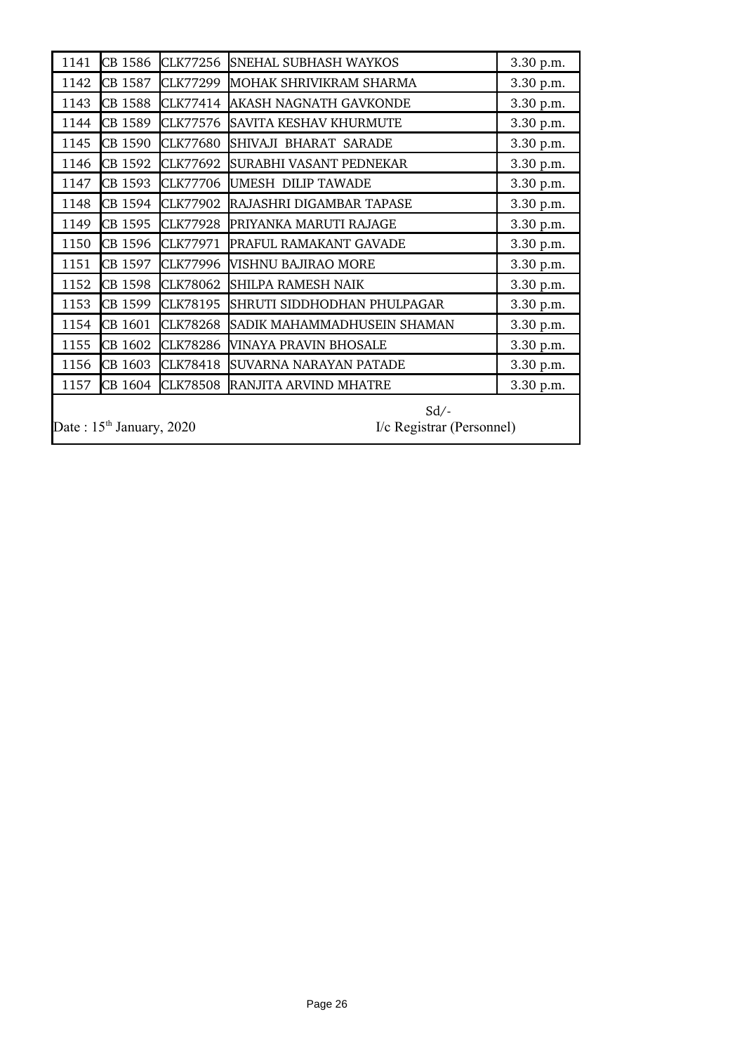| | | | | |
|---|---|---|---|---|
| 1141 | CB 1586 | CLK77256 | SNEHAL SUBHASH WAYKOS | 3.30 p.m. |
| 1142 | CB 1587 | CLK77299 | MOHAK SHRIVIKRAM SHARMA | 3.30 p.m. |
| 1143 | CB 1588 | CLK77414 | AKASH NAGNATH GAVKONDE | 3.30 p.m. |
| 1144 | CB 1589 | CLK77576 | SAVITA KESHAV KHURMUTE | 3.30 p.m. |
| 1145 | CB 1590 | CLK77680 | SHIVAJI BHARAT SARADE | 3.30 p.m. |
| 1146 | CB 1592 | CLK77692 | SURABHI VASANT PEDNEKAR | 3.30 p.m. |
| 1147 | CB 1593 | CLK77706 | UMESH DILIP TAWADE | 3.30 p.m. |
| 1148 | CB 1594 | CLK77902 | RAJASHRI DIGAMBAR TAPASE | 3.30 p.m. |
| 1149 | CB 1595 | CLK77928 | PRIYANKA MARUTI RAJAGE | 3.30 p.m. |
| 1150 | CB 1596 | CLK77971 | PRAFUL RAMAKANT GAVADE | 3.30 p.m. |
| 1151 | CB 1597 | CLK77996 | VISHNU BAJIRAO MORE | 3.30 p.m. |
| 1152 | CB 1598 | CLK78062 | SHILPA RAMESH NAIK | 3.30 p.m. |
| 1153 | CB 1599 | CLK78195 | SHRUTI SIDDHODHAN PHULPAGAR | 3.30 p.m. |
| 1154 | CB 1601 | CLK78268 | SADIK MAHAMMADHUSEIN SHAMAN | 3.30 p.m. |
| 1155 | CB 1602 | CLK78286 | VINAYA PRAVIN BHOSALE | 3.30 p.m. |
| 1156 | CB 1603 | CLK78418 | SUVARNA NARAYAN PATADE | 3.30 p.m. |
| 1157 | CB 1604 | CLK78508 | RANJITA ARVIND MHATRE | 3.30 p.m. |

Sd/-

Date : 15th January, 2020 — I/c Registrar (Personnel)